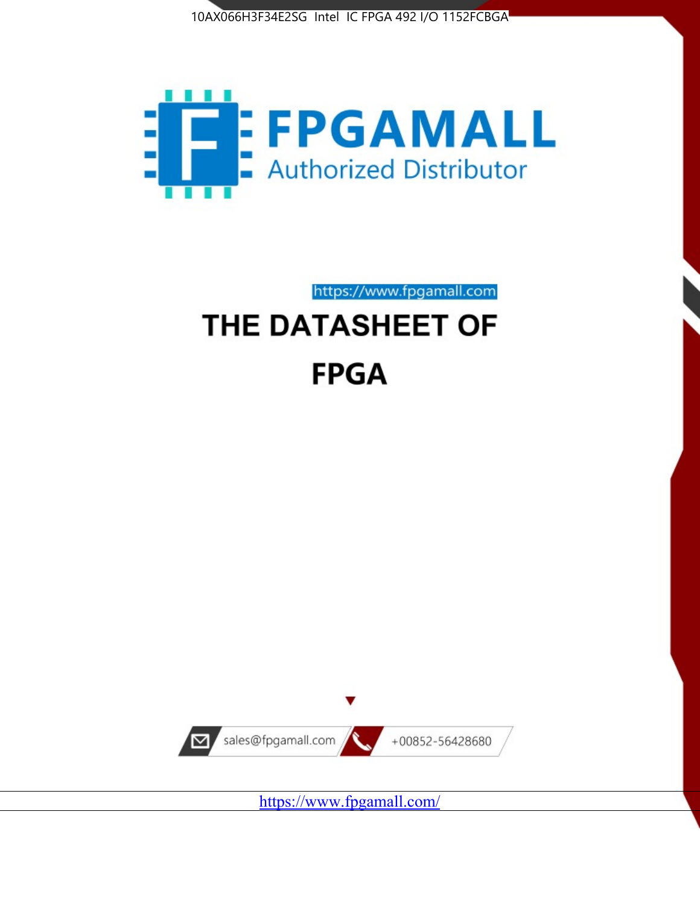10AX066H3F34E2SG Intel IC FPGA 492 I/O 1152FCBGA

FPGAMALL

Authorized Distributor

https://www.fpgamall.com

# THE DATASHEET OF

# FPGA

sales@fpgamall.com

+00852-56428680

https://www.fpgamall.com/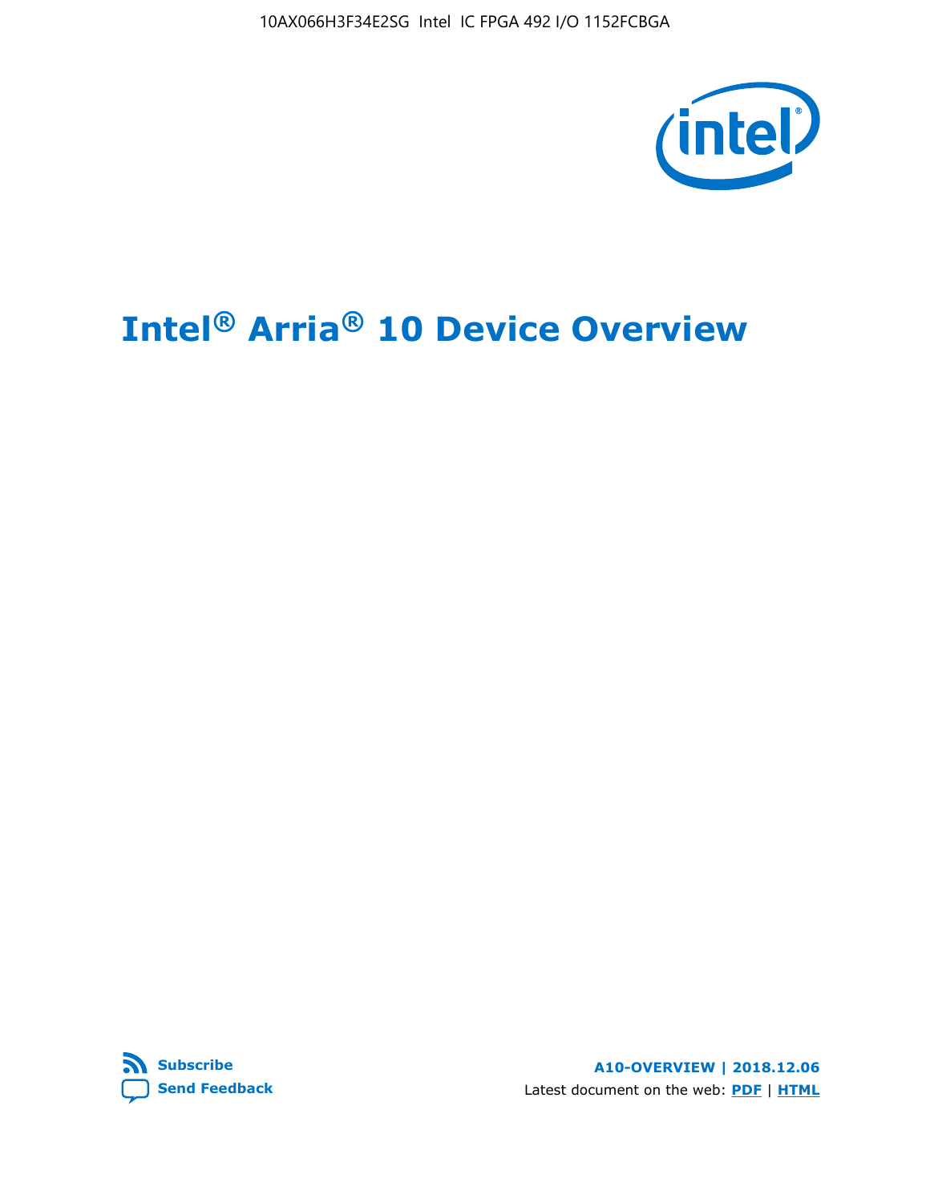# Intel® Arria® 10 Device Overview

**Subscribe**

**Send Feedback**

**A10-OVERVIEW | 2018.12.06**

Latest document on the web: **PDF** | **HTML**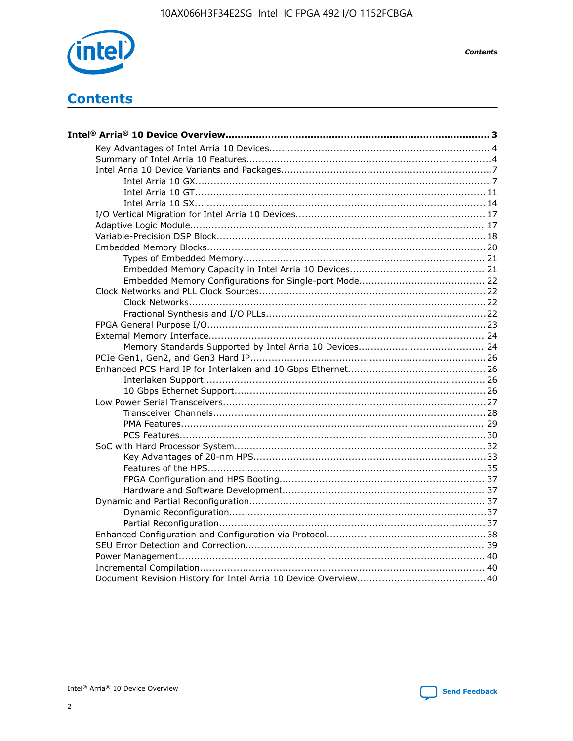# Contents

**Intel® Arria® 10 Device Overview.......................................................................................... 3**

- Key Advantages of Intel Arria 10 Devices........................................................................ 4
- Summary of Intel Arria 10 Features................................................................................4
- Intel Arria 10 Device Variants and Packages.....................................................................7
  - Intel Arria 10 GX................................................................................................7
  - Intel Arria 10 GT.............................................................................................. 11
  - Intel Arria 10 SX.............................................................................................. 14
- I/O Vertical Migration for Intel Arria 10 Devices.............................................................. 17
- Adaptive Logic Module................................................................................................ 17
- Variable-Precision DSP Block........................................................................................18
- Embedded Memory Blocks........................................................................................... 20
  - Types of Embedded Memory............................................................................... 21
  - Embedded Memory Capacity in Intel Arria 10 Devices............................................ 21
  - Embedded Memory Configurations for Single-port Mode......................................... 22
- Clock Networks and PLL Clock Sources.........................................................................22
  - Clock Networks.................................................................................................22
  - Fractional Synthesis and I/O PLLs........................................................................22
- FPGA General Purpose I/O...........................................................................................23
- External Memory Interface.......................................................................................... 24
  - Memory Standards Supported by Intel Arria 10 Devices......................................... 24
- PCIe Gen1, Gen2, and Gen3 Hard IP.............................................................................26
- Enhanced PCS Hard IP for Interlaken and 10 Gbps Ethernet.............................................26
  - Interlaken Support............................................................................................ 26
  - 10 Gbps Ethernet Support.................................................................................. 26
- Low Power Serial Transceivers.....................................................................................27
  - Transceiver Channels.........................................................................................28
  - PMA Features................................................................................................... 29
  - PCS Features....................................................................................................30
- SoC with Hard Processor System..................................................................................32
  - Key Advantages of 20-nm HPS............................................................................33
  - Features of the HPS...........................................................................................35
  - FPGA Configuration and HPS Booting................................................................... 37
  - Hardware and Software Development.................................................................. 37
- Dynamic and Partial Reconfiguration.............................................................................37
  - Dynamic Reconfiguration...................................................................................37
  - Partial Reconfiguration......................................................................................37
- Enhanced Configuration and Configuration via Protocol....................................................38
- SEU Error Detection and Correction.............................................................................. 39
- Power Management.................................................................................................... 40
- Incremental Compilation............................................................................................. 40
- Document Revision History for Intel Arria 10 Device Overview..........................................40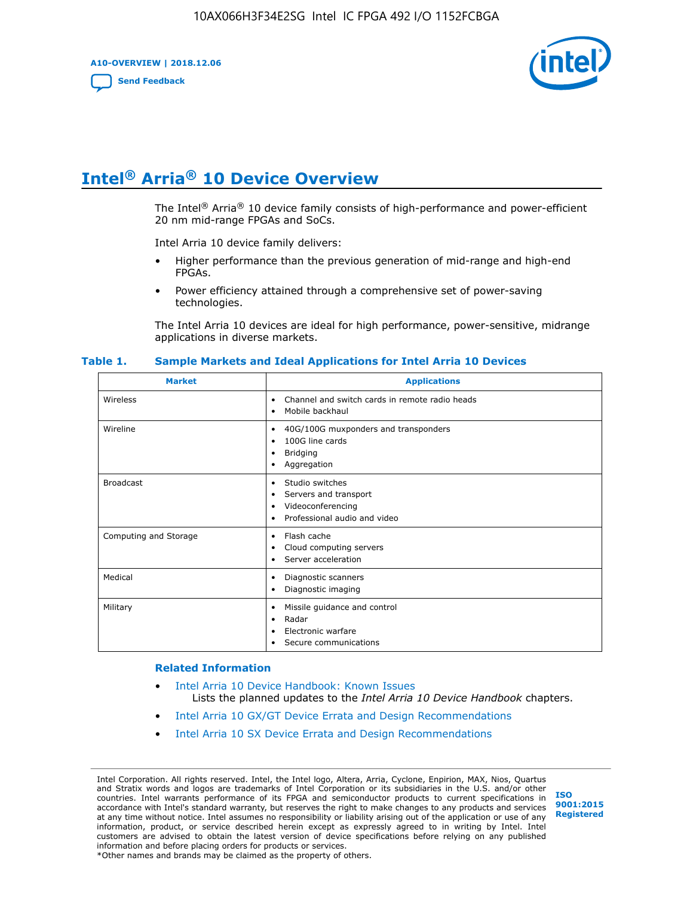# Intel® Arria® 10 Device Overview

The Intel® Arria® 10 device family consists of high-performance and power-efficient 20 nm mid-range FPGAs and SoCs.

Intel Arria 10 device family delivers:

- Higher performance than the previous generation of mid-range and high-end FPGAs.
- Power efficiency attained through a comprehensive set of power-saving technologies.

The Intel Arria 10 devices are ideal for high performance, power-sensitive, midrange applications in diverse markets.

**Table 1. Sample Markets and Ideal Applications for Intel Arria 10 Devices**

| Market | Applications |
|---|---|
| Wireless | • Channel and switch cards in remote radio heads<br>• Mobile backhaul |
| Wireline | • 40G/100G muxponders and transponders<br>• 100G line cards<br>• Bridging<br>• Aggregation |
| Broadcast | • Studio switches<br>• Servers and transport<br>• Videoconferencing<br>• Professional audio and video |
| Computing and Storage | • Flash cache<br>• Cloud computing servers<br>• Server acceleration |
| Medical | • Diagnostic scanners<br>• Diagnostic imaging |
| Military | • Missile guidance and control<br>• Radar<br>• Electronic warfare<br>• Secure communications |

### Related Information

- Intel Arria 10 Device Handbook: Known Issues
  Lists the planned updates to the *Intel Arria 10 Device Handbook* chapters.
- Intel Arria 10 GX/GT Device Errata and Design Recommendations
- Intel Arria 10 SX Device Errata and Design Recommendations

Intel Corporation. All rights reserved. Intel, the Intel logo, Altera, Arria, Cyclone, Enpirion, MAX, Nios, Quartus and Stratix words and logos are trademarks of Intel Corporation or its subsidiaries in the U.S. and/or other countries. Intel warrants performance of its FPGA and semiconductor products to current specifications in accordance with Intel's standard warranty, but reserves the right to make changes to any products and services at any time without notice. Intel assumes no responsibility or liability arising out of the application or use of any information, product, or service described herein except as expressly agreed to in writing by Intel. Intel customers are advised to obtain the latest version of device specifications before relying on any published information and before placing orders for products or services.
*Other names and brands may be claimed as the property of others.

ISO 9001:2015 Registered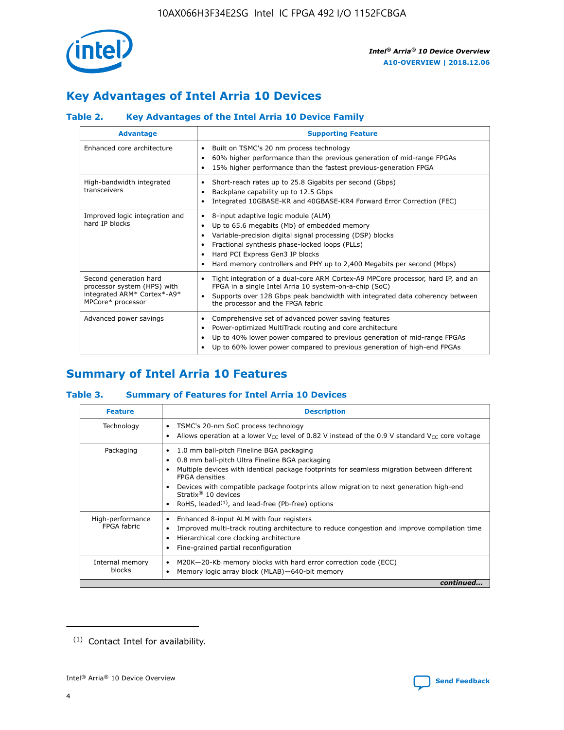## Key Advantages of Intel Arria 10 Devices

### Table 2. Key Advantages of the Intel Arria 10 Device Family

| Advantage | Supporting Feature |
|---|---|
| Enhanced core architecture | • Built on TSMC's 20 nm process technology<br>• 60% higher performance than the previous generation of mid-range FPGAs<br>• 15% higher performance than the fastest previous-generation FPGA |
| High-bandwidth integrated transceivers | • Short-reach rates up to 25.8 Gigabits per second (Gbps)<br>• Backplane capability up to 12.5 Gbps<br>• Integrated 10GBASE-KR and 40GBASE-KR4 Forward Error Correction (FEC) |
| Improved logic integration and hard IP blocks | • 8-input adaptive logic module (ALM)<br>• Up to 65.6 megabits (Mb) of embedded memory<br>• Variable-precision digital signal processing (DSP) blocks<br>• Fractional synthesis phase-locked loops (PLLs)<br>• Hard PCI Express Gen3 IP blocks<br>• Hard memory controllers and PHY up to 2,400 Megabits per second (Mbps) |
| Second generation hard processor system (HPS) with integrated ARM* Cortex*-A9* MPCore* processor | • Tight integration of a dual-core ARM Cortex-A9 MPCore processor, hard IP, and an FPGA in a single Intel Arria 10 system-on-a-chip (SoC)<br>• Supports over 128 Gbps peak bandwidth with integrated data coherency between the processor and the FPGA fabric |
| Advanced power savings | • Comprehensive set of advanced power saving features<br>• Power-optimized MultiTrack routing and core architecture<br>• Up to 40% lower power compared to previous generation of mid-range FPGAs<br>• Up to 60% lower power compared to previous generation of high-end FPGAs |

## Summary of Intel Arria 10 Features

### Table 3. Summary of Features for Intel Arria 10 Devices

| Feature | Description |
|---|---|
| Technology | • TSMC's 20-nm SoC process technology<br>• Allows operation at a lower $V_{CC}$ level of 0.82 V instead of the 0.9 V standard $V_{CC}$ core voltage |
| Packaging | • 1.0 mm ball-pitch Fineline BGA packaging<br>• 0.8 mm ball-pitch Ultra Fineline BGA packaging<br>• Multiple devices with identical package footprints for seamless migration between different FPGA densities<br>• Devices with compatible package footprints allow migration to next generation high-end Stratix® 10 devices<br>• RoHS, leaded[(1)], and lead-free (Pb-free) options |
| High-performance FPGA fabric | • Enhanced 8-input ALM with four registers<br>• Improved multi-track routing architecture to reduce congestion and improve compilation time<br>• Hierarchical core clocking architecture<br>• Fine-grained partial reconfiguration |
| Internal memory blocks | • M20K—20-Kb memory blocks with hard error correction code (ECC)<br>• Memory logic array block (MLAB)—640-bit memory |

*continued...*

(1) Contact Intel for availability.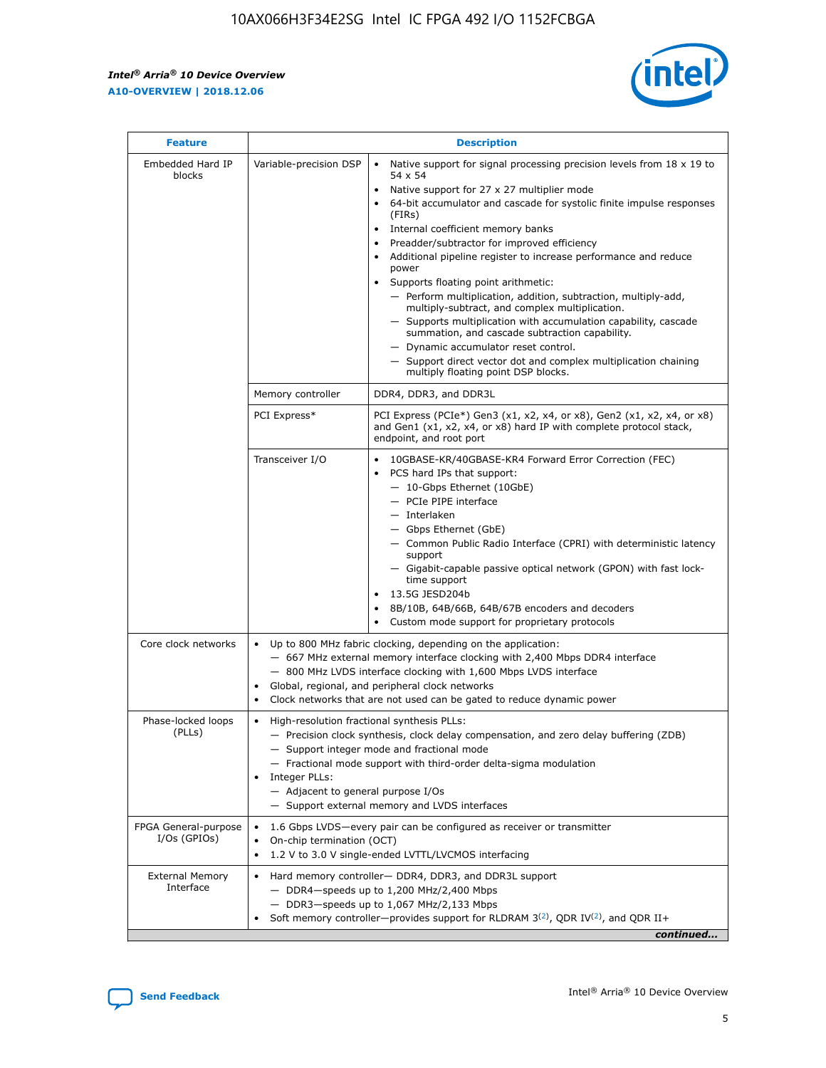| Feature | Description | |
|---|---|---|
| Embedded Hard IP blocks | Variable-precision DSP | • Native support for signal processing precision levels from 18 x 19 to 54 x 54<br>• Native support for 27 x 27 multiplier mode<br>• 64-bit accumulator and cascade for systolic finite impulse responses (FIRs)<br>• Internal coefficient memory banks<br>• Preadder/subtractor for improved efficiency<br>• Additional pipeline register to increase performance and reduce power<br>• Supports floating point arithmetic:<br>— Perform multiplication, addition, subtraction, multiply-add, multiply-subtract, and complex multiplication.<br>— Supports multiplication with accumulation capability, cascade summation, and cascade subtraction capability.<br>— Dynamic accumulator reset control.<br>— Support direct vector dot and complex multiplication chaining multiply floating point DSP blocks. |
| | Memory controller | DDR4, DDR3, and DDR3L |
| | PCI Express* | PCI Express (PCIe*) Gen3 (x1, x2, x4, or x8), Gen2 (x1, x2, x4, or x8) and Gen1 (x1, x2, x4, or x8) hard IP with complete protocol stack, endpoint, and root port |
| | Transceiver I/O | • 10GBASE-KR/40GBASE-KR4 Forward Error Correction (FEC)<br>• PCS hard IPs that support:<br>— 10-Gbps Ethernet (10GbE)<br>— PCIe PIPE interface<br>— Interlaken<br>— Gbps Ethernet (GbE)<br>— Common Public Radio Interface (CPRI) with deterministic latency support<br>— Gigabit-capable passive optical network (GPON) with fast lock-time support<br>• 13.5G JESD204b<br>• 8B/10B, 64B/66B, 64B/67B encoders and decoders<br>• Custom mode support for proprietary protocols |
| Core clock networks | • Up to 800 MHz fabric clocking, depending on the application:<br>— 667 MHz external memory interface clocking with 2,400 Mbps DDR4 interface<br>— 800 MHz LVDS interface clocking with 1,600 Mbps LVDS interface<br>• Global, regional, and peripheral clock networks<br>• Clock networks that are not used can be gated to reduce dynamic power | |
| Phase-locked loops (PLLs) | • High-resolution fractional synthesis PLLs:<br>— Precision clock synthesis, clock delay compensation, and zero delay buffering (ZDB)<br>— Support integer mode and fractional mode<br>— Fractional mode support with third-order delta-sigma modulation<br>• Integer PLLs:<br>— Adjacent to general purpose I/Os<br>— Support external memory and LVDS interfaces | |
| FPGA General-purpose I/Os (GPIOs) | • 1.6 Gbps LVDS—every pair can be configured as receiver or transmitter<br>• On-chip termination (OCT)<br>• 1.2 V to 3.0 V single-ended LVTTL/LVCMOS interfacing | |
| External Memory Interface | • Hard memory controller— DDR4, DDR3, and DDR3L support<br>— DDR4—speeds up to 1,200 MHz/2,400 Mbps<br>— DDR3—speeds up to 1,067 MHz/2,133 Mbps<br>• Soft memory controller—provides support for RLDRAM 3[(2)], QDR IV[(2)], and QDR II+ | |

*continued...*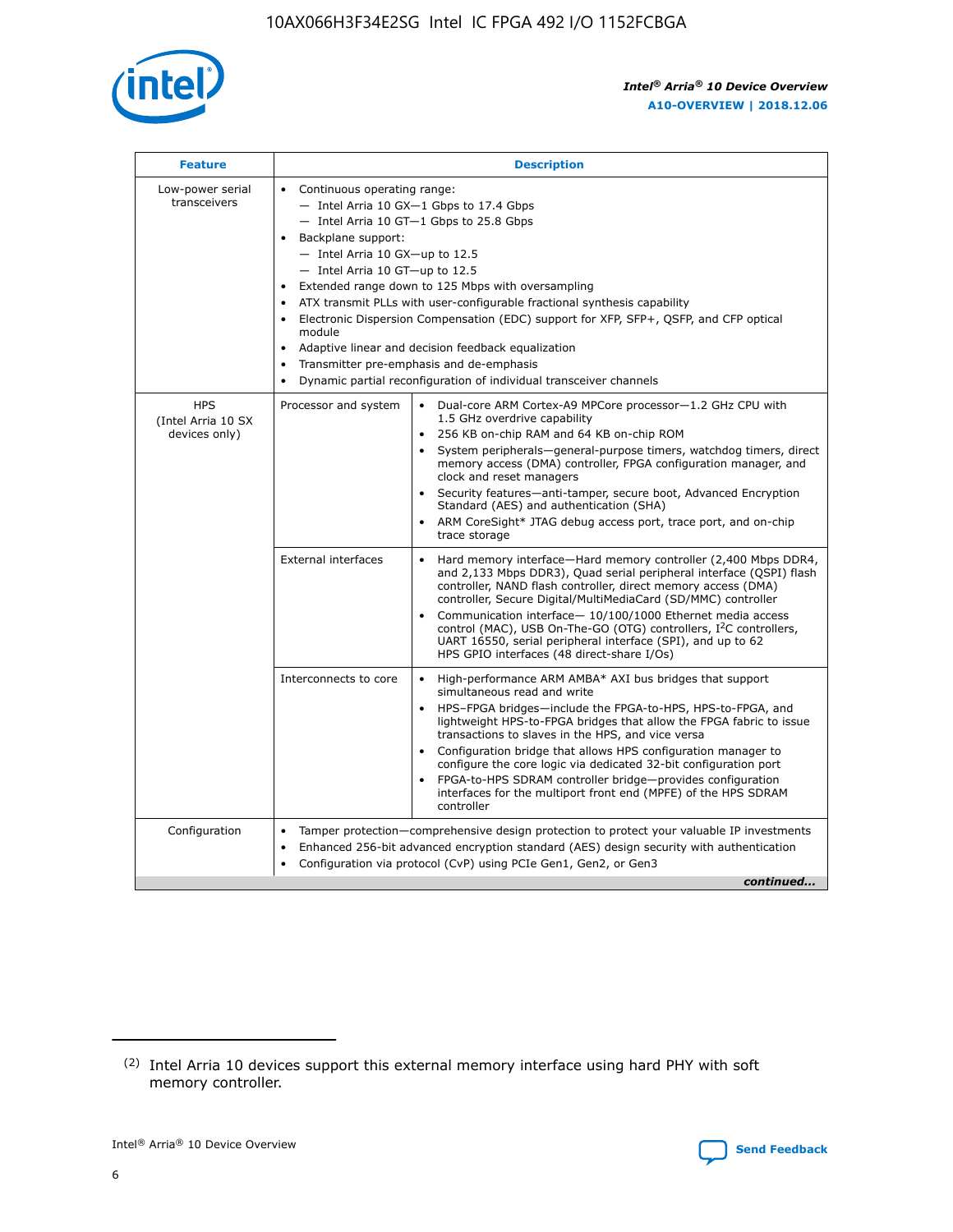| Feature | Description | |
|---|---|---|
| Low-power serial transceivers | • Continuous operating range:<br>— Intel Arria 10 GX—1 Gbps to 17.4 Gbps<br>— Intel Arria 10 GT—1 Gbps to 25.8 Gbps<br>• Backplane support:<br>— Intel Arria 10 GX—up to 12.5<br>— Intel Arria 10 GT—up to 12.5<br>• Extended range down to 125 Mbps with oversampling<br>• ATX transmit PLLs with user-configurable fractional synthesis capability<br>• Electronic Dispersion Compensation (EDC) support for XFP, SFP+, QSFP, and CFP optical module<br>• Adaptive linear and decision feedback equalization<br>• Transmitter pre-emphasis and de-emphasis<br>• Dynamic partial reconfiguration of individual transceiver channels | |
| HPS (Intel Arria 10 SX devices only) | Processor and system | • Dual-core ARM Cortex-A9 MPCore processor—1.2 GHz CPU with 1.5 GHz overdrive capability<br>• 256 KB on-chip RAM and 64 KB on-chip ROM<br>• System peripherals—general-purpose timers, watchdog timers, direct memory access (DMA) controller, FPGA configuration manager, and clock and reset managers<br>• Security features—anti-tamper, secure boot, Advanced Encryption Standard (AES) and authentication (SHA)<br>• ARM CoreSight* JTAG debug access port, trace port, and on-chip trace storage |
| | External interfaces | • Hard memory interface—Hard memory controller (2,400 Mbps DDR4, and 2,133 Mbps DDR3), Quad serial peripheral interface (QSPI) flash controller, NAND flash controller, direct memory access (DMA) controller, Secure Digital/MultiMediaCard (SD/MMC) controller<br>• Communication interface— 10/100/1000 Ethernet media access control (MAC), USB On-The-GO (OTG) controllers, I$^2$C controllers, UART 16550, serial peripheral interface (SPI), and up to 62 HPS GPIO interfaces (48 direct-share I/Os) |
| | Interconnects to core | • High-performance ARM AMBA* AXI bus bridges that support simultaneous read and write<br>• HPS–FPGA bridges—include the FPGA-to-HPS, HPS-to-FPGA, and lightweight HPS-to-FPGA bridges that allow the FPGA fabric to issue transactions to slaves in the HPS, and vice versa<br>• Configuration bridge that allows HPS configuration manager to configure the core logic via dedicated 32-bit configuration port<br>• FPGA-to-HPS SDRAM controller bridge—provides configuration interfaces for the multiport front end (MPFE) of the HPS SDRAM controller |
| Configuration | • Tamper protection—comprehensive design protection to protect your valuable IP investments<br>• Enhanced 256-bit advanced encryption standard (AES) design security with authentication<br>• Configuration via protocol (CvP) using PCIe Gen1, Gen2, or Gen3 | |

*continued...*

(2) Intel Arria 10 devices support this external memory interface using hard PHY with soft memory controller.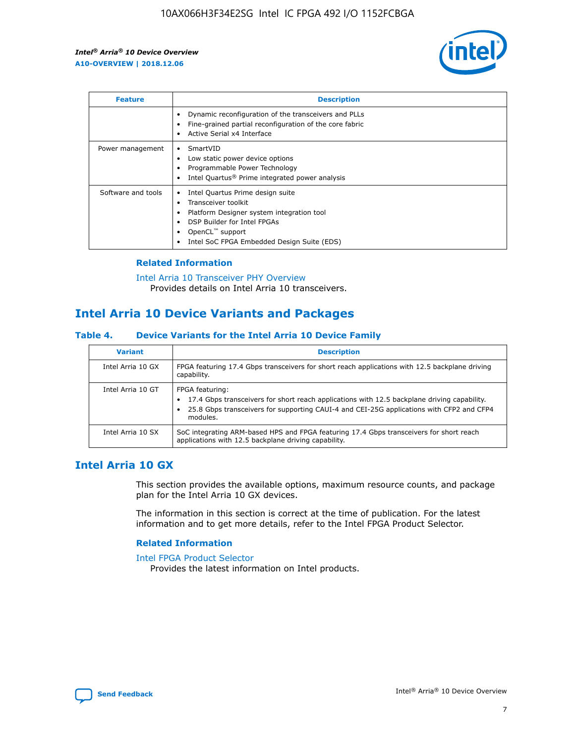| Feature | Description |
| --- | --- |
| | • Dynamic reconfiguration of the transceivers and PLLs<br>• Fine-grained partial reconfiguration of the core fabric<br>• Active Serial x4 Interface |
| Power management | • SmartVID<br>• Low static power device options<br>• Programmable Power Technology<br>• Intel Quartus® Prime integrated power analysis |
| Software and tools | • Intel Quartus Prime design suite<br>• Transceiver toolkit<br>• Platform Designer system integration tool<br>• DSP Builder for Intel FPGAs<br>• OpenCL™ support<br>• Intel SoC FPGA Embedded Design Suite (EDS) |

### Related Information

Intel Arria 10 Transceiver PHY Overview
Provides details on Intel Arria 10 transceivers.

## Intel Arria 10 Device Variants and Packages

### Table 4. Device Variants for the Intel Arria 10 Device Family

| Variant | Description |
| --- | --- |
| Intel Arria 10 GX | FPGA featuring 17.4 Gbps transceivers for short reach applications with 12.5 backplane driving capability. |
| Intel Arria 10 GT | FPGA featuring:<br>• 17.4 Gbps transceivers for short reach applications with 12.5 backplane driving capability.<br>• 25.8 Gbps transceivers for supporting CAUI-4 and CEI-25G applications with CFP2 and CFP4 modules. |
| Intel Arria 10 SX | SoC integrating ARM-based HPS and FPGA featuring 17.4 Gbps transceivers for short reach applications with 12.5 backplane driving capability. |

## Intel Arria 10 GX

This section provides the available options, maximum resource counts, and package plan for the Intel Arria 10 GX devices.

The information in this section is correct at the time of publication. For the latest information and to get more details, refer to the Intel FPGA Product Selector.

### Related Information

Intel FPGA Product Selector
Provides the latest information on Intel products.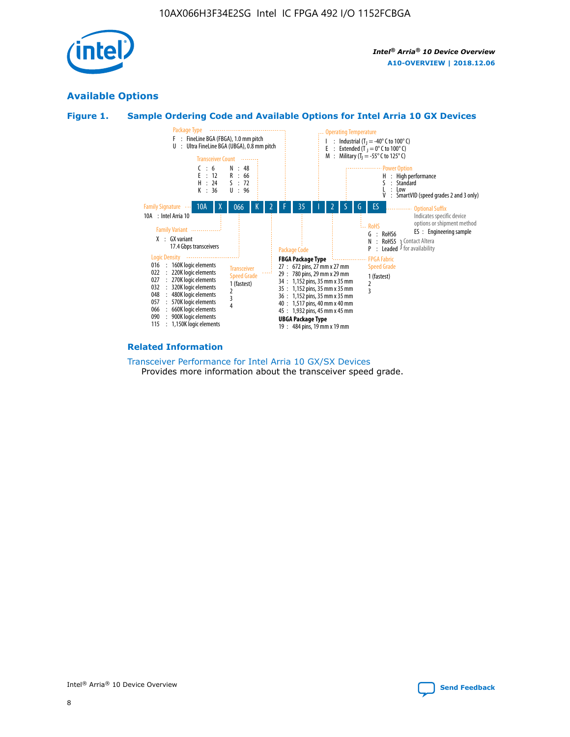## Available Options

### Figure 1. Sample Ordering Code and Available Options for Intel Arria 10 GX Devices

10A | X | 066 | K | 2 | F | 35 | I | 2 | S | G | ES

Family Signature
10A : Intel Arria 10

Family Variant
X : GX variant
17.4 Gbps transceivers

Logic Density
016 : 160K logic elements
022 : 220K logic elements
027 : 270K logic elements
032 : 320K logic elements
048 : 480K logic elements
057 : 570K logic elements
066 : 660K logic elements
090 : 900K logic elements
115 : 1,150K logic elements

Package Type
F : FineLine BGA (FBGA), 1.0 mm pitch
U : Ultra FineLine BGA (UBGA), 0.8 mm pitch

Transceiver Count
C : 6
E : 12
H : 24
K : 36
N : 48
R : 66
S : 72
U : 96

Transceiver Speed Grade
1 (fastest)
2
3
4

Package Code
**FBGA Package Type**
27 : 672 pins, 27 mm x 27 mm
29 : 780 pins, 29 mm x 29 mm
34 : 1,152 pins, 35 mm x 35 mm
35 : 1,152 pins, 35 mm x 35 mm
36 : 1,152 pins, 35 mm x 35 mm
40 : 1,517 pins, 40 mm x 40 mm
45 : 1,932 pins, 45 mm x 45 mm
**UBGA Package Type**
19 : 484 pins, 19 mm x 19 mm

Operating Temperature
I : Industrial ($T_J$ = -40° C to 100° C)
E : Extended ($T_J$ = 0° C to 100° C)
M : Military ($T_J$ = -55° C to 125° C)

Power Option
H : High performance
S : Standard
L : Low
V : SmartVID (speed grades 2 and 3 only)

FPGA Fabric Speed Grade
1 (fastest)
2
3

RoHS
G : RoHS6
N : RoHS5
P : Leaded
(N, P: Contact Altera for availability)

Optional Suffix
Indicates specific device options or shipment method
ES : Engineering sample

### Related Information

Transceiver Performance for Intel Arria 10 GX/SX Devices
Provides more information about the transceiver speed grade.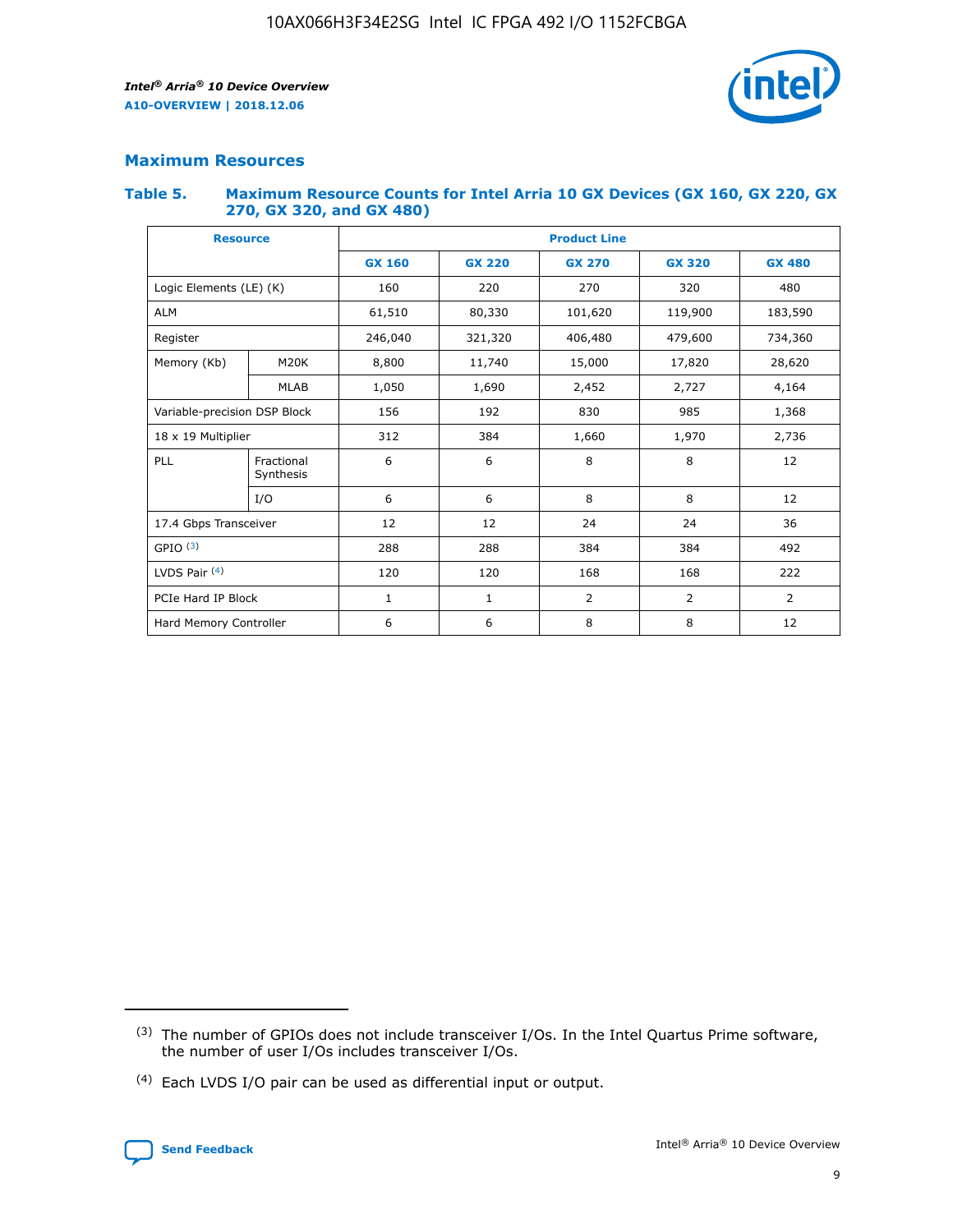## Maximum Resources

### Table 5. Maximum Resource Counts for Intel Arria 10 GX Devices (GX 160, GX 220, GX 270, GX 320, and GX 480)

| Resource | | Product Line | | | | |
|---|---|---|---|---|---|---|
| | | GX 160 | GX 220 | GX 270 | GX 320 | GX 480 |
| Logic Elements (LE) (K) | | 160 | 220 | 270 | 320 | 480 |
| ALM | | 61,510 | 80,330 | 101,620 | 119,900 | 183,590 |
| Register | | 246,040 | 321,320 | 406,480 | 479,600 | 734,360 |
| Memory (Kb) | M20K | 8,800 | 11,740 | 15,000 | 17,820 | 28,620 |
| | MLAB | 1,050 | 1,690 | 2,452 | 2,727 | 4,164 |
| Variable-precision DSP Block | | 156 | 192 | 830 | 985 | 1,368 |
| 18 x 19 Multiplier | | 312 | 384 | 1,660 | 1,970 | 2,736 |
| PLL | Fractional Synthesis | 6 | 6 | 8 | 8 | 12 |
| | I/O | 6 | 6 | 8 | 8 | 12 |
| 17.4 Gbps Transceiver | | 12 | 12 | 24 | 24 | 36 |
| GPIO [(3)] | | 288 | 288 | 384 | 384 | 492 |
| LVDS Pair [(4)] | | 120 | 120 | 168 | 168 | 222 |
| PCIe Hard IP Block | | 1 | 1 | 2 | 2 | 2 |
| Hard Memory Controller | | 6 | 6 | 8 | 8 | 12 |

(3) The number of GPIOs does not include transceiver I/Os. In the Intel Quartus Prime software, the number of user I/Os includes transceiver I/Os.

(4) Each LVDS I/O pair can be used as differential input or output.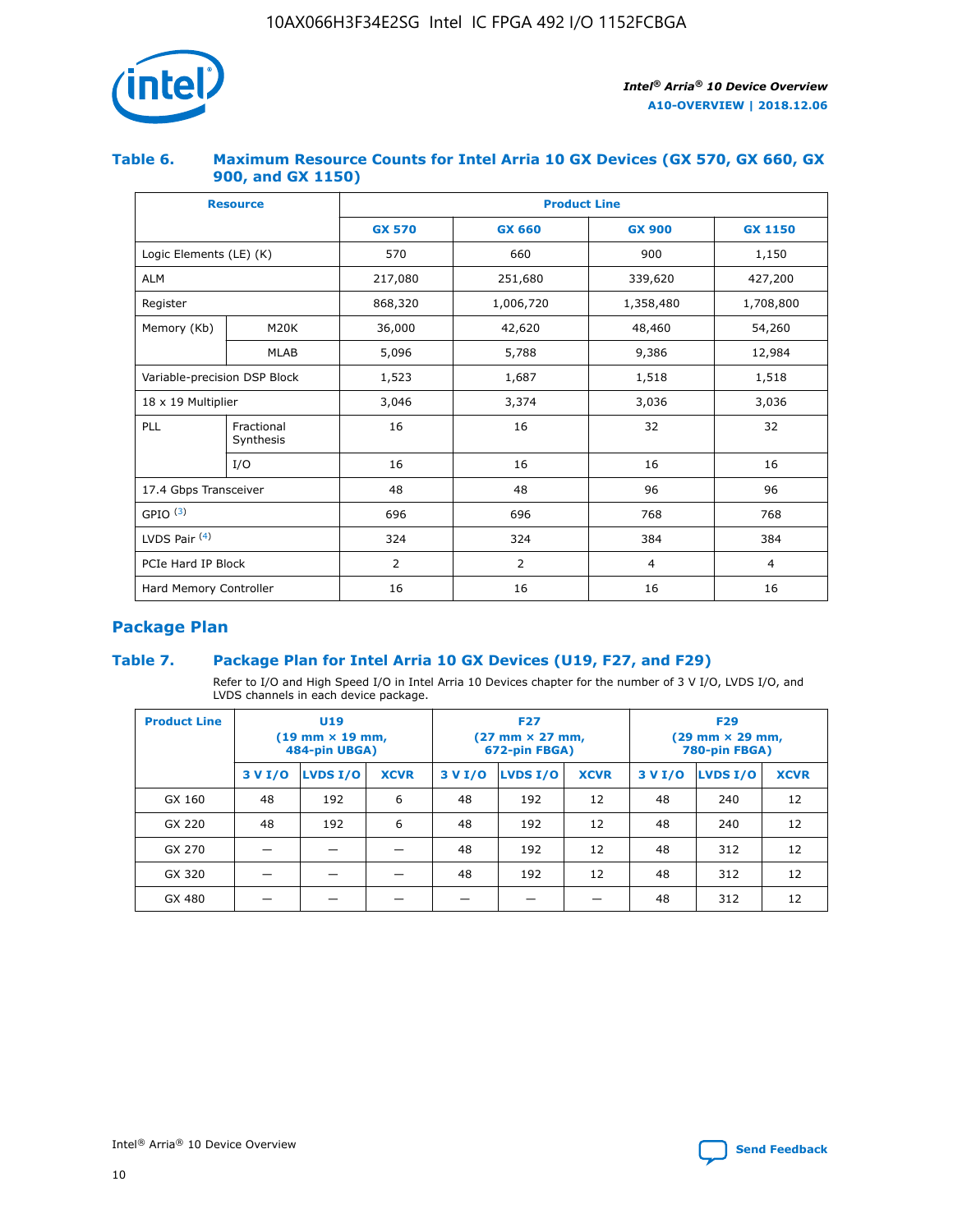## Table 6. Maximum Resource Counts for Intel Arria 10 GX Devices (GX 570, GX 660, GX 900, and GX 1150)

| Resource | | Product Line | | | |
|---|---|---|---|---|---|
| | | GX 570 | GX 660 | GX 900 | GX 1150 |
| Logic Elements (LE) (K) | | 570 | 660 | 900 | 1,150 |
| ALM | | 217,080 | 251,680 | 339,620 | 427,200 |
| Register | | 868,320 | 1,006,720 | 1,358,480 | 1,708,800 |
| Memory (Kb) | M20K | 36,000 | 42,620 | 48,460 | 54,260 |
| | MLAB | 5,096 | 5,788 | 9,386 | 12,984 |
| Variable-precision DSP Block | | 1,523 | 1,687 | 1,518 | 1,518 |
| 18 x 19 Multiplier | | 3,046 | 3,374 | 3,036 | 3,036 |
| PLL | Fractional Synthesis | 16 | 16 | 32 | 32 |
| | I/O | 16 | 16 | 16 | 16 |
| 17.4 Gbps Transceiver | | 48 | 48 | 96 | 96 |
| GPIO [(3)] | | 696 | 696 | 768 | 768 |
| LVDS Pair [(4)] | | 324 | 324 | 384 | 384 |
| PCIe Hard IP Block | | 2 | 2 | 4 | 4 |
| Hard Memory Controller | | 16 | 16 | 16 | 16 |

## Package Plan

## Table 7. Package Plan for Intel Arria 10 GX Devices (U19, F27, and F29)

Refer to I/O and High Speed I/O in Intel Arria 10 Devices chapter for the number of 3 V I/O, LVDS I/O, and LVDS channels in each device package.

| Product Line | U19 (19 mm × 19 mm, 484-pin UBGA) | | | F27 (27 mm × 27 mm, 672-pin FBGA) | | | F29 (29 mm × 29 mm, 780-pin FBGA) | | |
|---|---|---|---|---|---|---|---|---|---|
| | 3 V I/O | LVDS I/O | XCVR | 3 V I/O | LVDS I/O | XCVR | 3 V I/O | LVDS I/O | XCVR |
| GX 160 | 48 | 192 | 6 | 48 | 192 | 12 | 48 | 240 | 12 |
| GX 220 | 48 | 192 | 6 | 48 | 192 | 12 | 48 | 240 | 12 |
| GX 270 | — | — | — | 48 | 192 | 12 | 48 | 312 | 12 |
| GX 320 | — | — | — | 48 | 192 | 12 | 48 | 312 | 12 |
| GX 480 | — | — | — | — | — | — | 48 | 312 | 12 |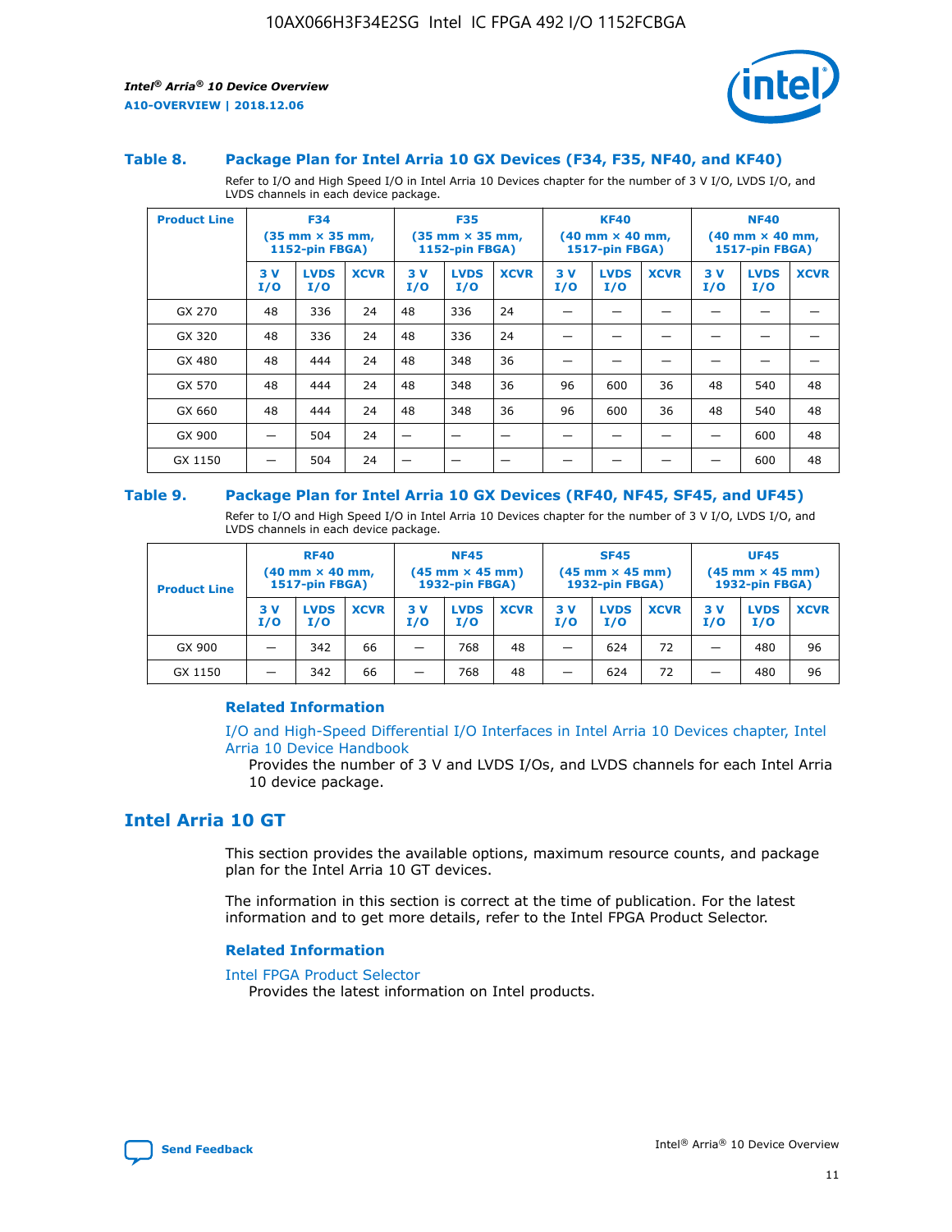### Table 8. Package Plan for Intel Arria 10 GX Devices (F34, F35, NF40, and KF40)

Refer to I/O and High Speed I/O in Intel Arria 10 Devices chapter for the number of 3 V I/O, LVDS I/O, and LVDS channels in each device package.

| Product Line | F34 (35 mm × 35 mm, 1152-pin FBGA) | | | F35 (35 mm × 35 mm, 1152-pin FBGA) | | | KF40 (40 mm × 40 mm, 1517-pin FBGA) | | | NF40 (40 mm × 40 mm, 1517-pin FBGA) | | |
|---|---|---|---|---|---|---|---|---|---|---|---|---|
| | 3 V I/O | LVDS I/O | XCVR | 3 V I/O | LVDS I/O | XCVR | 3 V I/O | LVDS I/O | XCVR | 3 V I/O | LVDS I/O | XCVR |
| GX 270 | 48 | 336 | 24 | 48 | 336 | 24 | — | — | — | — | — | — |
| GX 320 | 48 | 336 | 24 | 48 | 336 | 24 | — | — | — | — | — | — |
| GX 480 | 48 | 444 | 24 | 48 | 348 | 36 | — | — | — | — | — | — |
| GX 570 | 48 | 444 | 24 | 48 | 348 | 36 | 96 | 600 | 36 | 48 | 540 | 48 |
| GX 660 | 48 | 444 | 24 | 48 | 348 | 36 | 96 | 600 | 36 | 48 | 540 | 48 |
| GX 900 | — | 504 | 24 | — | — | — | — | — | — | — | 600 | 48 |
| GX 1150 | — | 504 | 24 | — | — | — | — | — | — | — | 600 | 48 |

### Table 9. Package Plan for Intel Arria 10 GX Devices (RF40, NF45, SF45, and UF45)

Refer to I/O and High Speed I/O in Intel Arria 10 Devices chapter for the number of 3 V I/O, LVDS I/O, and LVDS channels in each device package.

| Product Line | RF40 (40 mm × 40 mm, 1517-pin FBGA) | | | NF45 (45 mm × 45 mm) 1932-pin FBGA) | | | SF45 (45 mm × 45 mm) 1932-pin FBGA) | | | UF45 (45 mm × 45 mm) 1932-pin FBGA) | | |
|---|---|---|---|---|---|---|---|---|---|---|---|---|
| | 3 V I/O | LVDS I/O | XCVR | 3 V I/O | LVDS I/O | XCVR | 3 V I/O | LVDS I/O | XCVR | 3 V I/O | LVDS I/O | XCVR |
| GX 900 | — | 342 | 66 | — | 768 | 48 | — | 624 | 72 | — | 480 | 96 |
| GX 1150 | — | 342 | 66 | — | 768 | 48 | — | 624 | 72 | — | 480 | 96 |

#### Related Information

I/O and High-Speed Differential I/O Interfaces in Intel Arria 10 Devices chapter, Intel Arria 10 Device Handbook

Provides the number of 3 V and LVDS I/Os, and LVDS channels for each Intel Arria 10 device package.

## Intel Arria 10 GT

This section provides the available options, maximum resource counts, and package plan for the Intel Arria 10 GT devices.

The information in this section is correct at the time of publication. For the latest information and to get more details, refer to the Intel FPGA Product Selector.

#### Related Information

Intel FPGA Product Selector

Provides the latest information on Intel products.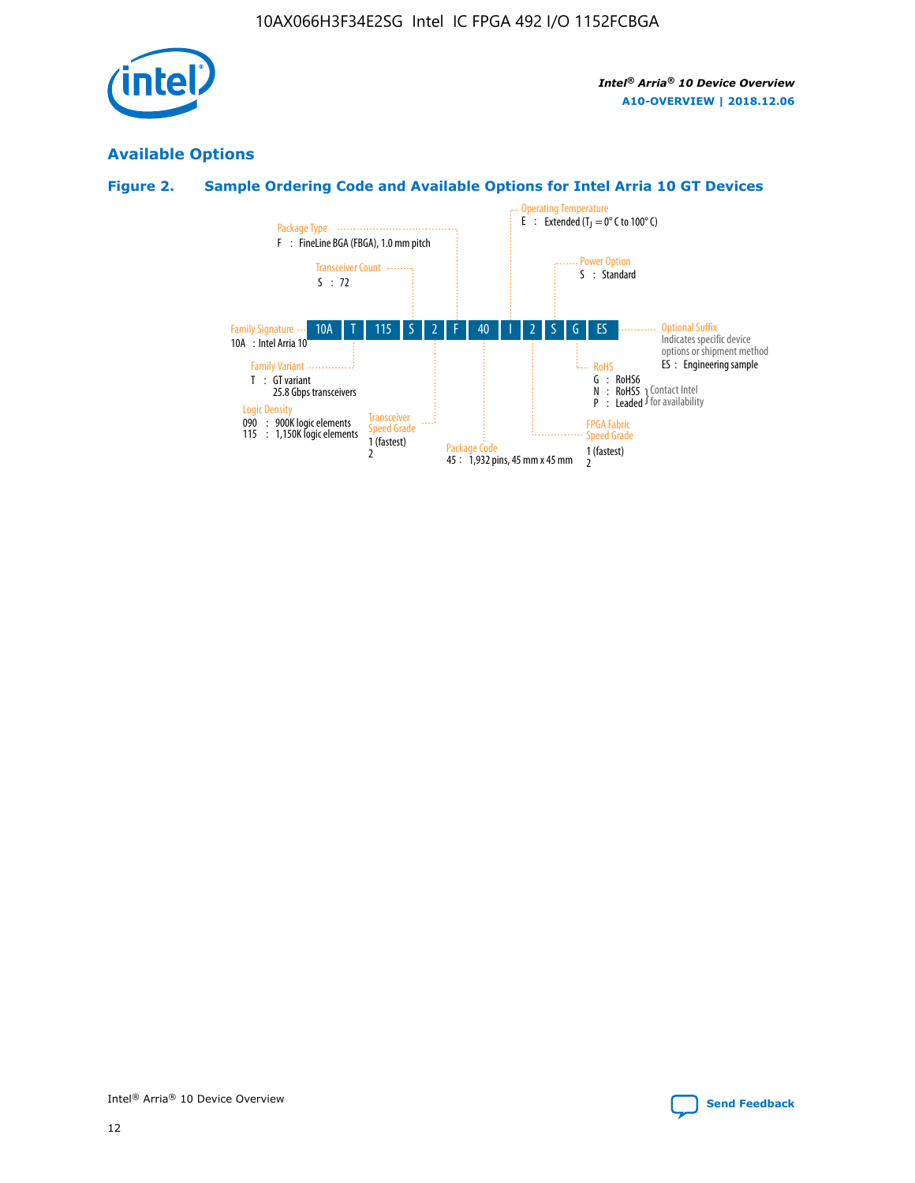## Available Options

### Figure 2. Sample Ordering Code and Available Options for Intel Arria 10 GT Devices

Package Type
F : FineLine BGA (FBGA), 1.0 mm pitch

Transceiver Count
S : 72

Operating Temperature
E : Extended ($T_J$ = 0° C to 100° C)

Power Option
S : Standard

10A | T | 115 | S | 2 | F | 40 | I | 2 | S | G | ES

Family Signature
10A : Intel Arria 10

Family Variant
T : GT variant
25.8 Gbps transceivers

Logic Density
090 : 900K logic elements
115 : 1,150K logic elements

Transceiver Speed Grade
1 (fastest)
2

Package Code
45 : 1,932 pins, 45 mm x 45 mm

FPGA Fabric Speed Grade
1 (fastest)
2

RoHS
G : RoHS6
N : RoHS5
P : Leaded
Contact Intel for availability

Optional Suffix
Indicates specific device options or shipment method
ES : Engineering sample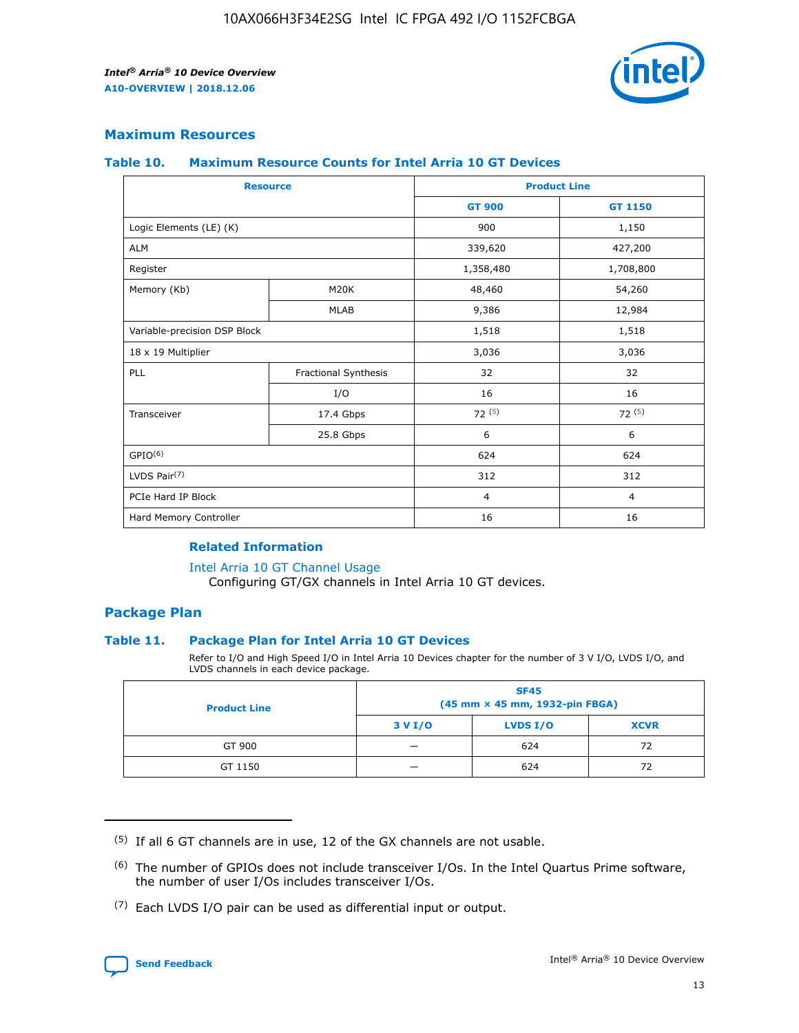## Maximum Resources

### Table 10. Maximum Resource Counts for Intel Arria 10 GT Devices

| Resource | | Product Line | |
|---|---|---|---|
| | | GT 900 | GT 1150 |
| Logic Elements (LE) (K) | | 900 | 1,150 |
| ALM | | 339,620 | 427,200 |
| Register | | 1,358,480 | 1,708,800 |
| Memory (Kb) | M20K | 48,460 | 54,260 |
| | MLAB | 9,386 | 12,984 |
| Variable-precision DSP Block | | 1,518 | 1,518 |
| 18 x 19 Multiplier | | 3,036 | 3,036 |
| PLL | Fractional Synthesis | 32 | 32 |
| | I/O | 16 | 16 |
| Transceiver | 17.4 Gbps | 72 (5) | 72 (5) |
| | 25.8 Gbps | 6 | 6 |
| GPIO(6) | | 624 | 624 |
| LVDS Pair(7) | | 312 | 312 |
| PCIe Hard IP Block | | 4 | 4 |
| Hard Memory Controller | | 16 | 16 |

#### Related Information

Intel Arria 10 GT Channel Usage
Configuring GT/GX channels in Intel Arria 10 GT devices.

## Package Plan

### Table 11. Package Plan for Intel Arria 10 GT Devices

Refer to I/O and High Speed I/O in Intel Arria 10 Devices chapter for the number of 3 V I/O, LVDS I/O, and LVDS channels in each device package.

| Product Line | SF45 (45 mm × 45 mm, 1932-pin FBGA) | | |
|---|---|---|---|
| | 3 V I/O | LVDS I/O | XCVR |
| GT 900 | — | 624 | 72 |
| GT 1150 | — | 624 | 72 |

(5) If all 6 GT channels are in use, 12 of the GX channels are not usable.

(6) The number of GPIOs does not include transceiver I/Os. In the Intel Quartus Prime software, the number of user I/Os includes transceiver I/Os.

(7) Each LVDS I/O pair can be used as differential input or output.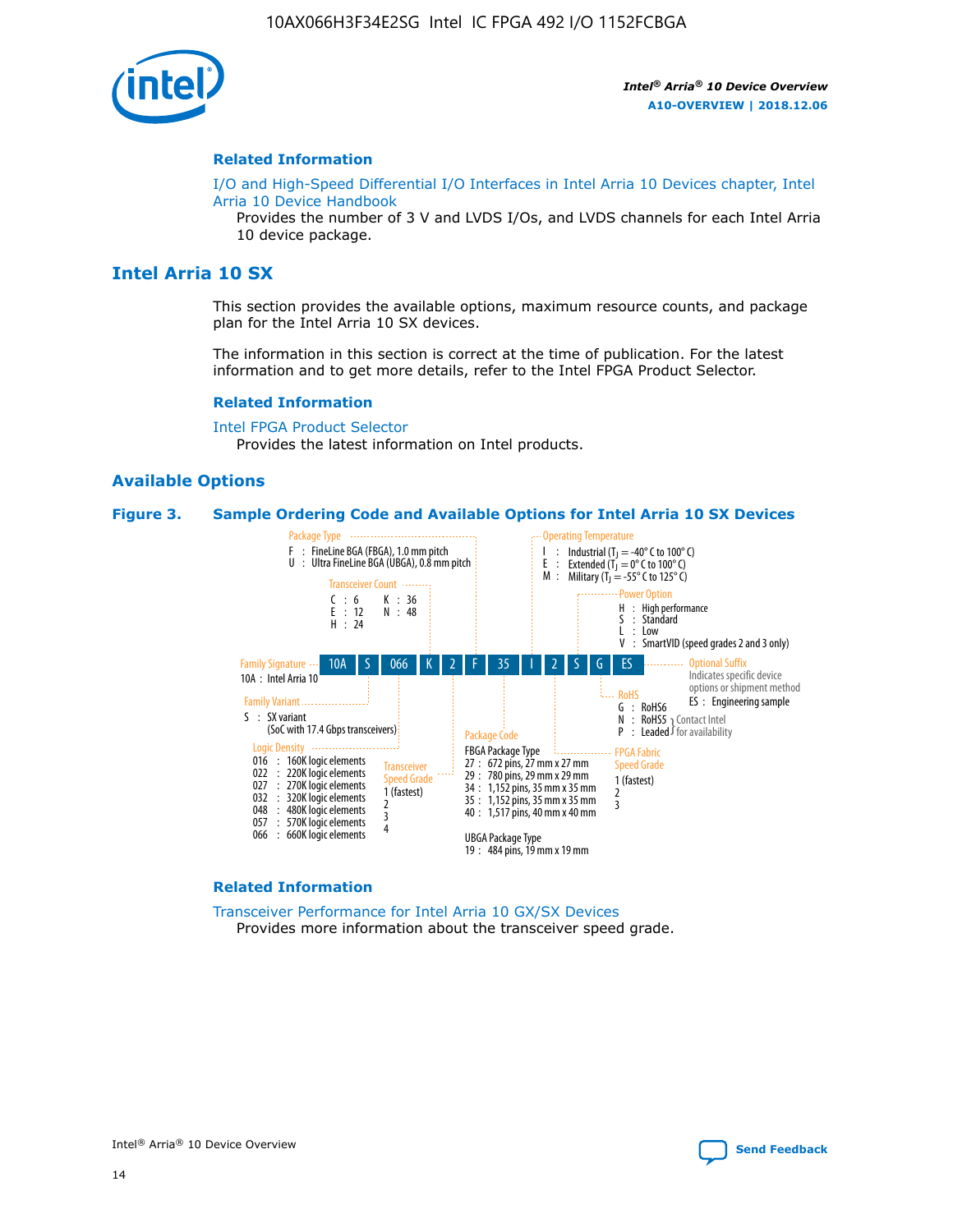### Related Information

I/O and High-Speed Differential I/O Interfaces in Intel Arria 10 Devices chapter, Intel Arria 10 Device Handbook
Provides the number of 3 V and LVDS I/Os, and LVDS channels for each Intel Arria 10 device package.

## Intel Arria 10 SX

This section provides the available options, maximum resource counts, and package plan for the Intel Arria 10 SX devices.

The information in this section is correct at the time of publication. For the latest information and to get more details, refer to the Intel FPGA Product Selector.

### Related Information

Intel FPGA Product Selector
Provides the latest information on Intel products.

### Available Options

**Figure 3. Sample Ordering Code and Available Options for Intel Arria 10 SX Devices**

Sample ordering code: 10A S 066 K 2 F 35 I 2 S G ES

- **Family Signature**
  - 10A : Intel Arria 10
- **Family Variant**
  - S : SX variant (SoC with 17.4 Gbps transceivers)
- **Logic Density**
  - 016 : 160K logic elements
  - 022 : 220K logic elements
  - 027 : 270K logic elements
  - 032 : 320K logic elements
  - 048 : 480K logic elements
  - 057 : 570K logic elements
  - 066 : 660K logic elements
- **Transceiver Count**
  - C : 6
  - E : 12
  - H : 24
  - K : 36
  - N : 48
- **Transceiver Speed Grade**
  - 1 (fastest)
  - 2
  - 3
  - 4
- **Package Type**
  - F : FineLine BGA (FBGA), 1.0 mm pitch
  - U : Ultra FineLine BGA (UBGA), 0.8 mm pitch
- **Package Code**
  - FBGA Package Type
    - 27 : 672 pins, 27 mm x 27 mm
    - 29 : 780 pins, 29 mm x 29 mm
    - 34 : 1,152 pins, 35 mm x 35 mm
    - 35 : 1,152 pins, 35 mm x 35 mm
    - 40 : 1,517 pins, 40 mm x 40 mm
  - UBGA Package Type
    - 19 : 484 pins, 19 mm x 19 mm
- **Operating Temperature**
  - I : Industrial ($T_J$ = -40° C to 100° C)
  - E : Extended ($T_J$ = 0° C to 100° C)
  - M : Military ($T_J$ = -55° C to 125° C)
- **FPGA Fabric Speed Grade**
  - 1 (fastest)
  - 2
  - 3
- **Power Option**
  - H : High performance
  - S : Standard
  - L : Low
  - V : SmartVID (speed grades 2 and 3 only)
- **RoHS**
  - G : RoHS6
  - N : RoHS5 (Contact Intel for availability)
  - P : Leaded (Contact Intel for availability)
- **Optional Suffix**
  - Indicates specific device options or shipment method
  - ES : Engineering sample

### Related Information

Transceiver Performance for Intel Arria 10 GX/SX Devices
Provides more information about the transceiver speed grade.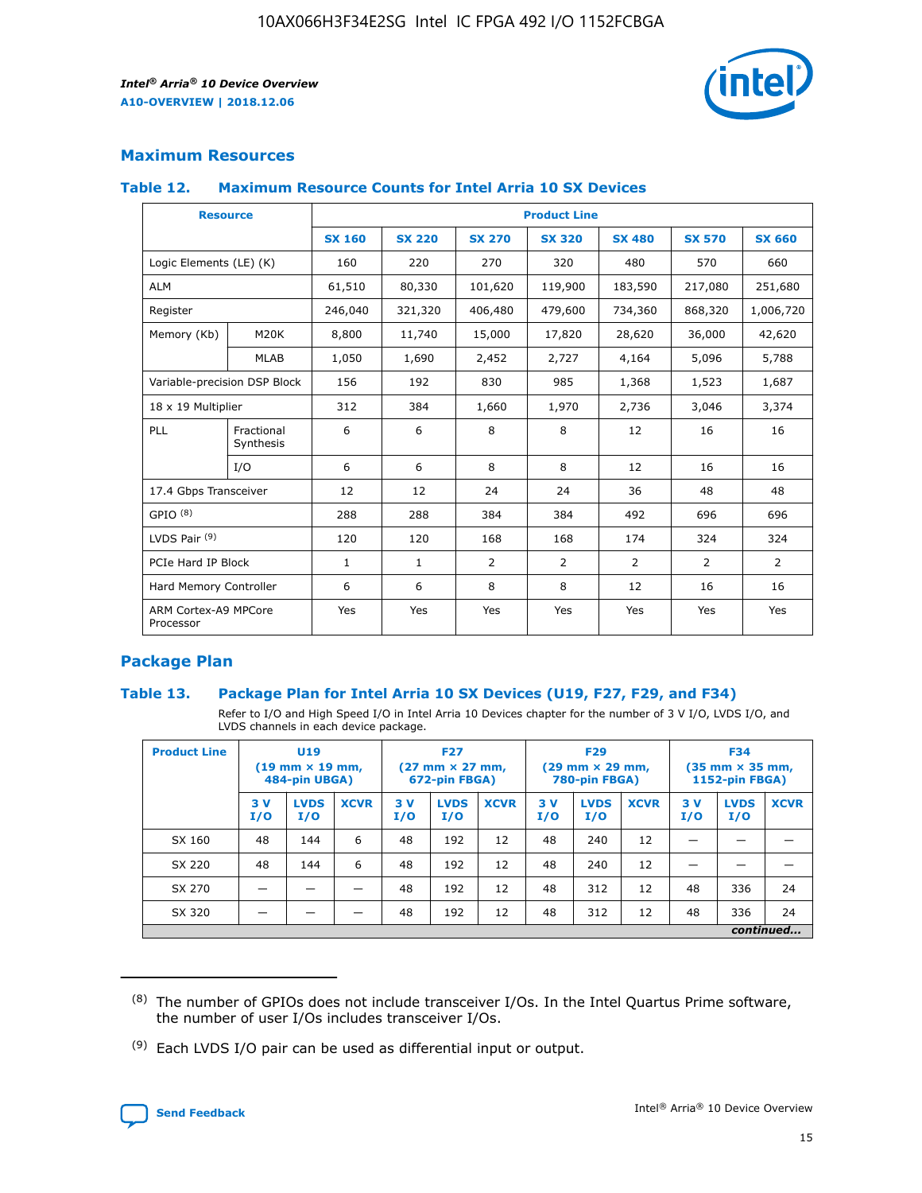## Maximum Resources

### Table 12. Maximum Resource Counts for Intel Arria 10 SX Devices

| Resource | | Product Line | | | | | | |
|---|---|---|---|---|---|---|---|---|
| | | SX 160 | SX 220 | SX 270 | SX 320 | SX 480 | SX 570 | SX 660 |
| Logic Elements (LE) (K) | | 160 | 220 | 270 | 320 | 480 | 570 | 660 |
| ALM | | 61,510 | 80,330 | 101,620 | 119,900 | 183,590 | 217,080 | 251,680 |
| Register | | 246,040 | 321,320 | 406,480 | 479,600 | 734,360 | 868,320 | 1,006,720 |
| Memory (Kb) | M20K | 8,800 | 11,740 | 15,000 | 17,820 | 28,620 | 36,000 | 42,620 |
| | MLAB | 1,050 | 1,690 | 2,452 | 2,727 | 4,164 | 5,096 | 5,788 |
| Variable-precision DSP Block | | 156 | 192 | 830 | 985 | 1,368 | 1,523 | 1,687 |
| 18 x 19 Multiplier | | 312 | 384 | 1,660 | 1,970 | 2,736 | 3,046 | 3,374 |
| PLL | Fractional Synthesis | 6 | 6 | 8 | 8 | 12 | 16 | 16 |
| | I/O | 6 | 6 | 8 | 8 | 12 | 16 | 16 |
| 17.4 Gbps Transceiver | | 12 | 12 | 24 | 24 | 36 | 48 | 48 |
| GPIO (8) | | 288 | 288 | 384 | 384 | 492 | 696 | 696 |
| LVDS Pair (9) | | 120 | 120 | 168 | 168 | 174 | 324 | 324 |
| PCIe Hard IP Block | | 1 | 1 | 2 | 2 | 2 | 2 | 2 |
| Hard Memory Controller | | 6 | 6 | 8 | 8 | 12 | 16 | 16 |
| ARM Cortex-A9 MPCore Processor | | Yes | Yes | Yes | Yes | Yes | Yes | Yes |

## Package Plan

### Table 13. Package Plan for Intel Arria 10 SX Devices (U19, F27, F29, and F34)

Refer to I/O and High Speed I/O in Intel Arria 10 Devices chapter for the number of 3 V I/O, LVDS I/O, and LVDS channels in each device package.

| Product Line | U19 (19 mm × 19 mm, 484-pin UBGA) | | | F27 (27 mm × 27 mm, 672-pin FBGA) | | | F29 (29 mm × 29 mm, 780-pin FBGA) | | | F34 (35 mm × 35 mm, 1152-pin FBGA) | | |
|---|---|---|---|---|---|---|---|---|---|---|---|---|
| | 3 V I/O | LVDS I/O | XCVR | 3 V I/O | LVDS I/O | XCVR | 3 V I/O | LVDS I/O | XCVR | 3 V I/O | LVDS I/O | XCVR |
| SX 160 | 48 | 144 | 6 | 48 | 192 | 12 | 48 | 240 | 12 | — | — | — |
| SX 220 | 48 | 144 | 6 | 48 | 192 | 12 | 48 | 240 | 12 | — | — | — |
| SX 270 | — | — | — | 48 | 192 | 12 | 48 | 312 | 12 | 48 | 336 | 24 |
| SX 320 | — | — | — | 48 | 192 | 12 | 48 | 312 | 12 | 48 | 336 | 24 |

*continued...*

(8) The number of GPIOs does not include transceiver I/Os. In the Intel Quartus Prime software, the number of user I/Os includes transceiver I/Os.

(9) Each LVDS I/O pair can be used as differential input or output.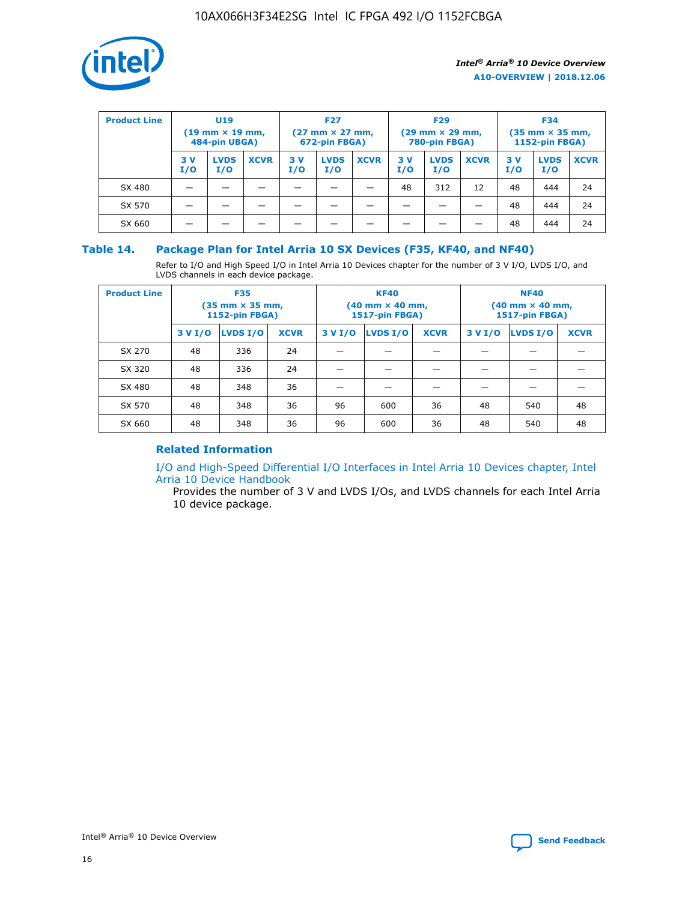| Product Line | U19 (19 mm × 19 mm, 484-pin UBGA) | | | F27 (27 mm × 27 mm, 672-pin FBGA) | | | F29 (29 mm × 29 mm, 780-pin FBGA) | | | F34 (35 mm × 35 mm, 1152-pin FBGA) | | |
|---|---|---|---|---|---|---|---|---|---|---|---|---|
| | 3 V I/O | LVDS I/O | XCVR | 3 V I/O | LVDS I/O | XCVR | 3 V I/O | LVDS I/O | XCVR | 3 V I/O | LVDS I/O | XCVR |
| SX 480 | — | — | — | — | — | — | 48 | 312 | 12 | 48 | 444 | 24 |
| SX 570 | — | — | — | — | — | — | — | — | — | 48 | 444 | 24 |
| SX 660 | — | — | — | — | — | — | — | — | — | 48 | 444 | 24 |

## Table 14. Package Plan for Intel Arria 10 SX Devices (F35, KF40, and NF40)

Refer to I/O and High Speed I/O in Intel Arria 10 Devices chapter for the number of 3 V I/O, LVDS I/O, and LVDS channels in each device package.

| Product Line | F35 (35 mm × 35 mm, 1152-pin FBGA) | | | KF40 (40 mm × 40 mm, 1517-pin FBGA) | | | NF40 (40 mm × 40 mm, 1517-pin FBGA) | | |
|---|---|---|---|---|---|---|---|---|---|
| | 3 V I/O | LVDS I/O | XCVR | 3 V I/O | LVDS I/O | XCVR | 3 V I/O | LVDS I/O | XCVR |
| SX 270 | 48 | 336 | 24 | — | — | — | — | — | — |
| SX 320 | 48 | 336 | 24 | — | — | — | — | — | — |
| SX 480 | 48 | 348 | 36 | — | — | — | — | — | — |
| SX 570 | 48 | 348 | 36 | 96 | 600 | 36 | 48 | 540 | 48 |
| SX 660 | 48 | 348 | 36 | 96 | 600 | 36 | 48 | 540 | 48 |

### Related Information

I/O and High-Speed Differential I/O Interfaces in Intel Arria 10 Devices chapter, Intel Arria 10 Device Handbook

Provides the number of 3 V and LVDS I/Os, and LVDS channels for each Intel Arria 10 device package.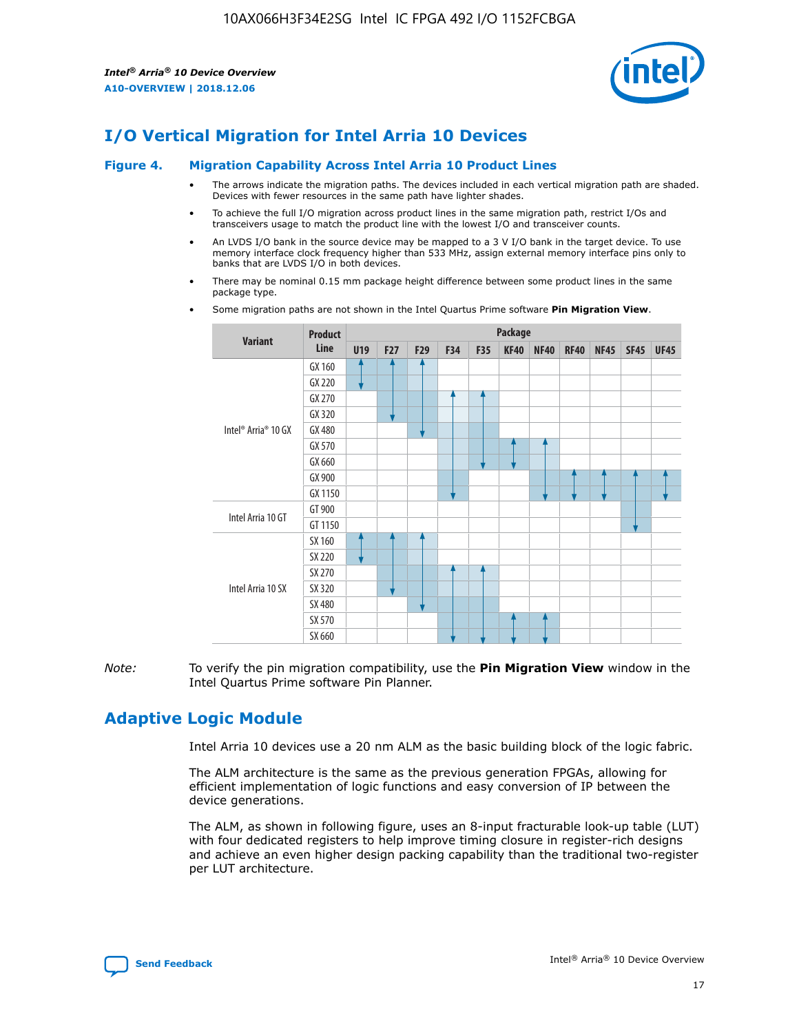# I/O Vertical Migration for Intel Arria 10 Devices

**Figure 4. Migration Capability Across Intel Arria 10 Product Lines**

- The arrows indicate the migration paths. The devices included in each vertical migration path are shaded. Devices with fewer resources in the same path have lighter shades.
- To achieve the full I/O migration across product lines in the same migration path, restrict I/Os and transceivers usage to match the product line with the lowest I/O and transceiver counts.
- An LVDS I/O bank in the source device may be mapped to a 3 V I/O bank in the target device. To use memory interface clock frequency higher than 533 MHz, assign external memory interface pins only to banks that are LVDS I/O in both devices.
- There may be nominal 0.15 mm package height difference between some product lines in the same package type.
- Some migration paths are not shown in the Intel Quartus Prime software **Pin Migration View**.

| Variant | Product Line | Package | | | | | | | | | | |
|---|---|---|---|---|---|---|---|---|---|---|---|---|
| | | U19 | F27 | F29 | F34 | F35 | KF40 | NF40 | RF40 | NF45 | SF45 | UF45 |
| Intel® Arria® 10 GX | GX 160 | | | | | | | | | | | |
| | GX 220 | | | | | | | | | | | |
| | GX 270 | | | | | | | | | | | |
| | GX 320 | | | | | | | | | | | |
| | GX 480 | | | | | | | | | | | |
| | GX 570 | | | | | | | | | | | |
| | GX 660 | | | | | | | | | | | |
| | GX 900 | | | | | | | | | | | |
| | GX 1150 | | | | | | | | | | | |
| Intel Arria 10 GT | GT 900 | | | | | | | | | | | |
| | GT 1150 | | | | | | | | | | | |
| Intel Arria 10 SX | SX 160 | | | | | | | | | | | |
| | SX 220 | | | | | | | | | | | |
| | SX 270 | | | | | | | | | | | |
| | SX 320 | | | | | | | | | | | |
| | SX 480 | | | | | | | | | | | |
| | SX 570 | | | | | | | | | | | |
| | SX 660 | | | | | | | | | | | |

*Note:* To verify the pin migration compatibility, use the **Pin Migration View** window in the Intel Quartus Prime software Pin Planner.

# Adaptive Logic Module

Intel Arria 10 devices use a 20 nm ALM as the basic building block of the logic fabric.

The ALM architecture is the same as the previous generation FPGAs, allowing for efficient implementation of logic functions and easy conversion of IP between the device generations.

The ALM, as shown in following figure, uses an 8-input fracturable look-up table (LUT) with four dedicated registers to help improve timing closure in register-rich designs and achieve an even higher design packing capability than the traditional two-register per LUT architecture.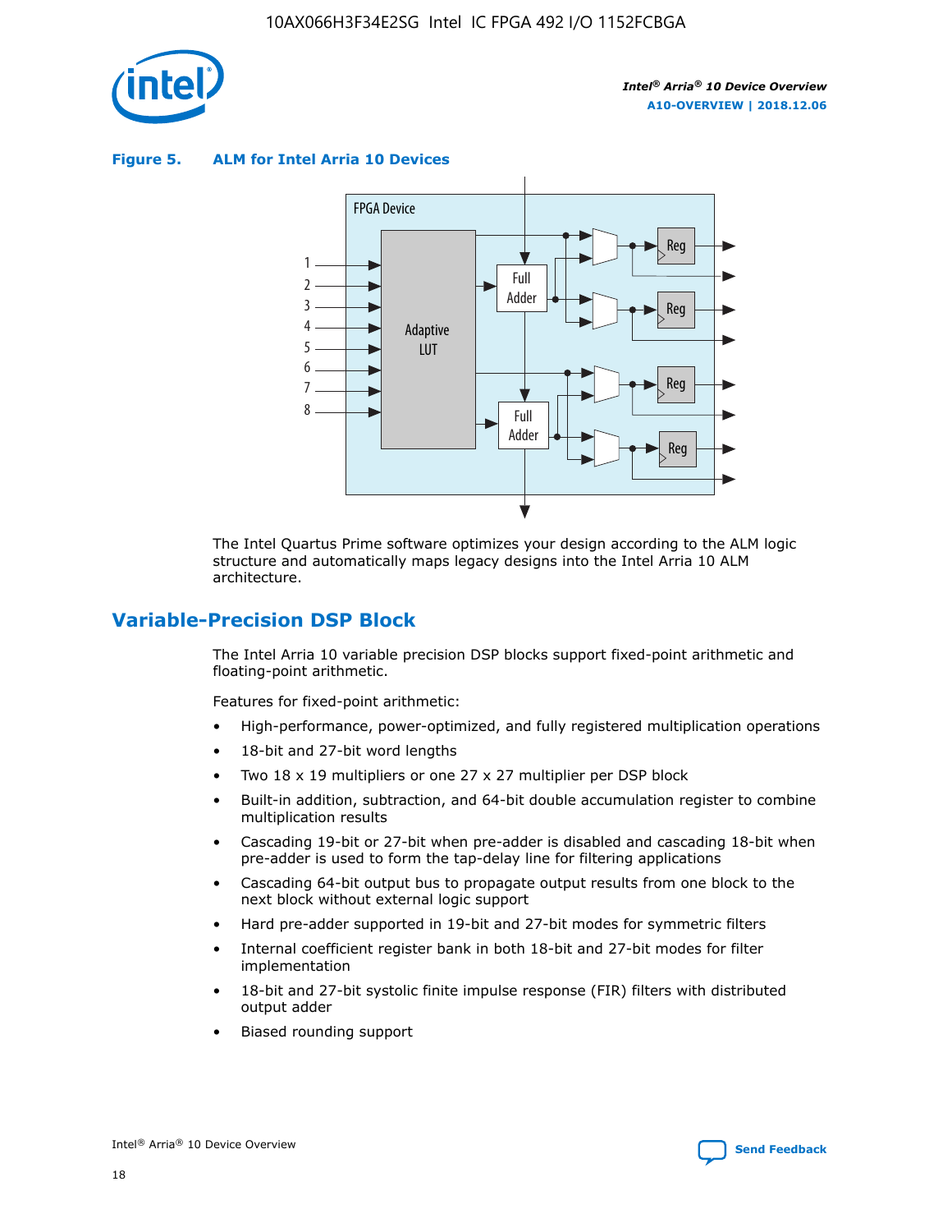**Figure 5. ALM for Intel Arria 10 Devices**

FPGA Device

1
2
3
4
5
6
7
8

Adaptive LUT

Full Adder

Full Adder

Reg

Reg

Reg

Reg

The Intel Quartus Prime software optimizes your design according to the ALM logic structure and automatically maps legacy designs into the Intel Arria 10 ALM architecture.

## Variable-Precision DSP Block

The Intel Arria 10 variable precision DSP blocks support fixed-point arithmetic and floating-point arithmetic.

Features for fixed-point arithmetic:

- High-performance, power-optimized, and fully registered multiplication operations
- 18-bit and 27-bit word lengths
- Two 18 x 19 multipliers or one 27 x 27 multiplier per DSP block
- Built-in addition, subtraction, and 64-bit double accumulation register to combine multiplication results
- Cascading 19-bit or 27-bit when pre-adder is disabled and cascading 18-bit when pre-adder is used to form the tap-delay line for filtering applications
- Cascading 64-bit output bus to propagate output results from one block to the next block without external logic support
- Hard pre-adder supported in 19-bit and 27-bit modes for symmetric filters
- Internal coefficient register bank in both 18-bit and 27-bit modes for filter implementation
- 18-bit and 27-bit systolic finite impulse response (FIR) filters with distributed output adder
- Biased rounding support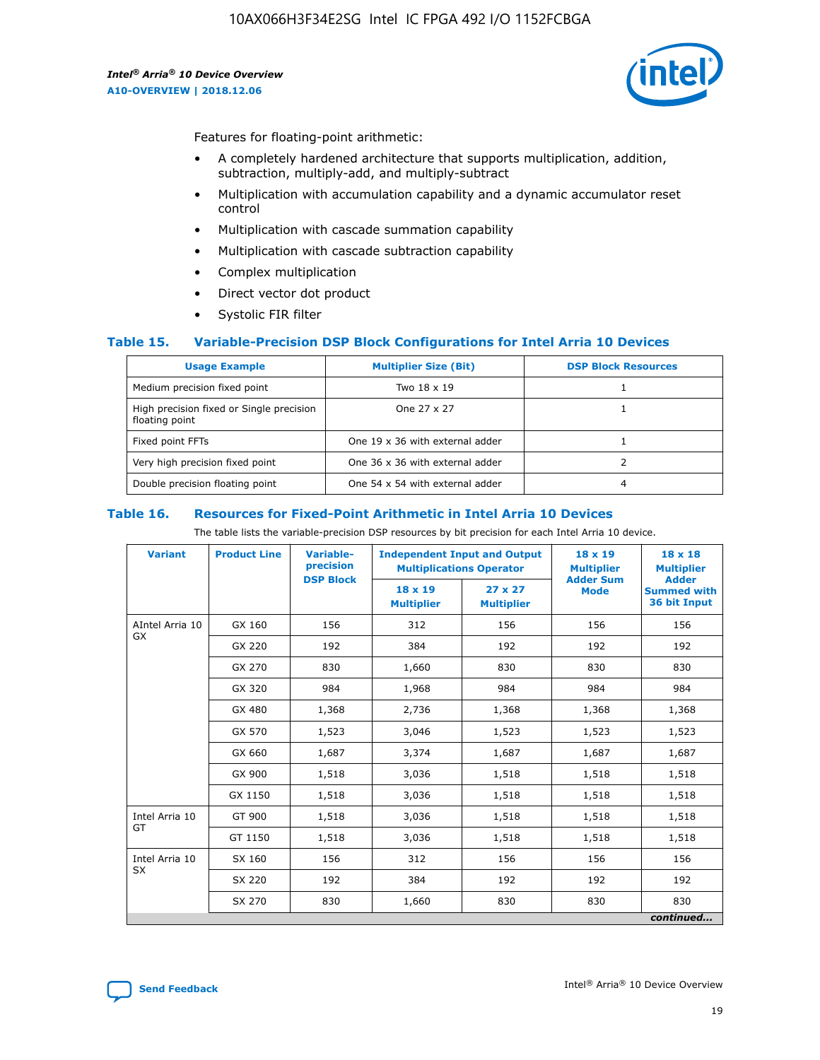Features for floating-point arithmetic:

- A completely hardened architecture that supports multiplication, addition, subtraction, multiply-add, and multiply-subtract
- Multiplication with accumulation capability and a dynamic accumulator reset control
- Multiplication with cascade summation capability
- Multiplication with cascade subtraction capability
- Complex multiplication
- Direct vector dot product
- Systolic FIR filter

### Table 15. Variable-Precision DSP Block Configurations for Intel Arria 10 Devices

| Usage Example | Multiplier Size (Bit) | DSP Block Resources |
|---|---|---|
| Medium precision fixed point | Two 18 x 19 | 1 |
| High precision fixed or Single precision floating point | One 27 x 27 | 1 |
| Fixed point FFTs | One 19 x 36 with external adder | 1 |
| Very high precision fixed point | One 36 x 36 with external adder | 2 |
| Double precision floating point | One 54 x 54 with external adder | 4 |

### Table 16. Resources for Fixed-Point Arithmetic in Intel Arria 10 Devices

The table lists the variable-precision DSP resources by bit precision for each Intel Arria 10 device.

| Variant | Product Line | Variable-precision DSP Block | Independent Input and Output Multiplications Operator | | 18 x 19 Multiplier Adder Sum Mode | 18 x 18 Multiplier Adder Summed with 36 bit Input |
|---|---|---|---|---|---|---|
| | | | 18 x 19 Multiplier | 27 x 27 Multiplier | | |
| AIntel Arria 10 GX | GX 160 | 156 | 312 | 156 | 156 | 156 |
| | GX 220 | 192 | 384 | 192 | 192 | 192 |
| | GX 270 | 830 | 1,660 | 830 | 830 | 830 |
| | GX 320 | 984 | 1,968 | 984 | 984 | 984 |
| | GX 480 | 1,368 | 2,736 | 1,368 | 1,368 | 1,368 |
| | GX 570 | 1,523 | 3,046 | 1,523 | 1,523 | 1,523 |
| | GX 660 | 1,687 | 3,374 | 1,687 | 1,687 | 1,687 |
| | GX 900 | 1,518 | 3,036 | 1,518 | 1,518 | 1,518 |
| | GX 1150 | 1,518 | 3,036 | 1,518 | 1,518 | 1,518 |
| Intel Arria 10 GT | GT 900 | 1,518 | 3,036 | 1,518 | 1,518 | 1,518 |
| | GT 1150 | 1,518 | 3,036 | 1,518 | 1,518 | 1,518 |
| Intel Arria 10 SX | SX 160 | 156 | 312 | 156 | 156 | 156 |
| | SX 220 | 192 | 384 | 192 | 192 | 192 |
| | SX 270 | 830 | 1,660 | 830 | 830 | 830 |

*continued...*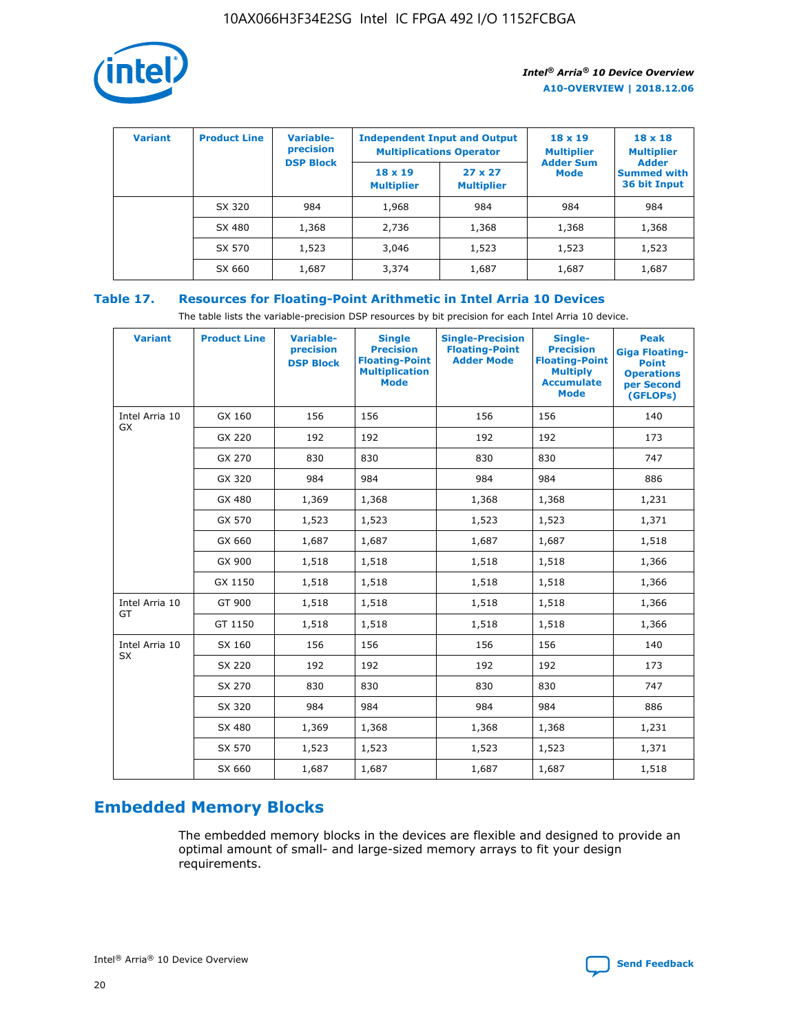| Variant | Product Line | Variable-precision DSP Block | Independent Input and Output Multiplications Operator | | 18 x 19 Multiplier Adder Sum Mode | 18 x 18 Multiplier Adder Summed with 36 bit Input |
|---|---|---|---|---|---|---|
| | | | 18 x 19 Multiplier | 27 x 27 Multiplier | | |
| | SX 320 | 984 | 1,968 | 984 | 984 | 984 |
| | SX 480 | 1,368 | 2,736 | 1,368 | 1,368 | 1,368 |
| | SX 570 | 1,523 | 3,046 | 1,523 | 1,523 | 1,523 |
| | SX 660 | 1,687 | 3,374 | 1,687 | 1,687 | 1,687 |

## Table 17. Resources for Floating-Point Arithmetic in Intel Arria 10 Devices

The table lists the variable-precision DSP resources by bit precision for each Intel Arria 10 device.

| Variant | Product Line | Variable-precision DSP Block | Single Precision Floating-Point Multiplication Mode | Single-Precision Floating-Point Adder Mode | Single-Precision Floating-Point Multiply Accumulate Mode | Peak Giga Floating-Point Operations per Second (GFLOPs) |
|---|---|---|---|---|---|---|
| Intel Arria 10 GX | GX 160 | 156 | 156 | 156 | 156 | 140 |
| | GX 220 | 192 | 192 | 192 | 192 | 173 |
| | GX 270 | 830 | 830 | 830 | 830 | 747 |
| | GX 320 | 984 | 984 | 984 | 984 | 886 |
| | GX 480 | 1,369 | 1,368 | 1,368 | 1,368 | 1,231 |
| | GX 570 | 1,523 | 1,523 | 1,523 | 1,523 | 1,371 |
| | GX 660 | 1,687 | 1,687 | 1,687 | 1,687 | 1,518 |
| | GX 900 | 1,518 | 1,518 | 1,518 | 1,518 | 1,366 |
| | GX 1150 | 1,518 | 1,518 | 1,518 | 1,518 | 1,366 |
| Intel Arria 10 GT | GT 900 | 1,518 | 1,518 | 1,518 | 1,518 | 1,366 |
| | GT 1150 | 1,518 | 1,518 | 1,518 | 1,518 | 1,366 |
| Intel Arria 10 SX | SX 160 | 156 | 156 | 156 | 156 | 140 |
| | SX 220 | 192 | 192 | 192 | 192 | 173 |
| | SX 270 | 830 | 830 | 830 | 830 | 747 |
| | SX 320 | 984 | 984 | 984 | 984 | 886 |
| | SX 480 | 1,369 | 1,368 | 1,368 | 1,368 | 1,231 |
| | SX 570 | 1,523 | 1,523 | 1,523 | 1,523 | 1,371 |
| | SX 660 | 1,687 | 1,687 | 1,687 | 1,687 | 1,518 |

## Embedded Memory Blocks

The embedded memory blocks in the devices are flexible and designed to provide an optimal amount of small- and large-sized memory arrays to fit your design requirements.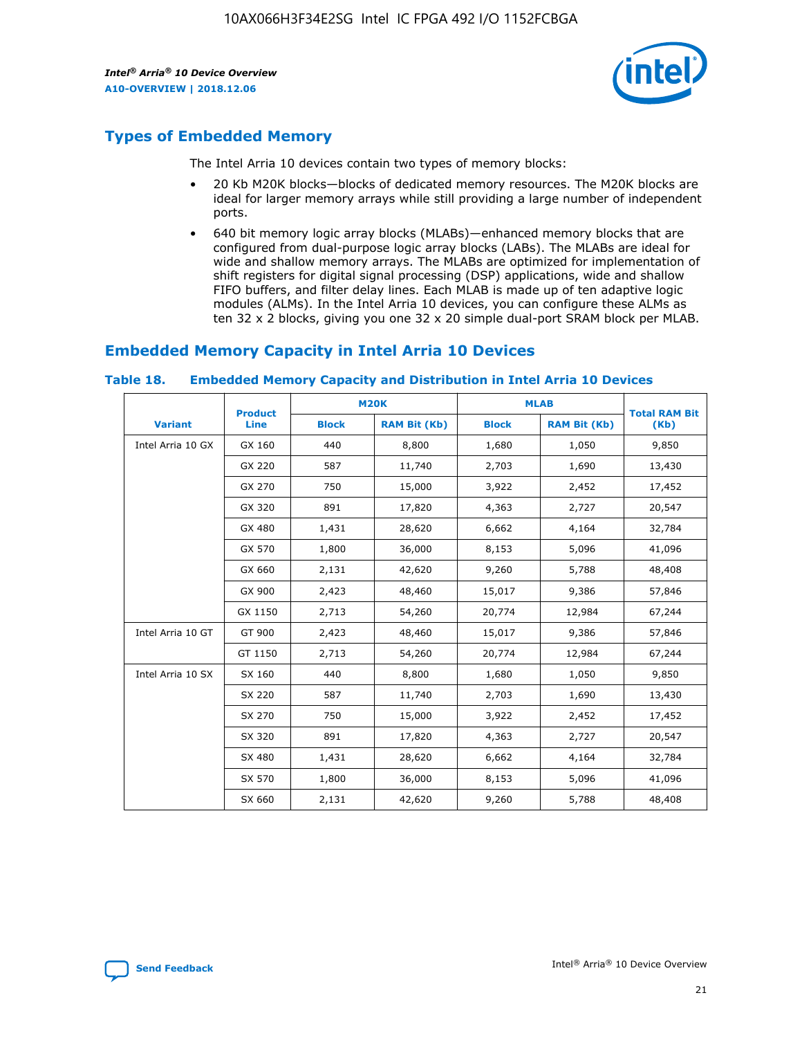## Types of Embedded Memory

The Intel Arria 10 devices contain two types of memory blocks:

- 20 Kb M20K blocks—blocks of dedicated memory resources. The M20K blocks are ideal for larger memory arrays while still providing a large number of independent ports.
- 640 bit memory logic array blocks (MLABs)—enhanced memory blocks that are configured from dual-purpose logic array blocks (LABs). The MLABs are ideal for wide and shallow memory arrays. The MLABs are optimized for implementation of shift registers for digital signal processing (DSP) applications, wide and shallow FIFO buffers, and filter delay lines. Each MLAB is made up of ten adaptive logic modules (ALMs). In the Intel Arria 10 devices, you can configure these ALMs as ten 32 x 2 blocks, giving you one 32 x 20 simple dual-port SRAM block per MLAB.

## Embedded Memory Capacity in Intel Arria 10 Devices

**Table 18. Embedded Memory Capacity and Distribution in Intel Arria 10 Devices**

| Variant | Product Line | M20K | | MLAB | | Total RAM Bit (Kb) |
|---|---|---|---|---|---|---|
| | | Block | RAM Bit (Kb) | Block | RAM Bit (Kb) | |
| Intel Arria 10 GX | GX 160 | 440 | 8,800 | 1,680 | 1,050 | 9,850 |
| | GX 220 | 587 | 11,740 | 2,703 | 1,690 | 13,430 |
| | GX 270 | 750 | 15,000 | 3,922 | 2,452 | 17,452 |
| | GX 320 | 891 | 17,820 | 4,363 | 2,727 | 20,547 |
| | GX 480 | 1,431 | 28,620 | 6,662 | 4,164 | 32,784 |
| | GX 570 | 1,800 | 36,000 | 8,153 | 5,096 | 41,096 |
| | GX 660 | 2,131 | 42,620 | 9,260 | 5,788 | 48,408 |
| | GX 900 | 2,423 | 48,460 | 15,017 | 9,386 | 57,846 |
| | GX 1150 | 2,713 | 54,260 | 20,774 | 12,984 | 67,244 |
| Intel Arria 10 GT | GT 900 | 2,423 | 48,460 | 15,017 | 9,386 | 57,846 |
| | GT 1150 | 2,713 | 54,260 | 20,774 | 12,984 | 67,244 |
| Intel Arria 10 SX | SX 160 | 440 | 8,800 | 1,680 | 1,050 | 9,850 |
| | SX 220 | 587 | 11,740 | 2,703 | 1,690 | 13,430 |
| | SX 270 | 750 | 15,000 | 3,922 | 2,452 | 17,452 |
| | SX 320 | 891 | 17,820 | 4,363 | 2,727 | 20,547 |
| | SX 480 | 1,431 | 28,620 | 6,662 | 4,164 | 32,784 |
| | SX 570 | 1,800 | 36,000 | 8,153 | 5,096 | 41,096 |
| | SX 660 | 2,131 | 42,620 | 9,260 | 5,788 | 48,408 |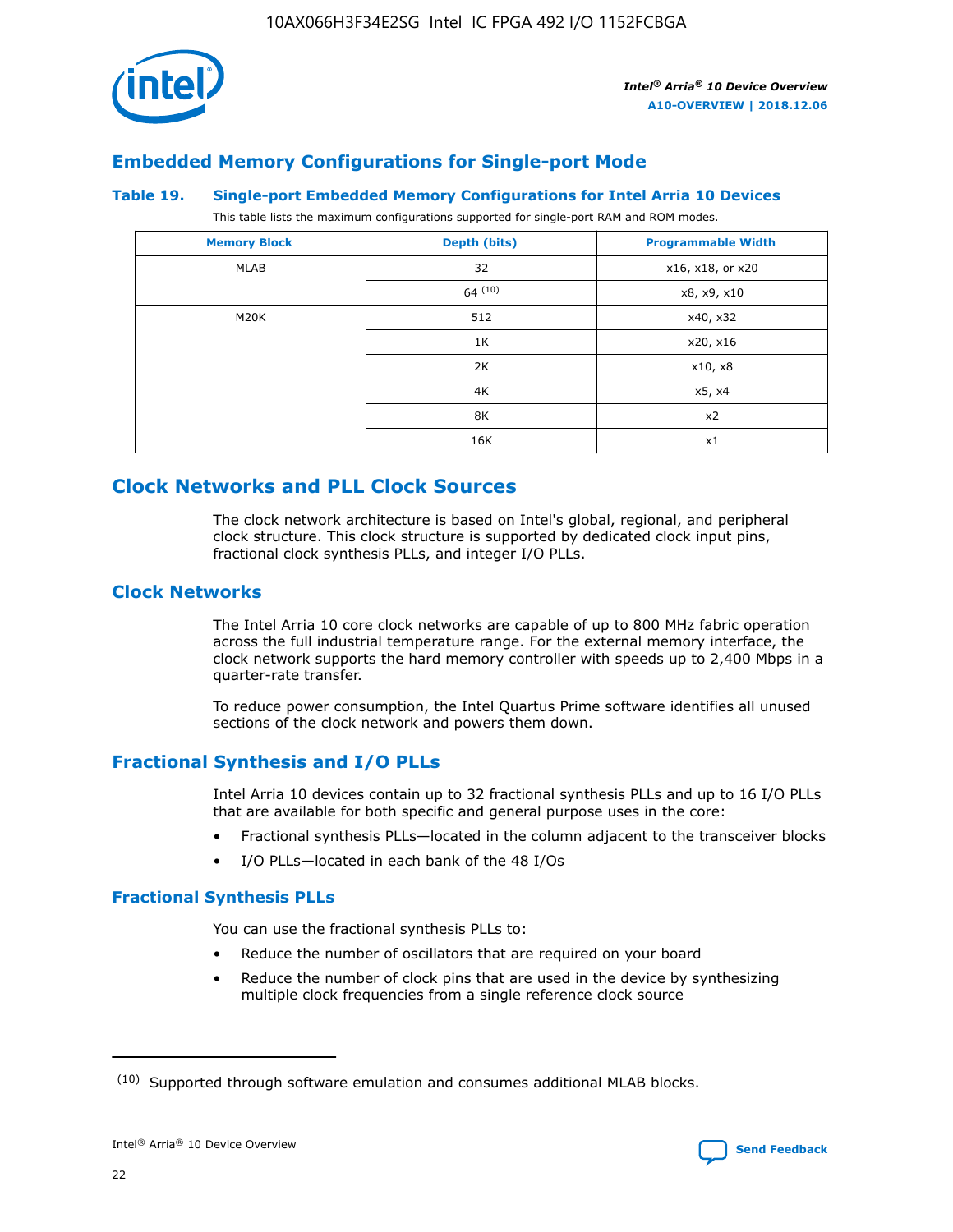## Embedded Memory Configurations for Single-port Mode

### Table 19. Single-port Embedded Memory Configurations for Intel Arria 10 Devices

This table lists the maximum configurations supported for single-port RAM and ROM modes.

| Memory Block | Depth (bits) | Programmable Width |
|---|---|---|
| MLAB | 32 | x16, x18, or x20 |
| | 64 [10] | x8, x9, x10 |
| M20K | 512 | x40, x32 |
| | 1K | x20, x16 |
| | 2K | x10, x8 |
| | 4K | x5, x4 |
| | 8K | x2 |
| | 16K | x1 |

## Clock Networks and PLL Clock Sources

The clock network architecture is based on Intel's global, regional, and peripheral clock structure. This clock structure is supported by dedicated clock input pins, fractional clock synthesis PLLs, and integer I/O PLLs.

### Clock Networks

The Intel Arria 10 core clock networks are capable of up to 800 MHz fabric operation across the full industrial temperature range. For the external memory interface, the clock network supports the hard memory controller with speeds up to 2,400 Mbps in a quarter-rate transfer.

To reduce power consumption, the Intel Quartus Prime software identifies all unused sections of the clock network and powers them down.

### Fractional Synthesis and I/O PLLs

Intel Arria 10 devices contain up to 32 fractional synthesis PLLs and up to 16 I/O PLLs that are available for both specific and general purpose uses in the core:

- Fractional synthesis PLLs—located in the column adjacent to the transceiver blocks
- I/O PLLs—located in each bank of the 48 I/Os

#### Fractional Synthesis PLLs

You can use the fractional synthesis PLLs to:

- Reduce the number of oscillators that are required on your board
- Reduce the number of clock pins that are used in the device by synthesizing multiple clock frequencies from a single reference clock source

(10) Supported through software emulation and consumes additional MLAB blocks.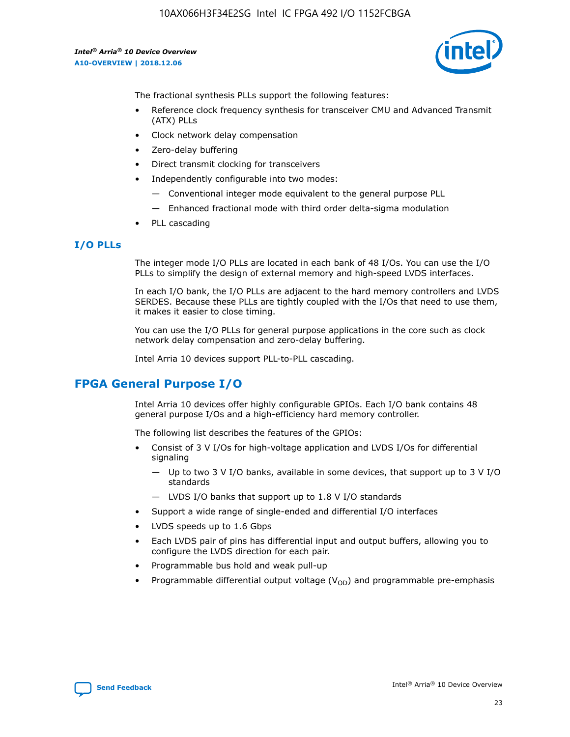The fractional synthesis PLLs support the following features:

- Reference clock frequency synthesis for transceiver CMU and Advanced Transmit (ATX) PLLs
- Clock network delay compensation
- Zero-delay buffering
- Direct transmit clocking for transceivers
- Independently configurable into two modes:
  - Conventional integer mode equivalent to the general purpose PLL
  - Enhanced fractional mode with third order delta-sigma modulation
- PLL cascading

### I/O PLLs

The integer mode I/O PLLs are located in each bank of 48 I/Os. You can use the I/O PLLs to simplify the design of external memory and high-speed LVDS interfaces.

In each I/O bank, the I/O PLLs are adjacent to the hard memory controllers and LVDS SERDES. Because these PLLs are tightly coupled with the I/Os that need to use them, it makes it easier to close timing.

You can use the I/O PLLs for general purpose applications in the core such as clock network delay compensation and zero-delay buffering.

Intel Arria 10 devices support PLL-to-PLL cascading.

## FPGA General Purpose I/O

Intel Arria 10 devices offer highly configurable GPIOs. Each I/O bank contains 48 general purpose I/Os and a high-efficiency hard memory controller.

The following list describes the features of the GPIOs:

- Consist of 3 V I/Os for high-voltage application and LVDS I/Os for differential signaling
  - Up to two 3 V I/O banks, available in some devices, that support up to 3 V I/O standards
  - LVDS I/O banks that support up to 1.8 V I/O standards
- Support a wide range of single-ended and differential I/O interfaces
- LVDS speeds up to 1.6 Gbps
- Each LVDS pair of pins has differential input and output buffers, allowing you to configure the LVDS direction for each pair.
- Programmable bus hold and weak pull-up
- Programmable differential output voltage ($V_{OD}$) and programmable pre-emphasis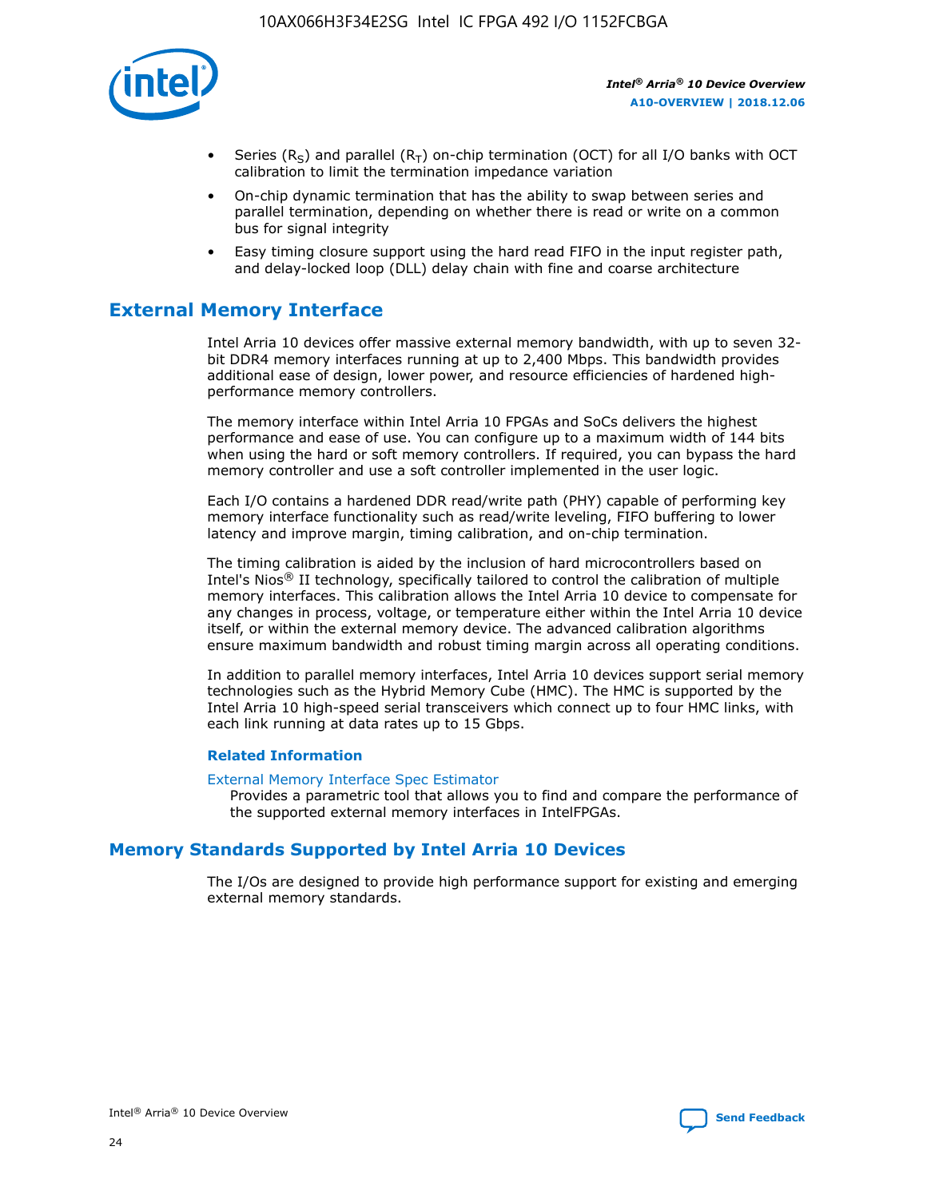- Series ($R_S$) and parallel ($R_T$) on-chip termination (OCT) for all I/O banks with OCT calibration to limit the termination impedance variation
- On-chip dynamic termination that has the ability to swap between series and parallel termination, depending on whether there is read or write on a common bus for signal integrity
- Easy timing closure support using the hard read FIFO in the input register path, and delay-locked loop (DLL) delay chain with fine and coarse architecture

## External Memory Interface

Intel Arria 10 devices offer massive external memory bandwidth, with up to seven 32-bit DDR4 memory interfaces running at up to 2,400 Mbps. This bandwidth provides additional ease of design, lower power, and resource efficiencies of hardened high-performance memory controllers.

The memory interface within Intel Arria 10 FPGAs and SoCs delivers the highest performance and ease of use. You can configure up to a maximum width of 144 bits when using the hard or soft memory controllers. If required, you can bypass the hard memory controller and use a soft controller implemented in the user logic.

Each I/O contains a hardened DDR read/write path (PHY) capable of performing key memory interface functionality such as read/write leveling, FIFO buffering to lower latency and improve margin, timing calibration, and on-chip termination.

The timing calibration is aided by the inclusion of hard microcontrollers based on Intel's Nios® II technology, specifically tailored to control the calibration of multiple memory interfaces. This calibration allows the Intel Arria 10 device to compensate for any changes in process, voltage, or temperature either within the Intel Arria 10 device itself, or within the external memory device. The advanced calibration algorithms ensure maximum bandwidth and robust timing margin across all operating conditions.

In addition to parallel memory interfaces, Intel Arria 10 devices support serial memory technologies such as the Hybrid Memory Cube (HMC). The HMC is supported by the Intel Arria 10 high-speed serial transceivers which connect up to four HMC links, with each link running at data rates up to 15 Gbps.

### Related Information

External Memory Interface Spec Estimator
Provides a parametric tool that allows you to find and compare the performance of the supported external memory interfaces in IntelFPGAs.

## Memory Standards Supported by Intel Arria 10 Devices

The I/Os are designed to provide high performance support for existing and emerging external memory standards.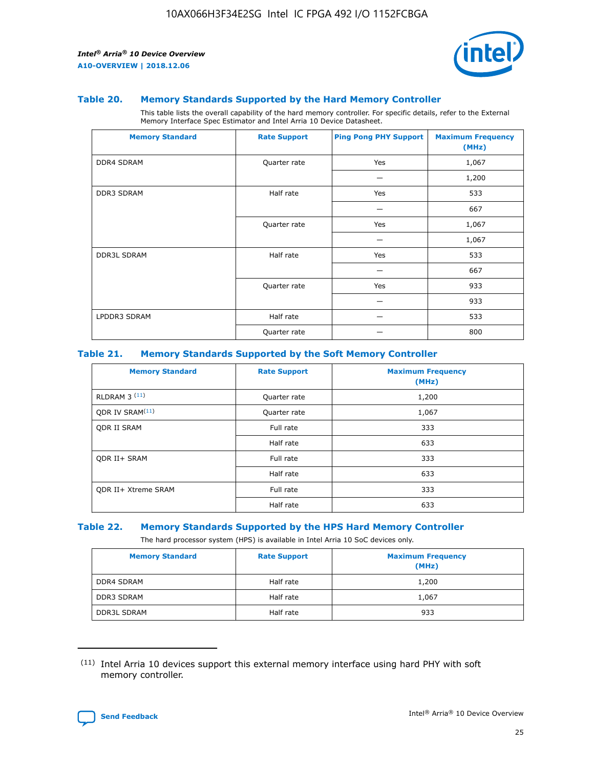### Table 20. Memory Standards Supported by the Hard Memory Controller

This table lists the overall capability of the hard memory controller. For specific details, refer to the External Memory Interface Spec Estimator and Intel Arria 10 Device Datasheet.

| Memory Standard | Rate Support | Ping Pong PHY Support | Maximum Frequency (MHz) |
|---|---|---|---|
| DDR4 SDRAM | Quarter rate | Yes | 1,067 |
| | | — | 1,200 |
| DDR3 SDRAM | Half rate | Yes | 533 |
| | | — | 667 |
| | Quarter rate | Yes | 1,067 |
| | | — | 1,067 |
| DDR3L SDRAM | Half rate | Yes | 533 |
| | | — | 667 |
| | Quarter rate | Yes | 933 |
| | | — | 933 |
| LPDDR3 SDRAM | Half rate | — | 533 |
| | Quarter rate | — | 800 |

### Table 21. Memory Standards Supported by the Soft Memory Controller

| Memory Standard | Rate Support | Maximum Frequency (MHz) |
|---|---|---|
| RLDRAM 3 [11] | Quarter rate | 1,200 |
| QDR IV SRAM[11] | Quarter rate | 1,067 |
| QDR II SRAM | Full rate | 333 |
| | Half rate | 633 |
| QDR II+ SRAM | Full rate | 333 |
| | Half rate | 633 |
| QDR II+ Xtreme SRAM | Full rate | 333 |
| | Half rate | 633 |

### Table 22. Memory Standards Supported by the HPS Hard Memory Controller

The hard processor system (HPS) is available in Intel Arria 10 SoC devices only.

| Memory Standard | Rate Support | Maximum Frequency (MHz) |
|---|---|---|
| DDR4 SDRAM | Half rate | 1,200 |
| DDR3 SDRAM | Half rate | 1,067 |
| DDR3L SDRAM | Half rate | 933 |

(11) Intel Arria 10 devices support this external memory interface using hard PHY with soft memory controller.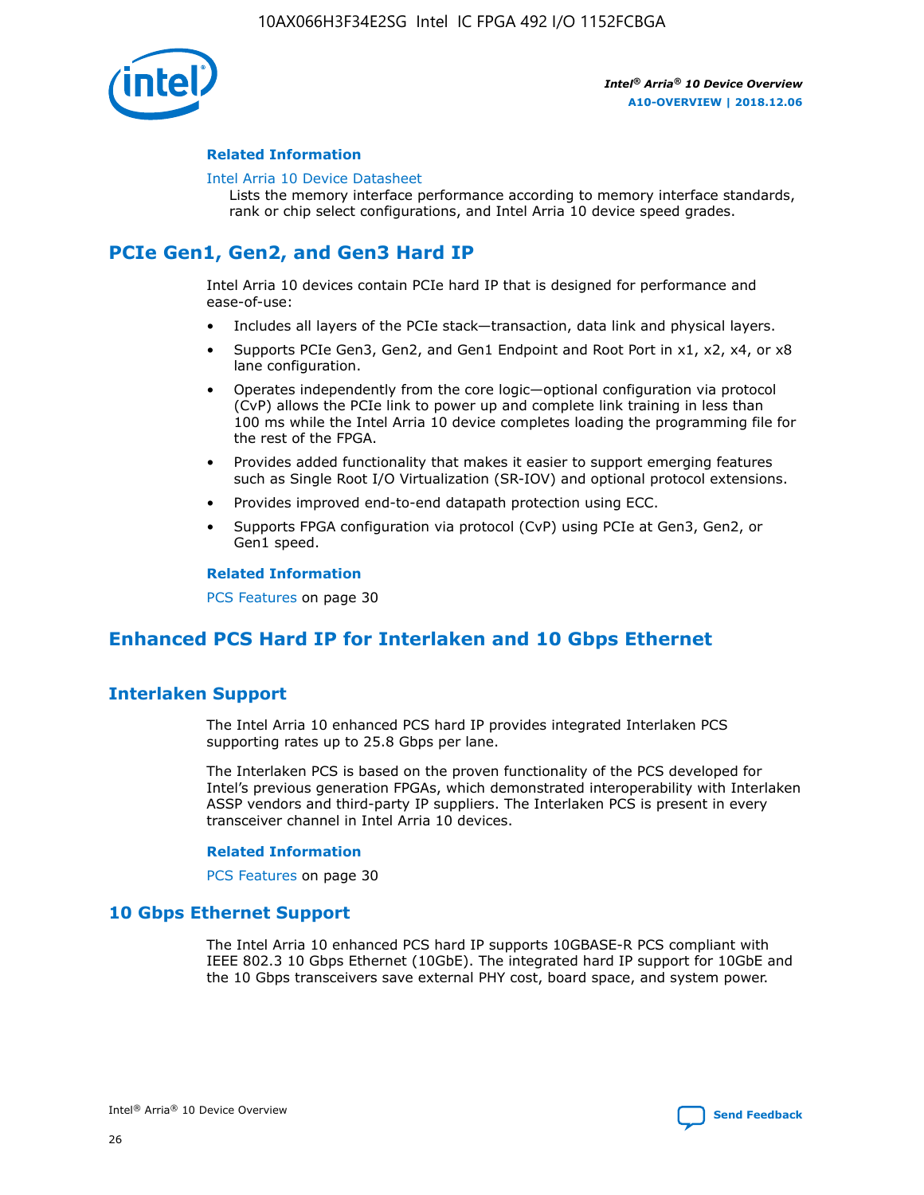**Related Information**

Intel Arria 10 Device Datasheet
Lists the memory interface performance according to memory interface standards, rank or chip select configurations, and Intel Arria 10 device speed grades.

## PCIe Gen1, Gen2, and Gen3 Hard IP

Intel Arria 10 devices contain PCIe hard IP that is designed for performance and ease-of-use:

- Includes all layers of the PCIe stack—transaction, data link and physical layers.
- Supports PCIe Gen3, Gen2, and Gen1 Endpoint and Root Port in x1, x2, x4, or x8 lane configuration.
- Operates independently from the core logic—optional configuration via protocol (CvP) allows the PCIe link to power up and complete link training in less than 100 ms while the Intel Arria 10 device completes loading the programming file for the rest of the FPGA.
- Provides added functionality that makes it easier to support emerging features such as Single Root I/O Virtualization (SR-IOV) and optional protocol extensions.
- Provides improved end-to-end datapath protection using ECC.
- Supports FPGA configuration via protocol (CvP) using PCIe at Gen3, Gen2, or Gen1 speed.

**Related Information**

PCS Features on page 30

## Enhanced PCS Hard IP for Interlaken and 10 Gbps Ethernet

### Interlaken Support

The Intel Arria 10 enhanced PCS hard IP provides integrated Interlaken PCS supporting rates up to 25.8 Gbps per lane.

The Interlaken PCS is based on the proven functionality of the PCS developed for Intel's previous generation FPGAs, which demonstrated interoperability with Interlaken ASSP vendors and third-party IP suppliers. The Interlaken PCS is present in every transceiver channel in Intel Arria 10 devices.

**Related Information**

PCS Features on page 30

### 10 Gbps Ethernet Support

The Intel Arria 10 enhanced PCS hard IP supports 10GBASE-R PCS compliant with IEEE 802.3 10 Gbps Ethernet (10GbE). The integrated hard IP support for 10GbE and the 10 Gbps transceivers save external PHY cost, board space, and system power.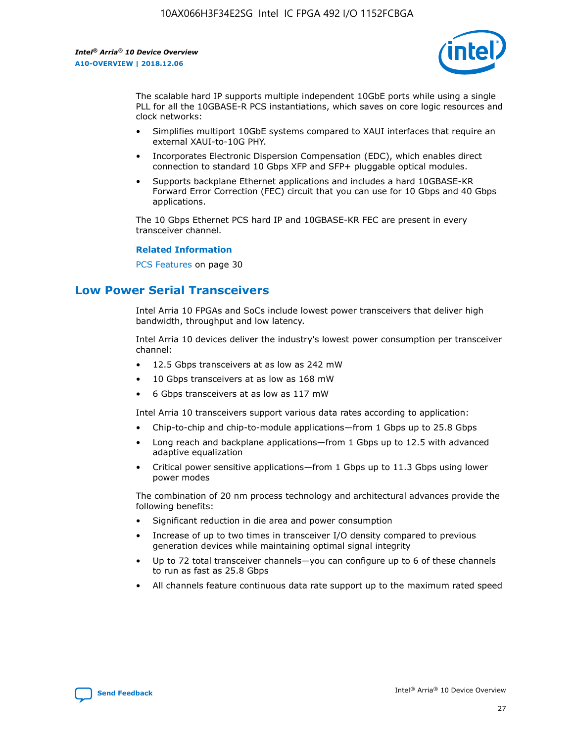The scalable hard IP supports multiple independent 10GbE ports while using a single PLL for all the 10GBASE-R PCS instantiations, which saves on core logic resources and clock networks:

- Simplifies multiport 10GbE systems compared to XAUI interfaces that require an external XAUI-to-10G PHY.
- Incorporates Electronic Dispersion Compensation (EDC), which enables direct connection to standard 10 Gbps XFP and SFP+ pluggable optical modules.
- Supports backplane Ethernet applications and includes a hard 10GBASE-KR Forward Error Correction (FEC) circuit that you can use for 10 Gbps and 40 Gbps applications.

The 10 Gbps Ethernet PCS hard IP and 10GBASE-KR FEC are present in every transceiver channel.

**Related Information**

PCS Features on page 30

## Low Power Serial Transceivers

Intel Arria 10 FPGAs and SoCs include lowest power transceivers that deliver high bandwidth, throughput and low latency.

Intel Arria 10 devices deliver the industry's lowest power consumption per transceiver channel:

- 12.5 Gbps transceivers at as low as 242 mW
- 10 Gbps transceivers at as low as 168 mW
- 6 Gbps transceivers at as low as 117 mW

Intel Arria 10 transceivers support various data rates according to application:

- Chip-to-chip and chip-to-module applications—from 1 Gbps up to 25.8 Gbps
- Long reach and backplane applications—from 1 Gbps up to 12.5 with advanced adaptive equalization
- Critical power sensitive applications—from 1 Gbps up to 11.3 Gbps using lower power modes

The combination of 20 nm process technology and architectural advances provide the following benefits:

- Significant reduction in die area and power consumption
- Increase of up to two times in transceiver I/O density compared to previous generation devices while maintaining optimal signal integrity
- Up to 72 total transceiver channels—you can configure up to 6 of these channels to run as fast as 25.8 Gbps
- All channels feature continuous data rate support up to the maximum rated speed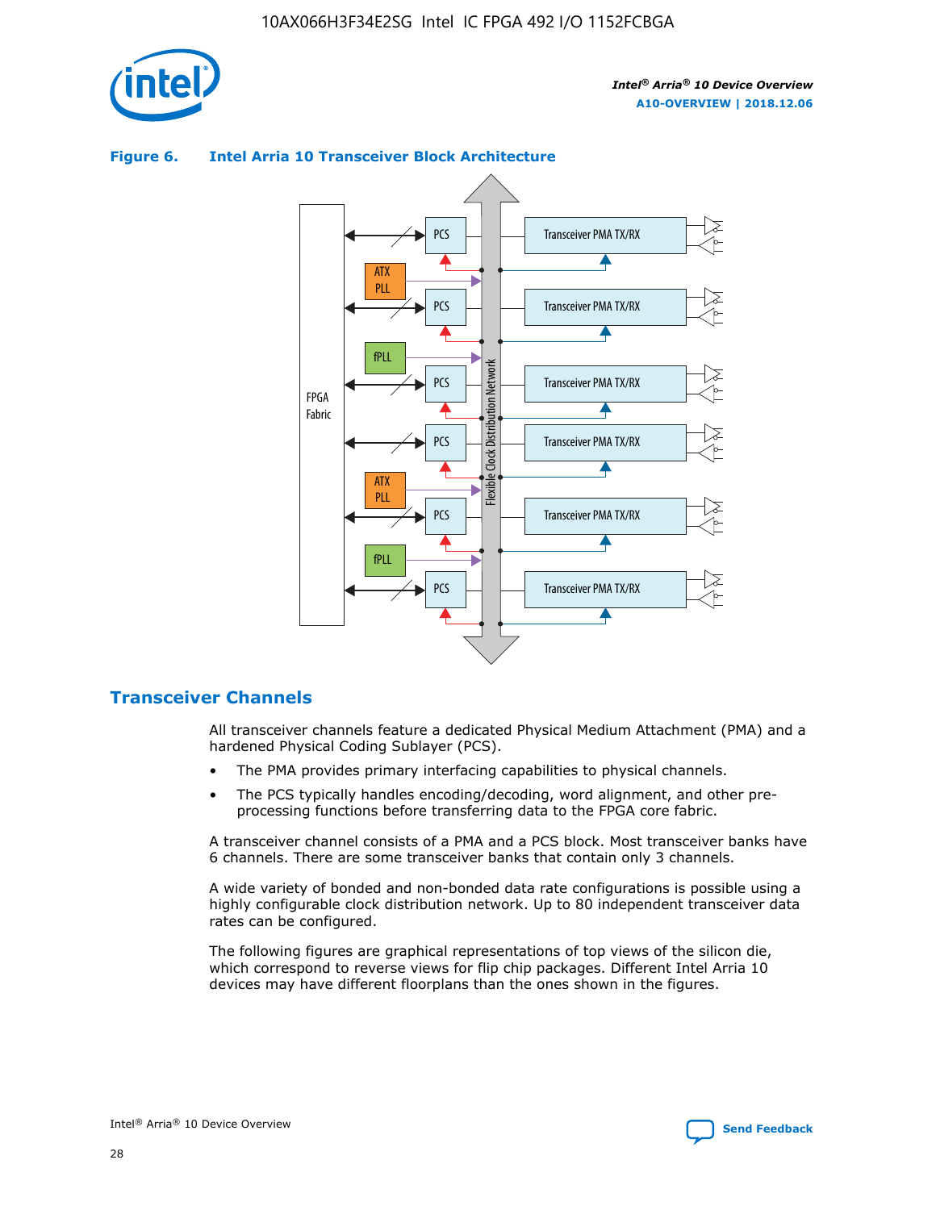**Figure 6. Intel Arria 10 Transceiver Block Architecture**

FPGA Fabric

ATX PLL

fPLL

ATX PLL

fPLL

PCS

PCS

PCS

PCS

PCS

PCS

Flexible Clock Distribution Network

Transceiver PMA TX/RX

Transceiver PMA TX/RX

Transceiver PMA TX/RX

Transceiver PMA TX/RX

Transceiver PMA TX/RX

Transceiver PMA TX/RX

## Transceiver Channels

All transceiver channels feature a dedicated Physical Medium Attachment (PMA) and a hardened Physical Coding Sublayer (PCS).

- The PMA provides primary interfacing capabilities to physical channels.
- The PCS typically handles encoding/decoding, word alignment, and other pre-processing functions before transferring data to the FPGA core fabric.

A transceiver channel consists of a PMA and a PCS block. Most transceiver banks have 6 channels. There are some transceiver banks that contain only 3 channels.

A wide variety of bonded and non-bonded data rate configurations is possible using a highly configurable clock distribution network. Up to 80 independent transceiver data rates can be configured.

The following figures are graphical representations of top views of the silicon die, which correspond to reverse views for flip chip packages. Different Intel Arria 10 devices may have different floorplans than the ones shown in the figures.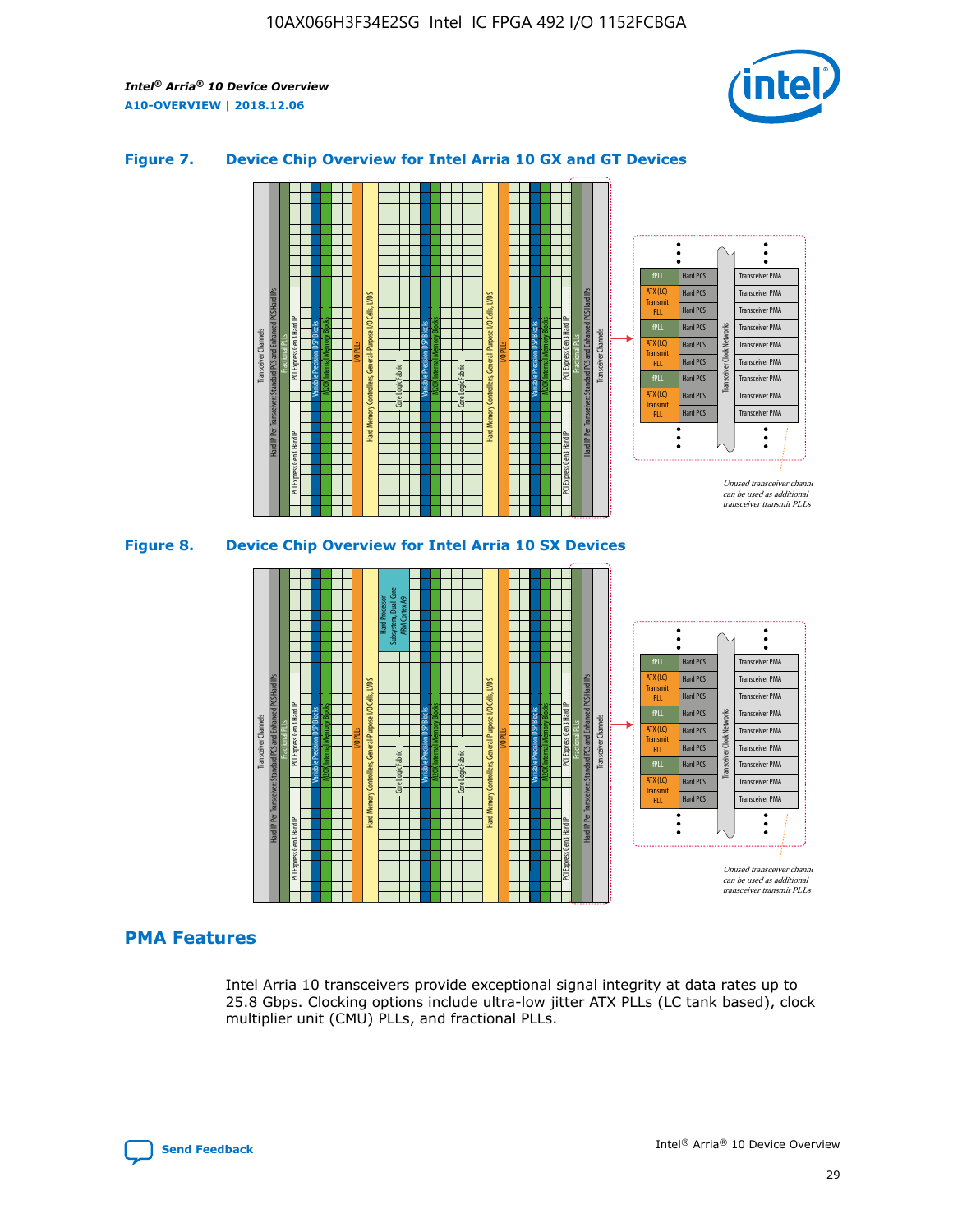## Figure 7. Device Chip Overview for Intel Arria 10 GX and GT Devices

Transceiver Channels
Hard IP Per Transceiver: Standard PCS and Enhanced PCS Hard IPs
Fractional PLLs
PCI Express Gen3 Hard IP
Variable Precision DSP Blocks
M20K Internal Memory Blocks
I/O PLLs
Hard Memory Controllers, General-Purpose I/O Cells, LVDS
Core Logic Fabric
Transceiver Clock Networks
fPLL
ATX (LC) Transmit PLL
Hard PCS
Transceiver PMA

Unused transceiver channels can be used as additional transceiver transmit PLLs

## Figure 8. Device Chip Overview for Intel Arria 10 SX Devices

Transceiver Channels
Hard IP Per Transceiver: Standard PCS and Enhanced PCS Hard IPs
Fractional PLLs
PCI Express Gen3 Hard IP
Variable Precision DSP Blocks
M20K Internal Memory Blocks
I/O PLLs
Hard Memory Controllers, General-Purpose I/O Cells, LVDS
Hard Processor Subsystem, Dual-Core ARM Cortex A9
Core Logic Fabric
Transceiver Clock Networks
fPLL
ATX (LC) Transmit PLL
Hard PCS
Transceiver PMA

Unused transceiver channels can be used as additional transceiver transmit PLLs

## PMA Features

Intel Arria 10 transceivers provide exceptional signal integrity at data rates up to 25.8 Gbps. Clocking options include ultra-low jitter ATX PLLs (LC tank based), clock multiplier unit (CMU) PLLs, and fractional PLLs.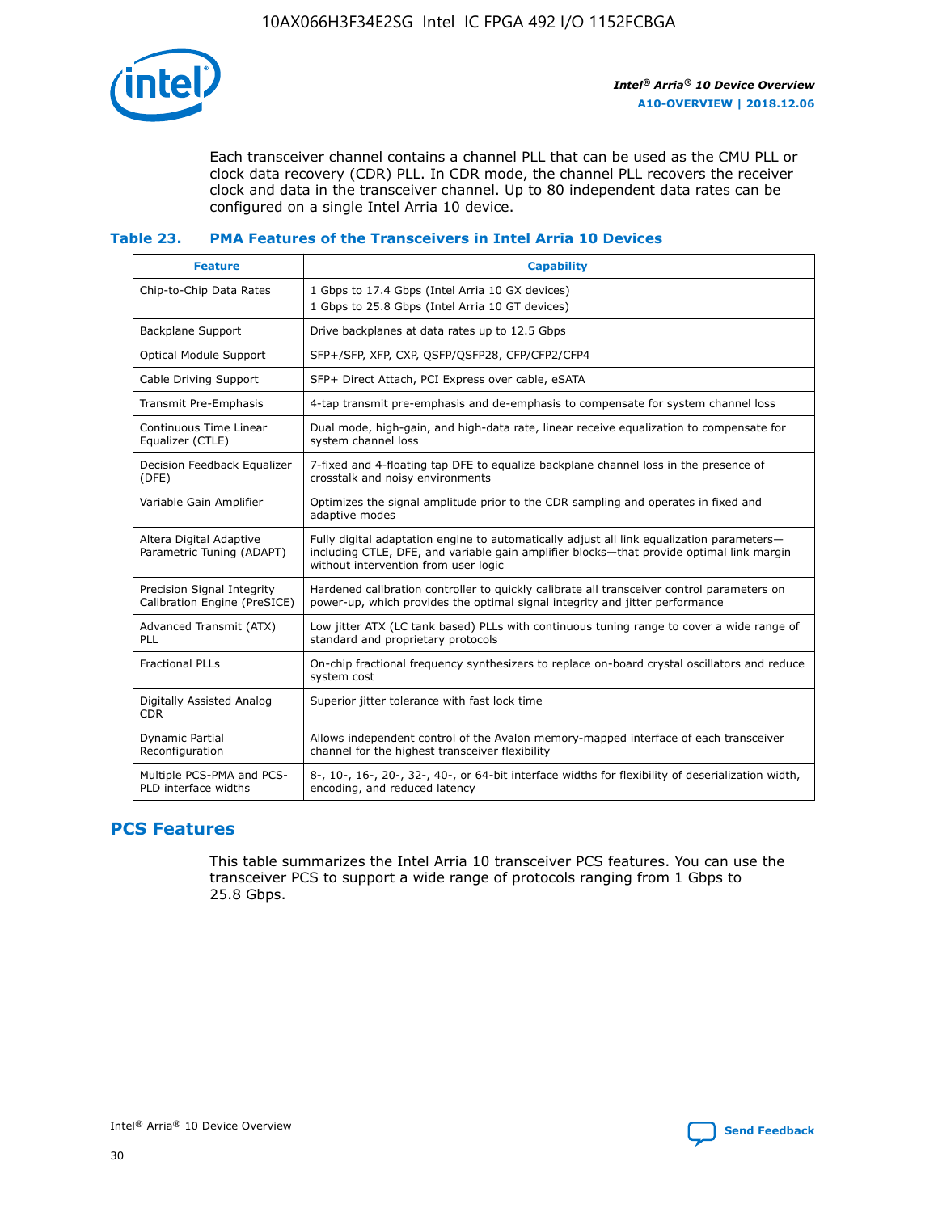Each transceiver channel contains a channel PLL that can be used as the CMU PLL or clock data recovery (CDR) PLL. In CDR mode, the channel PLL recovers the receiver clock and data in the transceiver channel. Up to 80 independent data rates can be configured on a single Intel Arria 10 device.

**Table 23. PMA Features of the Transceivers in Intel Arria 10 Devices**

| Feature | Capability |
|---|---|
| Chip-to-Chip Data Rates | 1 Gbps to 17.4 Gbps (Intel Arria 10 GX devices)<br>1 Gbps to 25.8 Gbps (Intel Arria 10 GT devices) |
| Backplane Support | Drive backplanes at data rates up to 12.5 Gbps |
| Optical Module Support | SFP+/SFP, XFP, CXP, QSFP/QSFP28, CFP/CFP2/CFP4 |
| Cable Driving Support | SFP+ Direct Attach, PCI Express over cable, eSATA |
| Transmit Pre-Emphasis | 4-tap transmit pre-emphasis and de-emphasis to compensate for system channel loss |
| Continuous Time Linear Equalizer (CTLE) | Dual mode, high-gain, and high-data rate, linear receive equalization to compensate for system channel loss |
| Decision Feedback Equalizer (DFE) | 7-fixed and 4-floating tap DFE to equalize backplane channel loss in the presence of crosstalk and noisy environments |
| Variable Gain Amplifier | Optimizes the signal amplitude prior to the CDR sampling and operates in fixed and adaptive modes |
| Altera Digital Adaptive Parametric Tuning (ADAPT) | Fully digital adaptation engine to automatically adjust all link equalization parameters—including CTLE, DFE, and variable gain amplifier blocks—that provide optimal link margin without intervention from user logic |
| Precision Signal Integrity Calibration Engine (PreSICE) | Hardened calibration controller to quickly calibrate all transceiver control parameters on power-up, which provides the optimal signal integrity and jitter performance |
| Advanced Transmit (ATX) PLL | Low jitter ATX (LC tank based) PLLs with continuous tuning range to cover a wide range of standard and proprietary protocols |
| Fractional PLLs | On-chip fractional frequency synthesizers to replace on-board crystal oscillators and reduce system cost |
| Digitally Assisted Analog CDR | Superior jitter tolerance with fast lock time |
| Dynamic Partial Reconfiguration | Allows independent control of the Avalon memory-mapped interface of each transceiver channel for the highest transceiver flexibility |
| Multiple PCS-PMA and PCS-PLD interface widths | 8-, 10-, 16-, 20-, 32-, 40-, or 64-bit interface widths for flexibility of deserialization width, encoding, and reduced latency |

## PCS Features

This table summarizes the Intel Arria 10 transceiver PCS features. You can use the transceiver PCS to support a wide range of protocols ranging from 1 Gbps to 25.8 Gbps.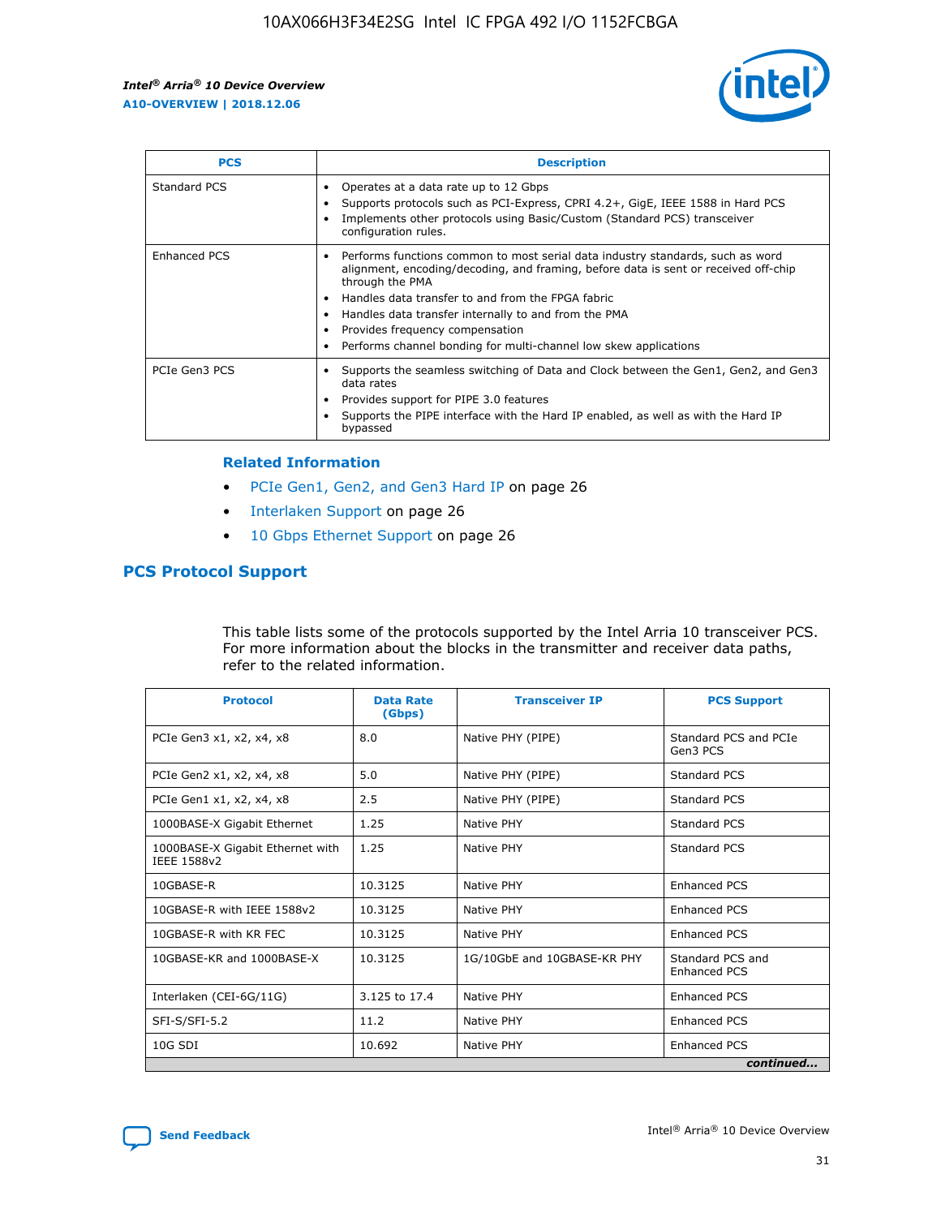| PCS | Description |
|---|---|
| Standard PCS | • Operates at a data rate up to 12 Gbps<br>• Supports protocols such as PCI-Express, CPRI 4.2+, GigE, IEEE 1588 in Hard PCS<br>• Implements other protocols using Basic/Custom (Standard PCS) transceiver configuration rules. |
| Enhanced PCS | • Performs functions common to most serial data industry standards, such as word alignment, encoding/decoding, and framing, before data is sent or received off-chip through the PMA<br>• Handles data transfer to and from the FPGA fabric<br>• Handles data transfer internally to and from the PMA<br>• Provides frequency compensation<br>• Performs channel bonding for multi-channel low skew applications |
| PCIe Gen3 PCS | • Supports the seamless switching of Data and Clock between the Gen1, Gen2, and Gen3 data rates<br>• Provides support for PIPE 3.0 features<br>• Supports the PIPE interface with the Hard IP enabled, as well as with the Hard IP bypassed |

### Related Information

- PCIe Gen1, Gen2, and Gen3 Hard IP on page 26
- Interlaken Support on page 26
- 10 Gbps Ethernet Support on page 26

## PCS Protocol Support

This table lists some of the protocols supported by the Intel Arria 10 transceiver PCS. For more information about the blocks in the transmitter and receiver data paths, refer to the related information.

| Protocol | Data Rate (Gbps) | Transceiver IP | PCS Support |
|---|---|---|---|
| PCIe Gen3 x1, x2, x4, x8 | 8.0 | Native PHY (PIPE) | Standard PCS and PCIe Gen3 PCS |
| PCIe Gen2 x1, x2, x4, x8 | 5.0 | Native PHY (PIPE) | Standard PCS |
| PCIe Gen1 x1, x2, x4, x8 | 2.5 | Native PHY (PIPE) | Standard PCS |
| 1000BASE-X Gigabit Ethernet | 1.25 | Native PHY | Standard PCS |
| 1000BASE-X Gigabit Ethernet with IEEE 1588v2 | 1.25 | Native PHY | Standard PCS |
| 10GBASE-R | 10.3125 | Native PHY | Enhanced PCS |
| 10GBASE-R with IEEE 1588v2 | 10.3125 | Native PHY | Enhanced PCS |
| 10GBASE-R with KR FEC | 10.3125 | Native PHY | Enhanced PCS |
| 10GBASE-KR and 1000BASE-X | 10.3125 | 1G/10GbE and 10GBASE-KR PHY | Standard PCS and Enhanced PCS |
| Interlaken (CEI-6G/11G) | 3.125 to 17.4 | Native PHY | Enhanced PCS |
| SFI-S/SFI-5.2 | 11.2 | Native PHY | Enhanced PCS |
| 10G SDI | 10.692 | Native PHY | Enhanced PCS |

*continued...*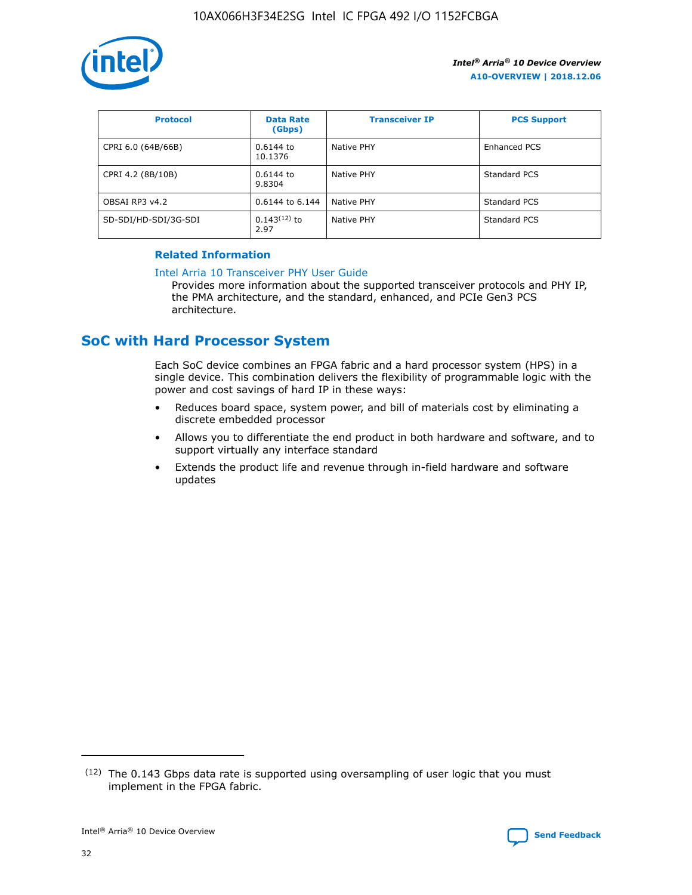| Protocol | Data Rate (Gbps) | Transceiver IP | PCS Support |
|---|---|---|---|
| CPRI 6.0 (64B/66B) | 0.6144 to 10.1376 | Native PHY | Enhanced PCS |
| CPRI 4.2 (8B/10B) | 0.6144 to 9.8304 | Native PHY | Standard PCS |
| OBSAI RP3 v4.2 | 0.6144 to 6.144 | Native PHY | Standard PCS |
| SD-SDI/HD-SDI/3G-SDI | 0.143[12] to 2.97 | Native PHY | Standard PCS |

### Related Information

Intel Arria 10 Transceiver PHY User Guide
Provides more information about the supported transceiver protocols and PHY IP, the PMA architecture, and the standard, enhanced, and PCIe Gen3 PCS architecture.

## SoC with Hard Processor System

Each SoC device combines an FPGA fabric and a hard processor system (HPS) in a single device. This combination delivers the flexibility of programmable logic with the power and cost savings of hard IP in these ways:

- Reduces board space, system power, and bill of materials cost by eliminating a discrete embedded processor
- Allows you to differentiate the end product in both hardware and software, and to support virtually any interface standard
- Extends the product life and revenue through in-field hardware and software updates

[12] The 0.143 Gbps data rate is supported using oversampling of user logic that you must implement in the FPGA fabric.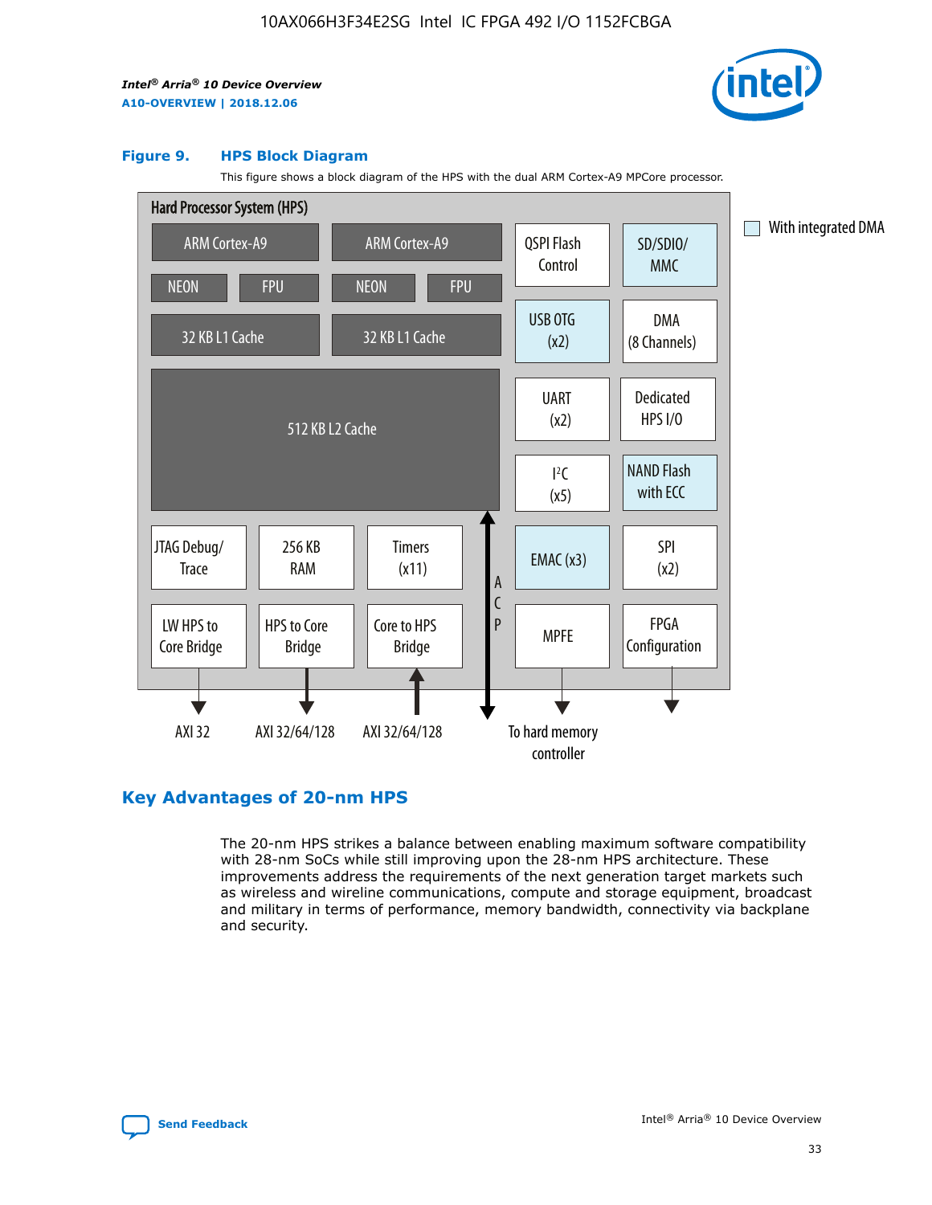**Figure 9. HPS Block Diagram**

This figure shows a block diagram of the HPS with the dual ARM Cortex-A9 MPCore processor.

Hard Processor System (HPS)

ARM Cortex-A9 | ARM Cortex-A9 | QSPI Flash Control | SD/SDIO/MMC

NEON | FPU | NEON | FPU

32 KB L1 Cache | 32 KB L1 Cache | USB OTG (x2) | DMA (8 Channels)

512 KB L2 Cache | UART (x2) | Dedicated HPS I/O | I²C (x5) | NAND Flash with ECC

JTAG Debug/Trace | 256 KB RAM | Timers (x11) | ACP | EMAC (x3) | SPI (x2)

LW HPS to Core Bridge | HPS to Core Bridge | Core to HPS Bridge | MPFE | FPGA Configuration

AXI 32 | AXI 32/64/128 | AXI 32/64/128 | To hard memory controller

With integrated DMA

## Key Advantages of 20-nm HPS

The 20-nm HPS strikes a balance between enabling maximum software compatibility with 28-nm SoCs while still improving upon the 28-nm HPS architecture. These improvements address the requirements of the next generation target markets such as wireless and wireline communications, compute and storage equipment, broadcast and military in terms of performance, memory bandwidth, connectivity via backplane and security.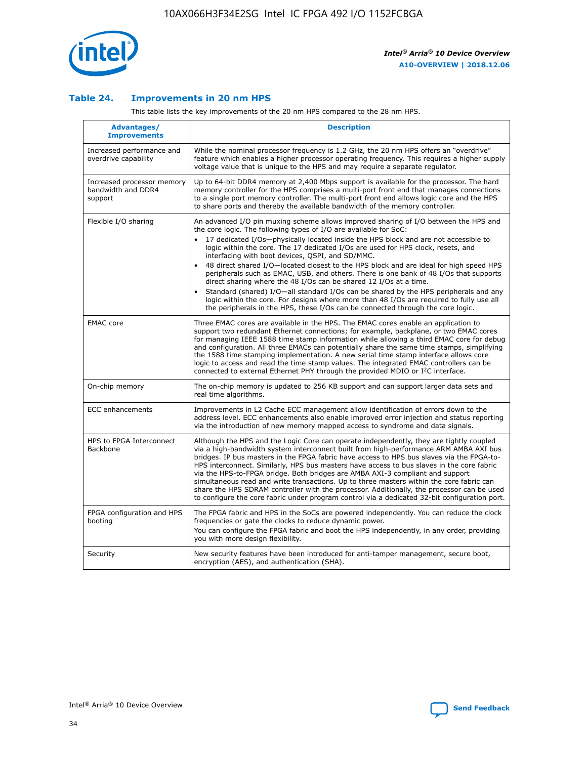### Table 24. Improvements in 20 nm HPS

This table lists the key improvements of the 20 nm HPS compared to the 28 nm HPS.

| Advantages/ Improvements | Description |
|---|---|
| Increased performance and overdrive capability | While the nominal processor frequency is 1.2 GHz, the 20 nm HPS offers an "overdrive" feature which enables a higher processor operating frequency. This requires a higher supply voltage value that is unique to the HPS and may require a separate regulator. |
| Increased processor memory bandwidth and DDR4 support | Up to 64-bit DDR4 memory at 2,400 Mbps support is available for the processor. The hard memory controller for the HPS comprises a multi-port front end that manages connections to a single port memory controller. The multi-port front end allows logic core and the HPS to share ports and thereby the available bandwidth of the memory controller. |
| Flexible I/O sharing | An advanced I/O pin muxing scheme allows improved sharing of I/O between the HPS and the core logic. The following types of I/O are available for SoC: <br>• 17 dedicated I/Os—physically located inside the HPS block and are not accessible to logic within the core. The 17 dedicated I/Os are used for HPS clock, resets, and interfacing with boot devices, QSPI, and SD/MMC. <br>• 48 direct shared I/O—located closest to the HPS block and are ideal for high speed HPS peripherals such as EMAC, USB, and others. There is one bank of 48 I/Os that supports direct sharing where the 48 I/Os can be shared 12 I/Os at a time. <br>• Standard (shared) I/O—all standard I/Os can be shared by the HPS peripherals and any logic within the core. For designs where more than 48 I/Os are required to fully use all the peripherals in the HPS, these I/Os can be connected through the core logic. |
| EMAC core | Three EMAC cores are available in the HPS. The EMAC cores enable an application to support two redundant Ethernet connections; for example, backplane, or two EMAC cores for managing IEEE 1588 time stamp information while allowing a third EMAC core for debug and configuration. All three EMACs can potentially share the same time stamps, simplifying the 1588 time stamping implementation. A new serial time stamp interface allows core logic to access and read the time stamp values. The integrated EMAC controllers can be connected to external Ethernet PHY through the provided MDIO or I2C interface. |
| On-chip memory | The on-chip memory is updated to 256 KB support and can support larger data sets and real time algorithms. |
| ECC enhancements | Improvements in L2 Cache ECC management allow identification of errors down to the address level. ECC enhancements also enable improved error injection and status reporting via the introduction of new memory mapped access to syndrome and data signals. |
| HPS to FPGA Interconnect Backbone | Although the HPS and the Logic Core can operate independently, they are tightly coupled via a high-bandwidth system interconnect built from high-performance ARM AMBA AXI bus bridges. IP bus masters in the FPGA fabric have access to HPS bus slaves via the FPGA-to-HPS interconnect. Similarly, HPS bus masters have access to bus slaves in the core fabric via the HPS-to-FPGA bridge. Both bridges are AMBA AXI-3 compliant and support simultaneous read and write transactions. Up to three masters within the core fabric can share the HPS SDRAM controller with the processor. Additionally, the processor can be used to configure the core fabric under program control via a dedicated 32-bit configuration port. |
| FPGA configuration and HPS booting | The FPGA fabric and HPS in the SoCs are powered independently. You can reduce the clock frequencies or gate the clocks to reduce dynamic power. <br>You can configure the FPGA fabric and boot the HPS independently, in any order, providing you with more design flexibility. |
| Security | New security features have been introduced for anti-tamper management, secure boot, encryption (AES), and authentication (SHA). |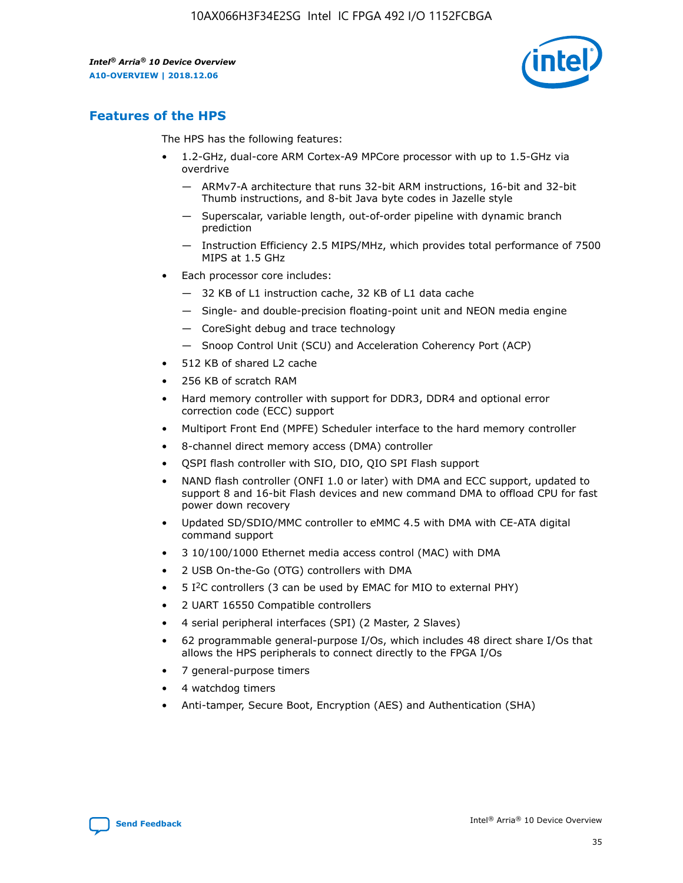## Features of the HPS

The HPS has the following features:

- 1.2-GHz, dual-core ARM Cortex-A9 MPCore processor with up to 1.5-GHz via overdrive
  - — ARMv7-A architecture that runs 32-bit ARM instructions, 16-bit and 32-bit Thumb instructions, and 8-bit Java byte codes in Jazelle style
  - — Superscalar, variable length, out-of-order pipeline with dynamic branch prediction
  - — Instruction Efficiency 2.5 MIPS/MHz, which provides total performance of 7500 MIPS at 1.5 GHz
- Each processor core includes:
  - — 32 KB of L1 instruction cache, 32 KB of L1 data cache
  - — Single- and double-precision floating-point unit and NEON media engine
  - — CoreSight debug and trace technology
  - — Snoop Control Unit (SCU) and Acceleration Coherency Port (ACP)
- 512 KB of shared L2 cache
- 256 KB of scratch RAM
- Hard memory controller with support for DDR3, DDR4 and optional error correction code (ECC) support
- Multiport Front End (MPFE) Scheduler interface to the hard memory controller
- 8-channel direct memory access (DMA) controller
- QSPI flash controller with SIO, DIO, QIO SPI Flash support
- NAND flash controller (ONFI 1.0 or later) with DMA and ECC support, updated to support 8 and 16-bit Flash devices and new command DMA to offload CPU for fast power down recovery
- Updated SD/SDIO/MMC controller to eMMC 4.5 with DMA with CE-ATA digital command support
- 3 10/100/1000 Ethernet media access control (MAC) with DMA
- 2 USB On-the-Go (OTG) controllers with DMA
- 5 I²C controllers (3 can be used by EMAC for MIO to external PHY)
- 2 UART 16550 Compatible controllers
- 4 serial peripheral interfaces (SPI) (2 Master, 2 Slaves)
- 62 programmable general-purpose I/Os, which includes 48 direct share I/Os that allows the HPS peripherals to connect directly to the FPGA I/Os
- 7 general-purpose timers
- 4 watchdog timers
- Anti-tamper, Secure Boot, Encryption (AES) and Authentication (SHA)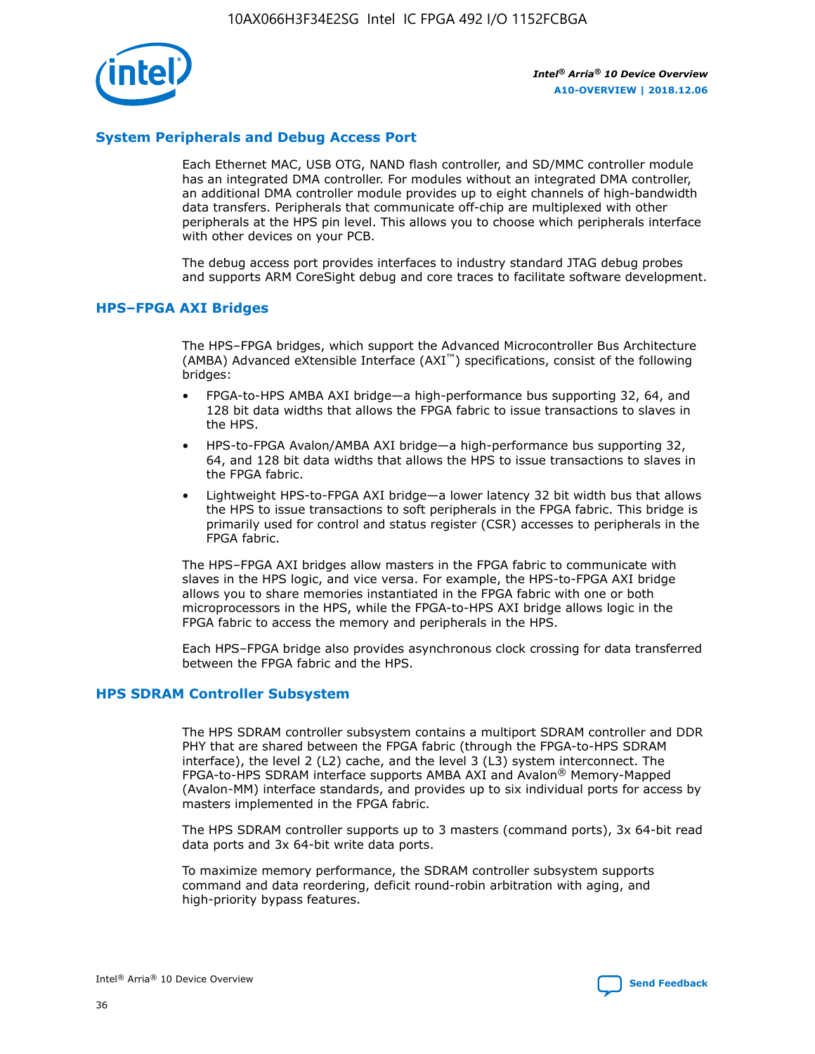## System Peripherals and Debug Access Port

Each Ethernet MAC, USB OTG, NAND flash controller, and SD/MMC controller module has an integrated DMA controller. For modules without an integrated DMA controller, an additional DMA controller module provides up to eight channels of high-bandwidth data transfers. Peripherals that communicate off-chip are multiplexed with other peripherals at the HPS pin level. This allows you to choose which peripherals interface with other devices on your PCB.

The debug access port provides interfaces to industry standard JTAG debug probes and supports ARM CoreSight debug and core traces to facilitate software development.

## HPS–FPGA AXI Bridges

The HPS–FPGA bridges, which support the Advanced Microcontroller Bus Architecture (AMBA) Advanced eXtensible Interface (AXI™) specifications, consist of the following bridges:

- FPGA-to-HPS AMBA AXI bridge—a high-performance bus supporting 32, 64, and 128 bit data widths that allows the FPGA fabric to issue transactions to slaves in the HPS.
- HPS-to-FPGA Avalon/AMBA AXI bridge—a high-performance bus supporting 32, 64, and 128 bit data widths that allows the HPS to issue transactions to slaves in the FPGA fabric.
- Lightweight HPS-to-FPGA AXI bridge—a lower latency 32 bit width bus that allows the HPS to issue transactions to soft peripherals in the FPGA fabric. This bridge is primarily used for control and status register (CSR) accesses to peripherals in the FPGA fabric.

The HPS–FPGA AXI bridges allow masters in the FPGA fabric to communicate with slaves in the HPS logic, and vice versa. For example, the HPS-to-FPGA AXI bridge allows you to share memories instantiated in the FPGA fabric with one or both microprocessors in the HPS, while the FPGA-to-HPS AXI bridge allows logic in the FPGA fabric to access the memory and peripherals in the HPS.

Each HPS–FPGA bridge also provides asynchronous clock crossing for data transferred between the FPGA fabric and the HPS.

## HPS SDRAM Controller Subsystem

The HPS SDRAM controller subsystem contains a multiport SDRAM controller and DDR PHY that are shared between the FPGA fabric (through the FPGA-to-HPS SDRAM interface), the level 2 (L2) cache, and the level 3 (L3) system interconnect. The FPGA-to-HPS SDRAM interface supports AMBA AXI and Avalon® Memory-Mapped (Avalon-MM) interface standards, and provides up to six individual ports for access by masters implemented in the FPGA fabric.

The HPS SDRAM controller supports up to 3 masters (command ports), 3x 64-bit read data ports and 3x 64-bit write data ports.

To maximize memory performance, the SDRAM controller subsystem supports command and data reordering, deficit round-robin arbitration with aging, and high-priority bypass features.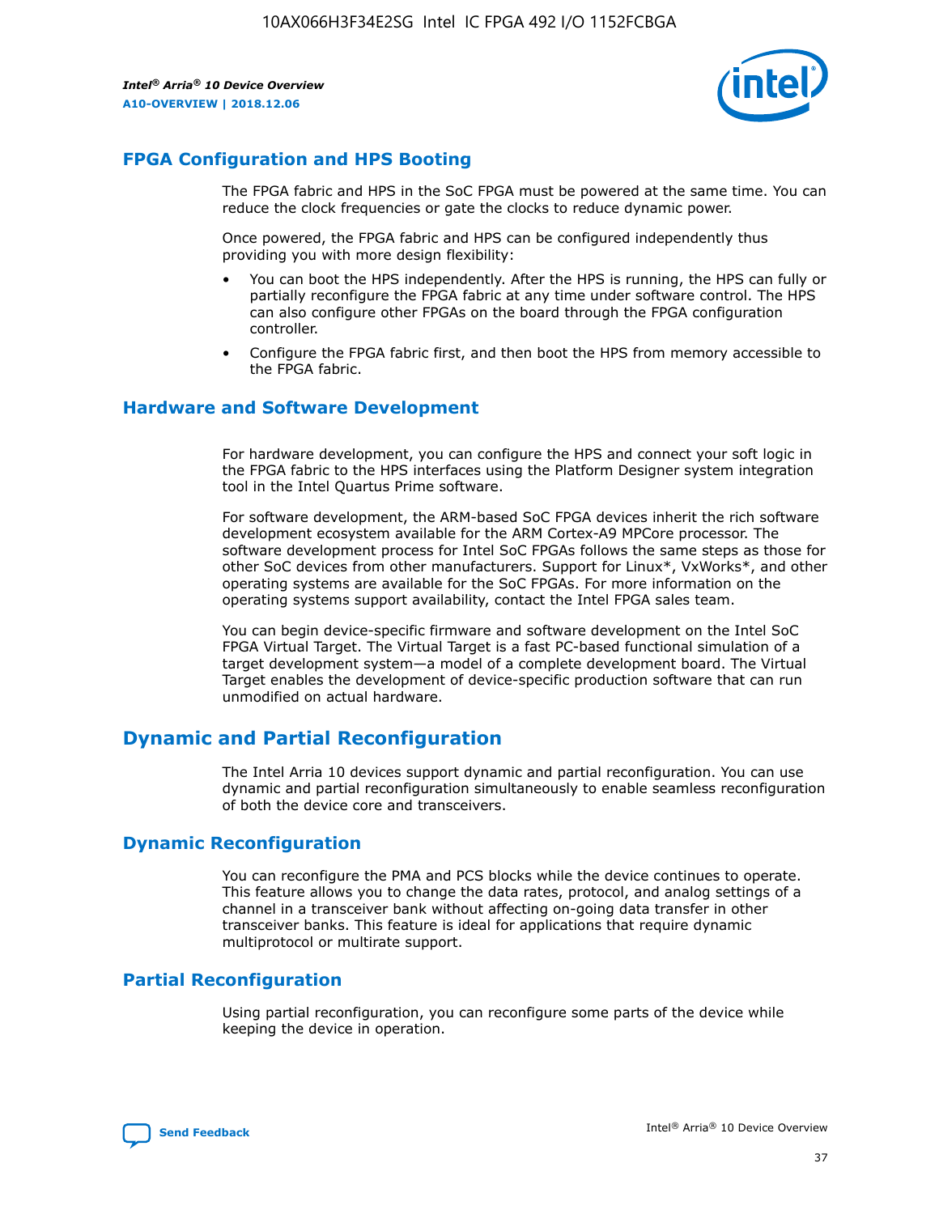## FPGA Configuration and HPS Booting

The FPGA fabric and HPS in the SoC FPGA must be powered at the same time. You can reduce the clock frequencies or gate the clocks to reduce dynamic power.

Once powered, the FPGA fabric and HPS can be configured independently thus providing you with more design flexibility:

- You can boot the HPS independently. After the HPS is running, the HPS can fully or partially reconfigure the FPGA fabric at any time under software control. The HPS can also configure other FPGAs on the board through the FPGA configuration controller.
- Configure the FPGA fabric first, and then boot the HPS from memory accessible to the FPGA fabric.

## Hardware and Software Development

For hardware development, you can configure the HPS and connect your soft logic in the FPGA fabric to the HPS interfaces using the Platform Designer system integration tool in the Intel Quartus Prime software.

For software development, the ARM-based SoC FPGA devices inherit the rich software development ecosystem available for the ARM Cortex-A9 MPCore processor. The software development process for Intel SoC FPGAs follows the same steps as those for other SoC devices from other manufacturers. Support for Linux*, VxWorks*, and other operating systems are available for the SoC FPGAs. For more information on the operating systems support availability, contact the Intel FPGA sales team.

You can begin device-specific firmware and software development on the Intel SoC FPGA Virtual Target. The Virtual Target is a fast PC-based functional simulation of a target development system—a model of a complete development board. The Virtual Target enables the development of device-specific production software that can run unmodified on actual hardware.

# Dynamic and Partial Reconfiguration

The Intel Arria 10 devices support dynamic and partial reconfiguration. You can use dynamic and partial reconfiguration simultaneously to enable seamless reconfiguration of both the device core and transceivers.

## Dynamic Reconfiguration

You can reconfigure the PMA and PCS blocks while the device continues to operate. This feature allows you to change the data rates, protocol, and analog settings of a channel in a transceiver bank without affecting on-going data transfer in other transceiver banks. This feature is ideal for applications that require dynamic multiprotocol or multirate support.

## Partial Reconfiguration

Using partial reconfiguration, you can reconfigure some parts of the device while keeping the device in operation.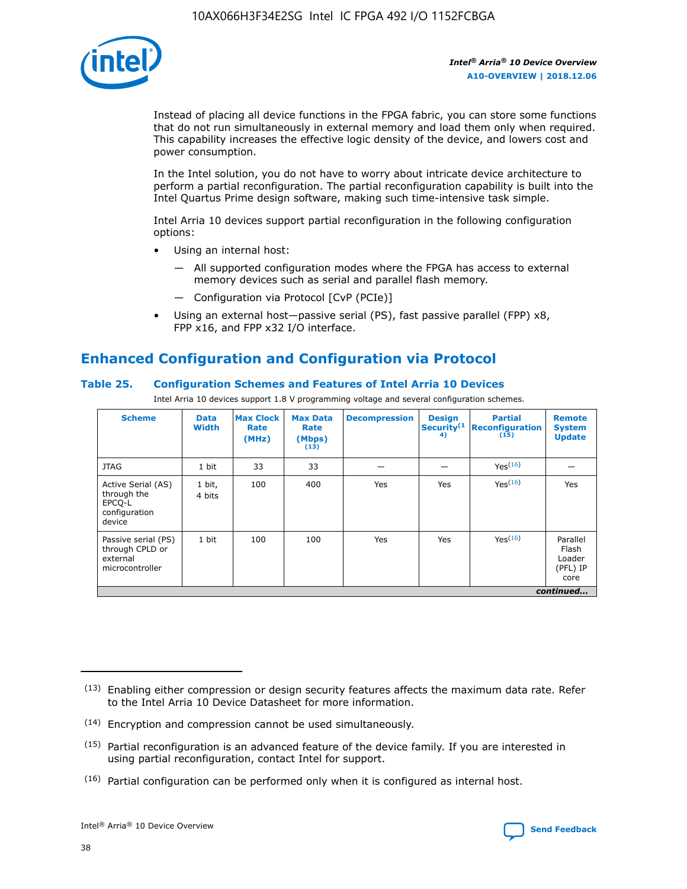Instead of placing all device functions in the FPGA fabric, you can store some functions that do not run simultaneously in external memory and load them only when required. This capability increases the effective logic density of the device, and lowers cost and power consumption.

In the Intel solution, you do not have to worry about intricate device architecture to perform a partial reconfiguration. The partial reconfiguration capability is built into the Intel Quartus Prime design software, making such time-intensive task simple.

Intel Arria 10 devices support partial reconfiguration in the following configuration options:

- Using an internal host:
  - — All supported configuration modes where the FPGA has access to external memory devices such as serial and parallel flash memory.
  - — Configuration via Protocol [CvP (PCIe)]
- Using an external host—passive serial (PS), fast passive parallel (FPP) x8, FPP x16, and FPP x32 I/O interface.

## Enhanced Configuration and Configuration via Protocol

### Table 25. Configuration Schemes and Features of Intel Arria 10 Devices

Intel Arria 10 devices support 1.8 V programming voltage and several configuration schemes.

| Scheme | Data Width | Max Clock Rate (MHz) | Max Data Rate (Mbps) (13) | Decompression | Design Security(14) | Partial Reconfiguration (15) | Remote System Update |
|---|---|---|---|---|---|---|---|
| JTAG | 1 bit | 33 | 33 | — | — | Yes(16) | — |
| Active Serial (AS) through the EPCQ-L configuration device | 1 bit, 4 bits | 100 | 400 | Yes | Yes | Yes(16) | Yes |
| Passive serial (PS) through CPLD or external microcontroller | 1 bit | 100 | 100 | Yes | Yes | Yes(16) | Parallel Flash Loader (PFL) IP core |

*continued...*

(13) Enabling either compression or design security features affects the maximum data rate. Refer to the Intel Arria 10 Device Datasheet for more information.

(14) Encryption and compression cannot be used simultaneously.

(15) Partial reconfiguration is an advanced feature of the device family. If you are interested in using partial reconfiguration, contact Intel for support.

(16) Partial configuration can be performed only when it is configured as internal host.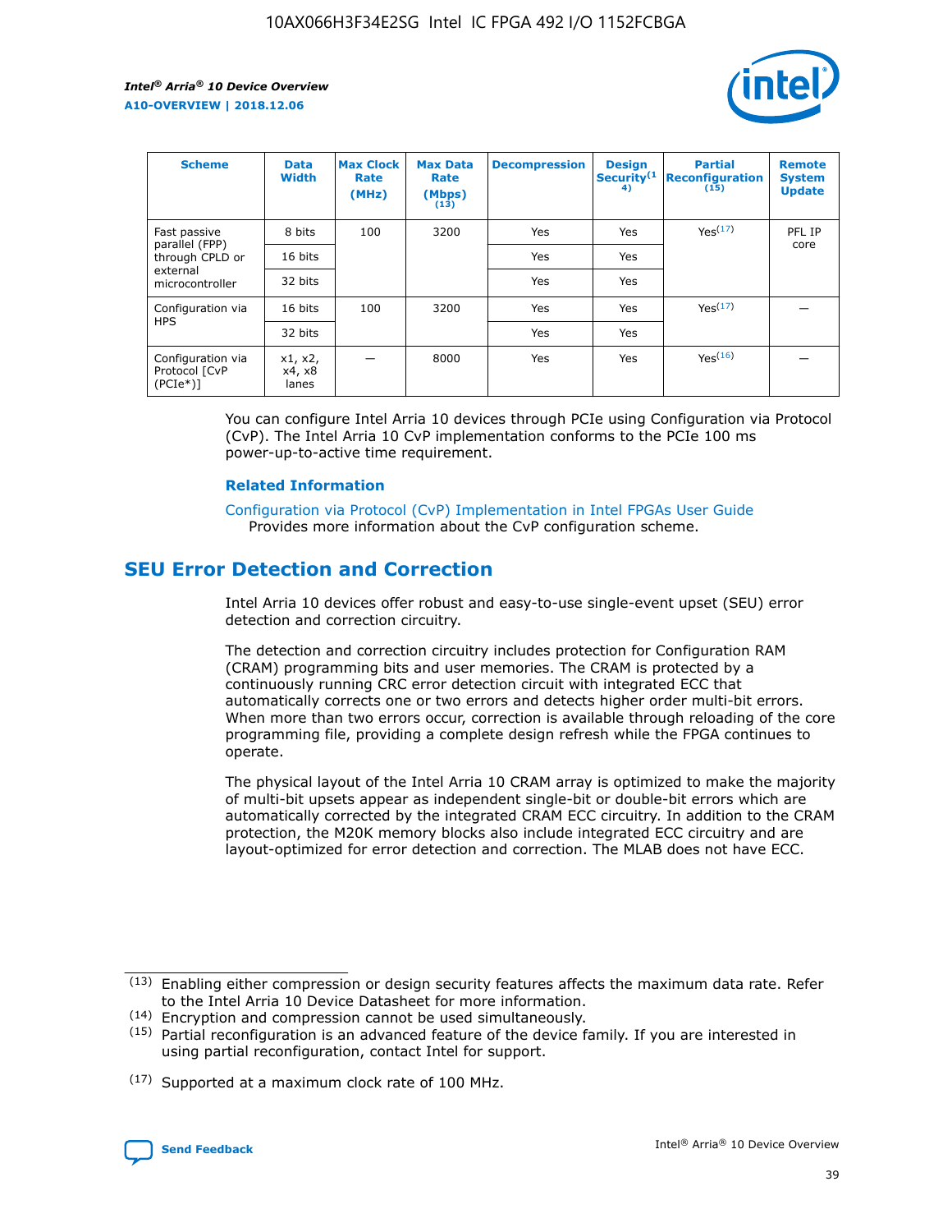| Scheme | Data Width | Max Clock Rate (MHz) | Max Data Rate (Mbps) (13) | Decompression | Design Security(14) | Partial Reconfiguration (15) | Remote System Update |
| --- | --- | --- | --- | --- | --- | --- | --- |
| Fast passive parallel (FPP) through CPLD or external microcontroller | 8 bits | 100 | 3200 | Yes | Yes | Yes(17) | PFL IP core |
| | 16 bits | | | Yes | Yes | | |
| | 32 bits | | | Yes | Yes | | |
| Configuration via HPS | 16 bits | 100 | 3200 | Yes | Yes | Yes(17) | — |
| | 32 bits | | | Yes | Yes | | |
| Configuration via Protocol [CvP (PCIe*)] | x1, x2, x4, x8 lanes | — | 8000 | Yes | Yes | Yes(16) | — |

You can configure Intel Arria 10 devices through PCIe using Configuration via Protocol (CvP). The Intel Arria 10 CvP implementation conforms to the PCIe 100 ms power-up-to-active time requirement.

### Related Information

Configuration via Protocol (CvP) Implementation in Intel FPGAs User Guide
Provides more information about the CvP configuration scheme.

## SEU Error Detection and Correction

Intel Arria 10 devices offer robust and easy-to-use single-event upset (SEU) error detection and correction circuitry.

The detection and correction circuitry includes protection for Configuration RAM (CRAM) programming bits and user memories. The CRAM is protected by a continuously running CRC error detection circuit with integrated ECC that automatically corrects one or two errors and detects higher order multi-bit errors. When more than two errors occur, correction is available through reloading of the core programming file, providing a complete design refresh while the FPGA continues to operate.

The physical layout of the Intel Arria 10 CRAM array is optimized to make the majority of multi-bit upsets appear as independent single-bit or double-bit errors which are automatically corrected by the integrated CRAM ECC circuitry. In addition to the CRAM protection, the M20K memory blocks also include integrated ECC circuitry and are layout-optimized for error detection and correction. The MLAB does not have ECC.

(13) Enabling either compression or design security features affects the maximum data rate. Refer to the Intel Arria 10 Device Datasheet for more information.

(14) Encryption and compression cannot be used simultaneously.

(15) Partial reconfiguration is an advanced feature of the device family. If you are interested in using partial reconfiguration, contact Intel for support.

(17) Supported at a maximum clock rate of 100 MHz.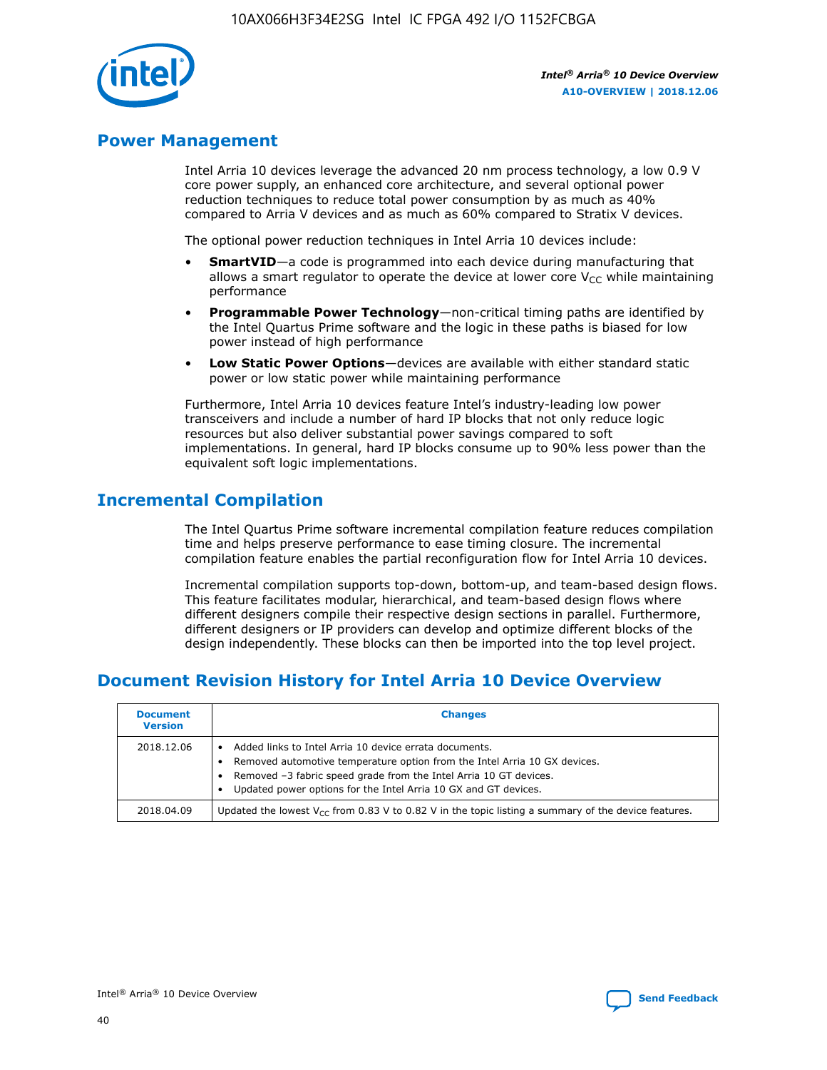## Power Management

Intel Arria 10 devices leverage the advanced 20 nm process technology, a low 0.9 V core power supply, an enhanced core architecture, and several optional power reduction techniques to reduce total power consumption by as much as 40% compared to Arria V devices and as much as 60% compared to Stratix V devices.

The optional power reduction techniques in Intel Arria 10 devices include:

- **SmartVID**—a code is programmed into each device during manufacturing that allows a smart regulator to operate the device at lower core $V_{CC}$ while maintaining performance
- **Programmable Power Technology**—non-critical timing paths are identified by the Intel Quartus Prime software and the logic in these paths is biased for low power instead of high performance
- **Low Static Power Options**—devices are available with either standard static power or low static power while maintaining performance

Furthermore, Intel Arria 10 devices feature Intel's industry-leading low power transceivers and include a number of hard IP blocks that not only reduce logic resources but also deliver substantial power savings compared to soft implementations. In general, hard IP blocks consume up to 90% less power than the equivalent soft logic implementations.

## Incremental Compilation

The Intel Quartus Prime software incremental compilation feature reduces compilation time and helps preserve performance to ease timing closure. The incremental compilation feature enables the partial reconfiguration flow for Intel Arria 10 devices.

Incremental compilation supports top-down, bottom-up, and team-based design flows. This feature facilitates modular, hierarchical, and team-based design flows where different designers compile their respective design sections in parallel. Furthermore, different designers or IP providers can develop and optimize different blocks of the design independently. These blocks can then be imported into the top level project.

## Document Revision History for Intel Arria 10 Device Overview

| Document Version | Changes |
| --- | --- |
| 2018.12.06 | • Added links to Intel Arria 10 device errata documents.<br>• Removed automotive temperature option from the Intel Arria 10 GX devices.<br>• Removed –3 fabric speed grade from the Intel Arria 10 GT devices.<br>• Updated power options for the Intel Arria 10 GX and GT devices. |
| 2018.04.09 | Updated the lowest $V_{CC}$ from 0.83 V to 0.82 V in the topic listing a summary of the device features. |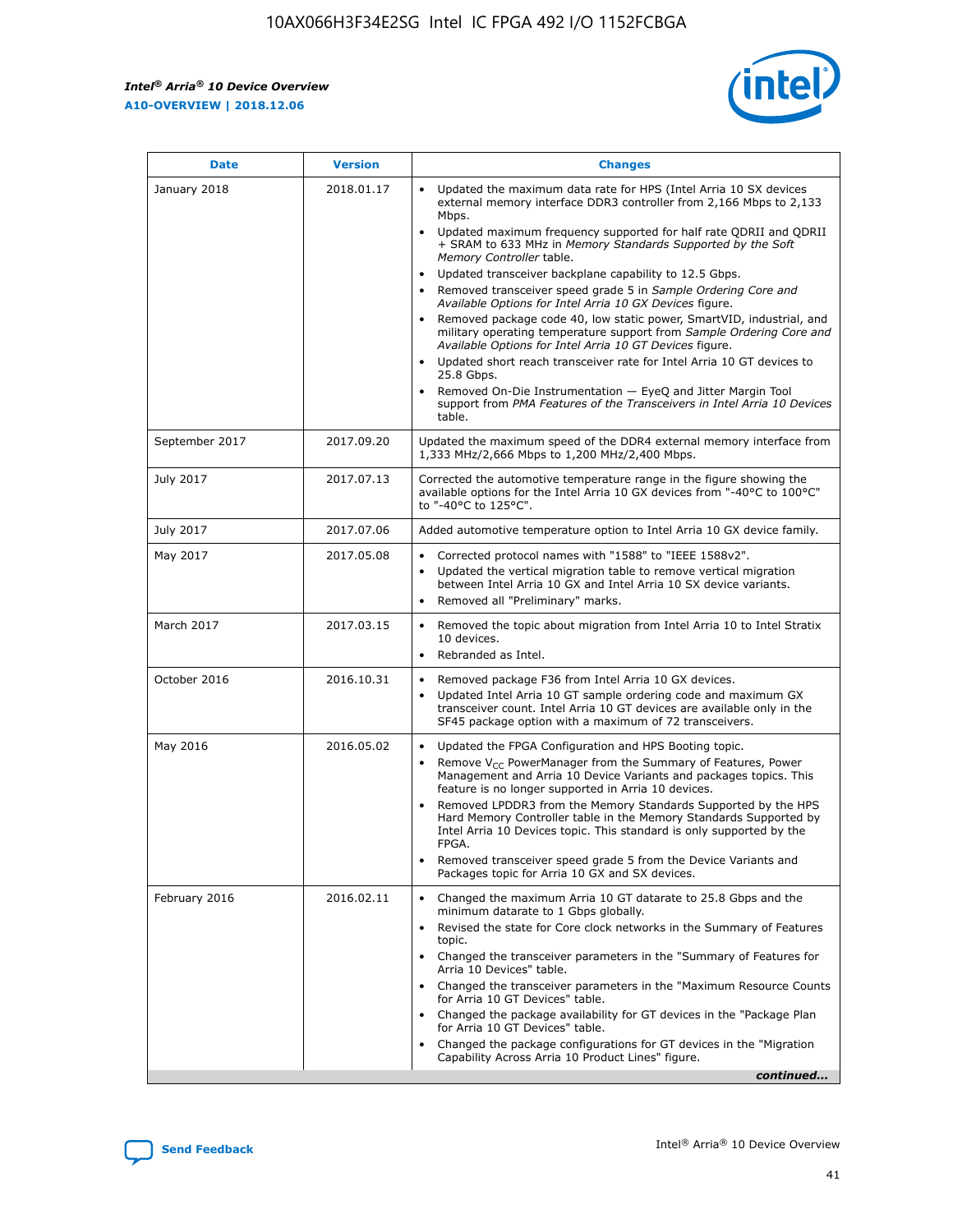| Date | Version | Changes |
| --- | --- | --- |
| January 2018 | 2018.01.17 | • Updated the maximum data rate for HPS (Intel Arria 10 SX devices external memory interface DDR3 controller from 2,166 Mbps to 2,133 Mbps.<br>• Updated maximum frequency supported for half rate QDRII and QDRII + SRAM to 633 MHz in *Memory Standards Supported by the Soft Memory Controller* table.<br>• Updated transceiver backplane capability to 12.5 Gbps.<br>• Removed transceiver speed grade 5 in *Sample Ordering Core and Available Options for Intel Arria 10 GX Devices* figure.<br>• Removed package code 40, low static power, SmartVID, industrial, and military operating temperature support from *Sample Ordering Core and Available Options for Intel Arria 10 GT Devices* figure.<br>• Updated short reach transceiver rate for Intel Arria 10 GT devices to 25.8 Gbps.<br>• Removed On-Die Instrumentation — EyeQ and Jitter Margin Tool support from *PMA Features of the Transceivers in Intel Arria 10 Devices* table. |
| September 2017 | 2017.09.20 | Updated the maximum speed of the DDR4 external memory interface from 1,333 MHz/2,666 Mbps to 1,200 MHz/2,400 Mbps. |
| July 2017 | 2017.07.13 | Corrected the automotive temperature range in the figure showing the available options for the Intel Arria 10 GX devices from "-40°C to 100°C" to "-40°C to 125°C". |
| July 2017 | 2017.07.06 | Added automotive temperature option to Intel Arria 10 GX device family. |
| May 2017 | 2017.05.08 | • Corrected protocol names with "1588" to "IEEE 1588v2".<br>• Updated the vertical migration table to remove vertical migration between Intel Arria 10 GX and Intel Arria 10 SX device variants.<br>• Removed all "Preliminary" marks. |
| March 2017 | 2017.03.15 | • Removed the topic about migration from Intel Arria 10 to Intel Stratix 10 devices.<br>• Rebranded as Intel. |
| October 2016 | 2016.10.31 | • Removed package F36 from Intel Arria 10 GX devices.<br>• Updated Intel Arria 10 GT sample ordering code and maximum GX transceiver count. Intel Arria 10 GT devices are available only in the SF45 package option with a maximum of 72 transceivers. |
| May 2016 | 2016.05.02 | • Updated the FPGA Configuration and HPS Booting topic.<br>• Remove $V_{CC}$ PowerManager from the Summary of Features, Power Management and Arria 10 Device Variants and packages topics. This feature is no longer supported in Arria 10 devices.<br>• Removed LPDDR3 from the Memory Standards Supported by the HPS Hard Memory Controller table in the Memory Standards Supported by Intel Arria 10 Devices topic. This standard is only supported by the FPGA.<br>• Removed transceiver speed grade 5 from the Device Variants and Packages topic for Arria 10 GX and SX devices. |
| February 2016 | 2016.02.11 | • Changed the maximum Arria 10 GT datarate to 25.8 Gbps and the minimum datarate to 1 Gbps globally.<br>• Revised the state for Core clock networks in the Summary of Features topic.<br>• Changed the transceiver parameters in the "Summary of Features for Arria 10 Devices" table.<br>• Changed the transceiver parameters in the "Maximum Resource Counts for Arria 10 GT Devices" table.<br>• Changed the package availability for GT devices in the "Package Plan for Arria 10 GT Devices" table.<br>• Changed the package configurations for GT devices in the "Migration Capability Across Arria 10 Product Lines" figure. |

*continued...*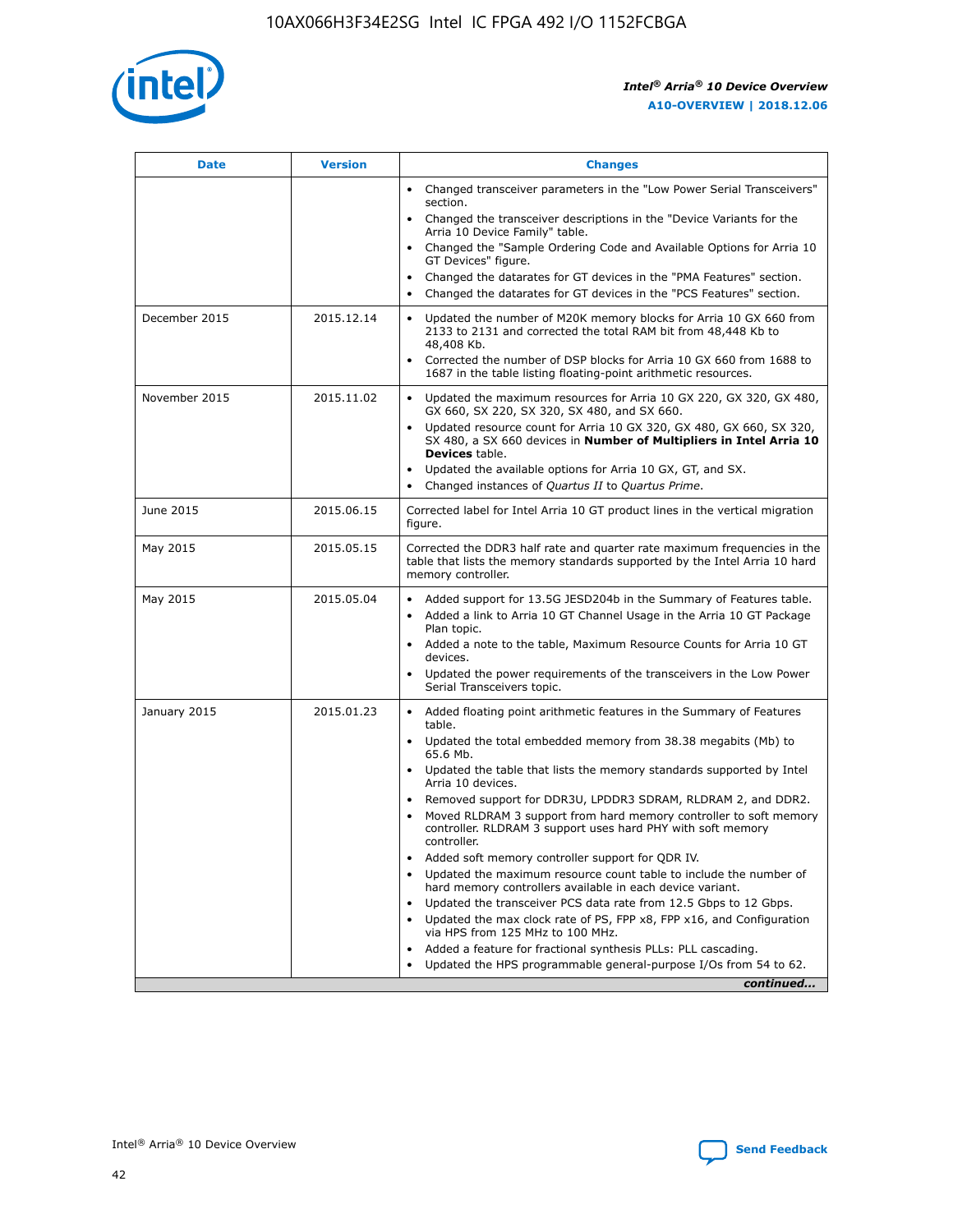| Date | Version | Changes |
| --- | --- | --- |
| | | • Changed transceiver parameters in the "Low Power Serial Transceivers" section.<br>• Changed the transceiver descriptions in the "Device Variants for the Arria 10 Device Family" table.<br>• Changed the "Sample Ordering Code and Available Options for Arria 10 GT Devices" figure.<br>• Changed the datarates for GT devices in the "PMA Features" section.<br>• Changed the datarates for GT devices in the "PCS Features" section. |
| December 2015 | 2015.12.14 | • Updated the number of M20K memory blocks for Arria 10 GX 660 from 2133 to 2131 and corrected the total RAM bit from 48,448 Kb to 48,408 Kb.<br>• Corrected the number of DSP blocks for Arria 10 GX 660 from 1688 to 1687 in the table listing floating-point arithmetic resources. |
| November 2015 | 2015.11.02 | • Updated the maximum resources for Arria 10 GX 220, GX 320, GX 480, GX 660, SX 220, SX 320, SX 480, and SX 660.<br>• Updated resource count for Arria 10 GX 320, GX 480, GX 660, SX 320, SX 480, a SX 660 devices in **Number of Multipliers in Intel Arria 10 Devices** table.<br>• Updated the available options for Arria 10 GX, GT, and SX.<br>• Changed instances of *Quartus II* to *Quartus Prime*. |
| June 2015 | 2015.06.15 | Corrected label for Intel Arria 10 GT product lines in the vertical migration figure. |
| May 2015 | 2015.05.15 | Corrected the DDR3 half rate and quarter rate maximum frequencies in the table that lists the memory standards supported by the Intel Arria 10 hard memory controller. |
| May 2015 | 2015.05.04 | • Added support for 13.5G JESD204b in the Summary of Features table.<br>• Added a link to Arria 10 GT Channel Usage in the Arria 10 GT Package Plan topic.<br>• Added a note to the table, Maximum Resource Counts for Arria 10 GT devices.<br>• Updated the power requirements of the transceivers in the Low Power Serial Transceivers topic. |
| January 2015 | 2015.01.23 | • Added floating point arithmetic features in the Summary of Features table.<br>• Updated the total embedded memory from 38.38 megabits (Mb) to 65.6 Mb.<br>• Updated the table that lists the memory standards supported by Intel Arria 10 devices.<br>• Removed support for DDR3U, LPDDR3 SDRAM, RLDRAM 2, and DDR2.<br>• Moved RLDRAM 3 support from hard memory controller to soft memory controller. RLDRAM 3 support uses hard PHY with soft memory controller.<br>• Added soft memory controller support for QDR IV.<br>• Updated the maximum resource count table to include the number of hard memory controllers available in each device variant.<br>• Updated the transceiver PCS data rate from 12.5 Gbps to 12 Gbps.<br>• Updated the max clock rate of PS, FPP x8, FPP x16, and Configuration via HPS from 125 MHz to 100 MHz.<br>• Added a feature for fractional synthesis PLLs: PLL cascading.<br>• Updated the HPS programmable general-purpose I/Os from 54 to 62. |

*continued...*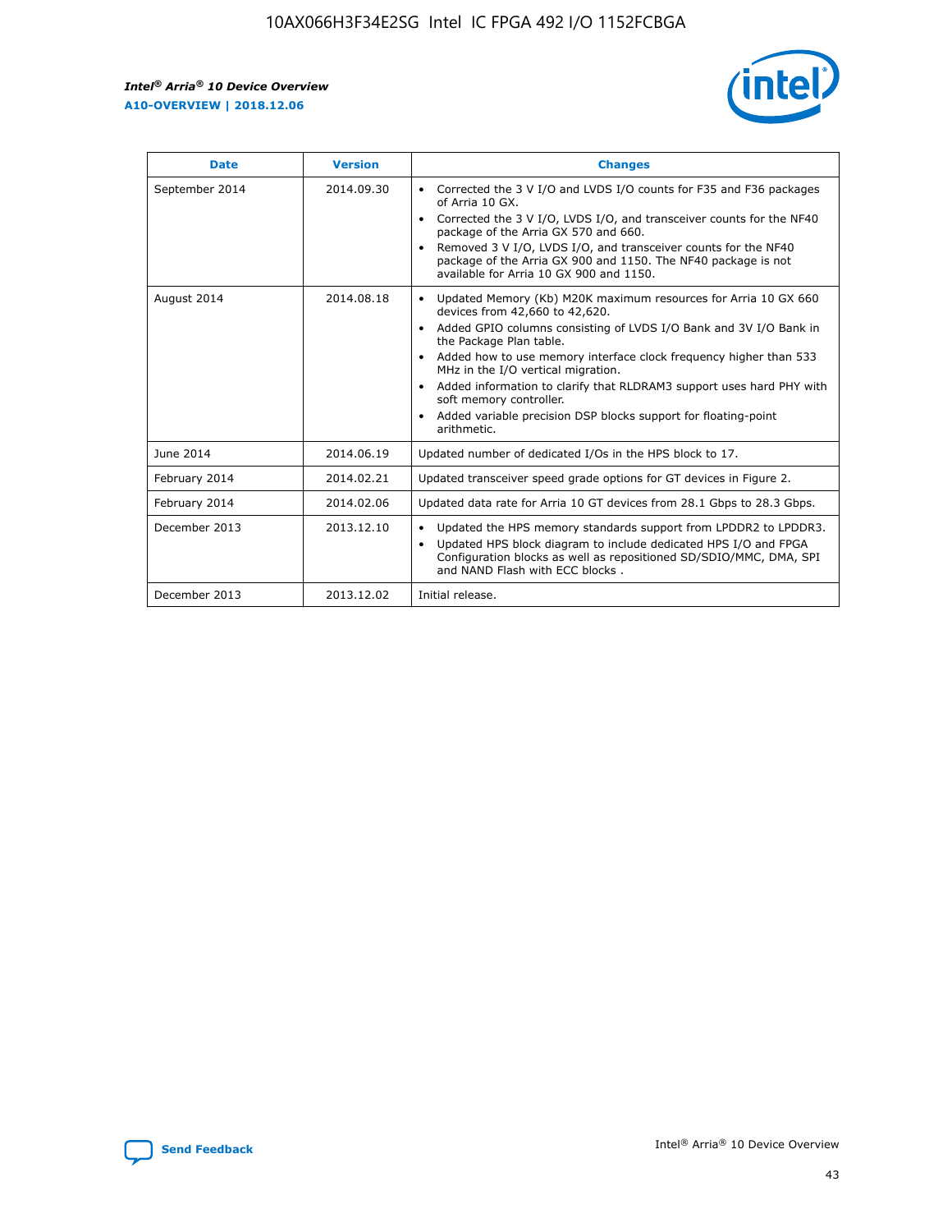| Date | Version | Changes |
| --- | --- | --- |
| September 2014 | 2014.09.30 | • Corrected the 3 V I/O and LVDS I/O counts for F35 and F36 packages of Arria 10 GX.<br>• Corrected the 3 V I/O, LVDS I/O, and transceiver counts for the NF40 package of the Arria GX 570 and 660.<br>• Removed 3 V I/O, LVDS I/O, and transceiver counts for the NF40 package of the Arria GX 900 and 1150. The NF40 package is not available for Arria 10 GX 900 and 1150. |
| August 2014 | 2014.08.18 | • Updated Memory (Kb) M20K maximum resources for Arria 10 GX 660 devices from 42,660 to 42,620.<br>• Added GPIO columns consisting of LVDS I/O Bank and 3V I/O Bank in the Package Plan table.<br>• Added how to use memory interface clock frequency higher than 533 MHz in the I/O vertical migration.<br>• Added information to clarify that RLDRAM3 support uses hard PHY with soft memory controller.<br>• Added variable precision DSP blocks support for floating-point arithmetic. |
| June 2014 | 2014.06.19 | Updated number of dedicated I/Os in the HPS block to 17. |
| February 2014 | 2014.02.21 | Updated transceiver speed grade options for GT devices in Figure 2. |
| February 2014 | 2014.02.06 | Updated data rate for Arria 10 GT devices from 28.1 Gbps to 28.3 Gbps. |
| December 2013 | 2013.12.10 | • Updated the HPS memory standards support from LPDDR2 to LPDDR3.<br>• Updated HPS block diagram to include dedicated HPS I/O and FPGA Configuration blocks as well as repositioned SD/SDIO/MMC, DMA, SPI and NAND Flash with ECC blocks . |
| December 2013 | 2013.12.02 | Initial release. |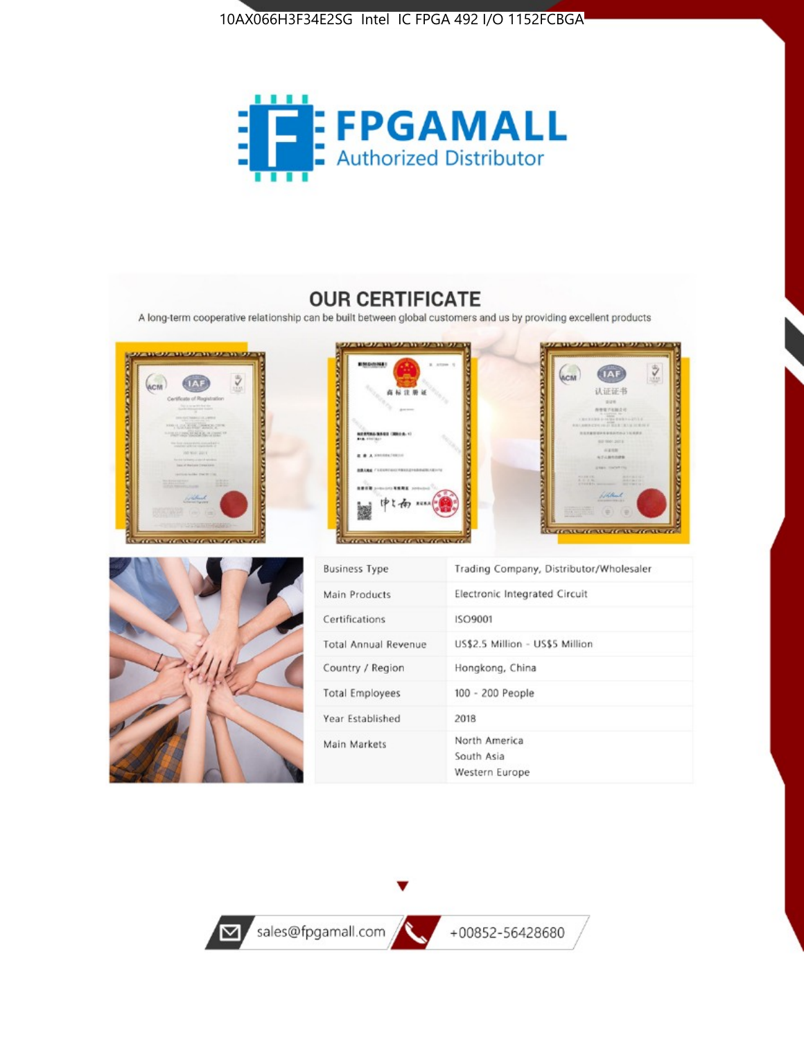FPGAMALL
Authorized Distributor

## OUR CERTIFICATE

A long-term cooperative relationship can be built between global customers and us by providing excellent products

| | |
|---|---|
| Business Type | Trading Company, Distributor/Wholesaler |
| Main Products | Electronic Integrated Circuit |
| Certifications | ISO9001 |
| Total Annual Revenue | US$2.5 Million - US$5 Million |
| Country / Region | Hongkong, China |
| Total Employees | 100 - 200 People |
| Year Established | 2018 |
| Main Markets | North America<br>South Asia<br>Western Europe |

sales@fpgamall.com

+00852-56428680